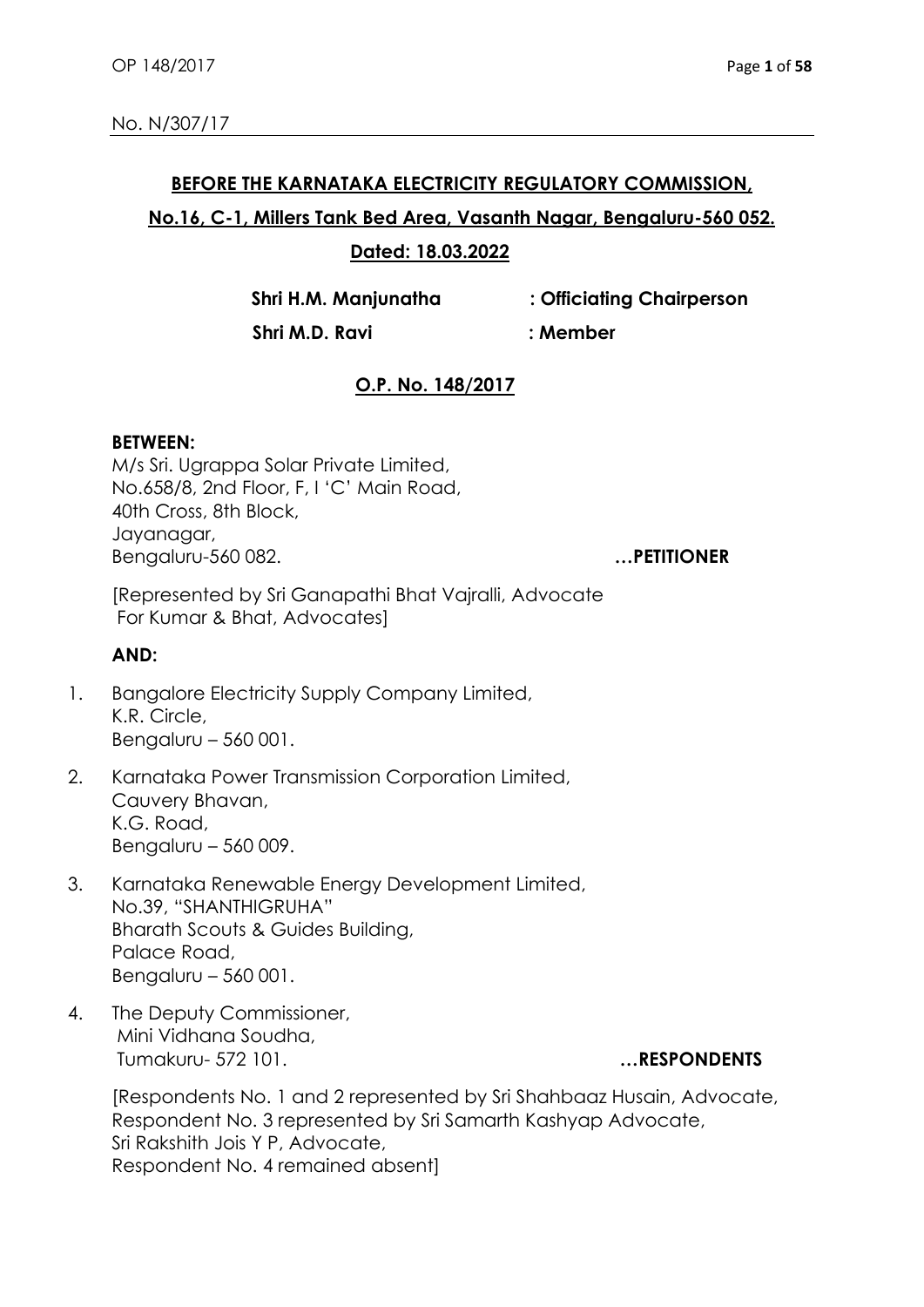No. N/307/17

**BEFORE THE KARNATAKA ELECTRICITY REGULATORY COMMISSION,**

**No.16, C-1, Millers Tank Bed Area, Vasanth Nagar, Bengaluru-560 052.**

**Dated: 18.03.2022**

**Shri H.M. Manjunatha : Officiating Chairperson**

**Shri M.D. Ravi : Member**

**O.P. No. 148/2017**

**BETWEEN:**

M/s Sri. Ugrappa Solar Private Limited,
No.658/8, 2nd Floor, F, I 'C' Main Road,
40th Cross, 8th Block,
Jayanagar,
Bengaluru-560 082. **…PETITIONER**

[Represented by Sri Ganapathi Bhat Vajralli, Advocate
For Kumar & Bhat, Advocates]

**AND:**

1. Bangalore Electricity Supply Company Limited,
K.R. Circle,
Bengaluru – 560 001.

2. Karnataka Power Transmission Corporation Limited,
Cauvery Bhavan,
K.G. Road,
Bengaluru – 560 009.

3. Karnataka Renewable Energy Development Limited,
No.39, "SHANTHIGRUHA"
Bharath Scouts & Guides Building,
Palace Road,
Bengaluru – 560 001.

4. The Deputy Commissioner,
Mini Vidhana Soudha,
Tumakuru- 572 101. **…RESPONDENTS**

[Respondents No. 1 and 2 represented by Sri Shahbaaz Husain, Advocate,
Respondent No. 3 represented by Sri Samarth Kashyap Advocate,
Sri Rakshith Jois Y P, Advocate,
Respondent No. 4 remained absent]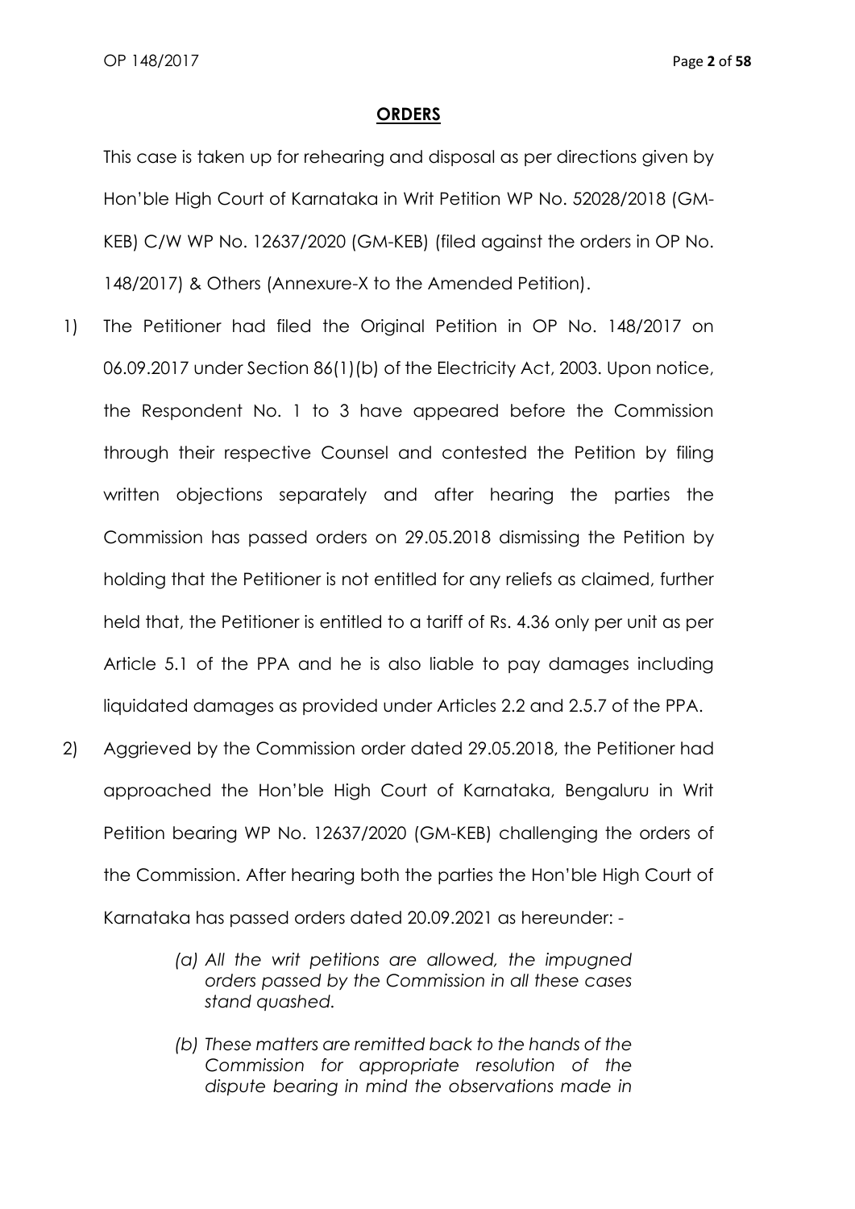**ORDERS**

This case is taken up for rehearing and disposal as per directions given by Hon'ble High Court of Karnataka in Writ Petition WP No. 52028/2018 (GM-KEB) C/W WP No. 12637/2020 (GM-KEB) (filed against the orders in OP No. 148/2017) & Others (Annexure-X to the Amended Petition).

1) The Petitioner had filed the Original Petition in OP No. 148/2017 on 06.09.2017 under Section 86(1)(b) of the Electricity Act, 2003. Upon notice, the Respondent No. 1 to 3 have appeared before the Commission through their respective Counsel and contested the Petition by filing written objections separately and after hearing the parties the Commission has passed orders on 29.05.2018 dismissing the Petition by holding that the Petitioner is not entitled for any reliefs as claimed, further held that, the Petitioner is entitled to a tariff of Rs. 4.36 only per unit as per Article 5.1 of the PPA and he is also liable to pay damages including liquidated damages as provided under Articles 2.2 and 2.5.7 of the PPA.

2) Aggrieved by the Commission order dated 29.05.2018, the Petitioner had approached the Hon'ble High Court of Karnataka, Bengaluru in Writ Petition bearing WP No. 12637/2020 (GM-KEB) challenging the orders of the Commission. After hearing both the parties the Hon'ble High Court of Karnataka has passed orders dated 20.09.2021 as hereunder: -

   *(a) All the writ petitions are allowed, the impugned orders passed by the Commission in all these cases stand quashed.*

   *(b) These matters are remitted back to the hands of the Commission for appropriate resolution of the dispute bearing in mind the observations made in*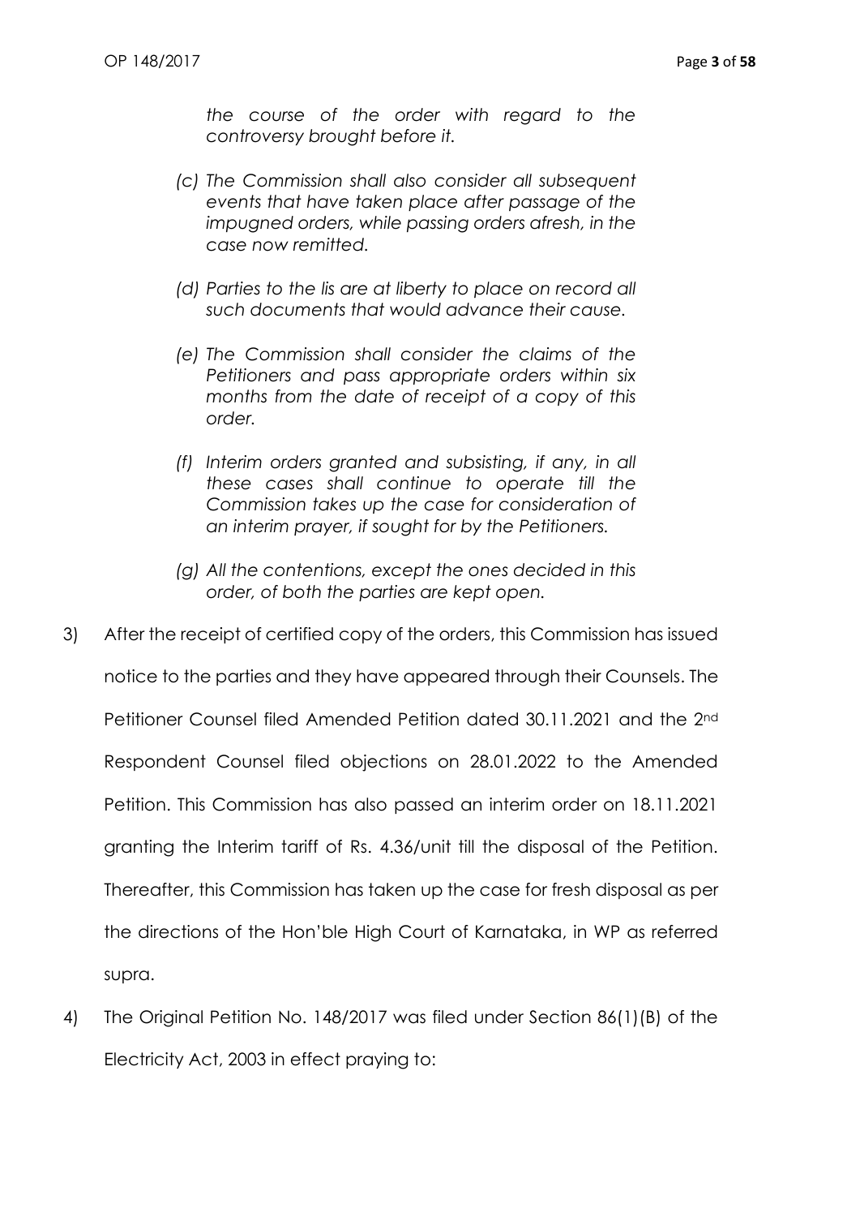*the course of the order with regard to the controversy brought before it.*

*(c) The Commission shall also consider all subsequent events that have taken place after passage of the impugned orders, while passing orders afresh, in the case now remitted.*

*(d) Parties to the lis are at liberty to place on record all such documents that would advance their cause.*

*(e) The Commission shall consider the claims of the Petitioners and pass appropriate orders within six months from the date of receipt of a copy of this order.*

*(f) Interim orders granted and subsisting, if any, in all these cases shall continue to operate till the Commission takes up the case for consideration of an interim prayer, if sought for by the Petitioners.*

*(g) All the contentions, except the ones decided in this order, of both the parties are kept open.*

3) After the receipt of certified copy of the orders, this Commission has issued notice to the parties and they have appeared through their Counsels. The Petitioner Counsel filed Amended Petition dated 30.11.2021 and the 2nd Respondent Counsel filed objections on 28.01.2022 to the Amended Petition. This Commission has also passed an interim order on 18.11.2021 granting the Interim tariff of Rs. 4.36/unit till the disposal of the Petition. Thereafter, this Commission has taken up the case for fresh disposal as per the directions of the Hon'ble High Court of Karnataka, in WP as referred supra.

4) The Original Petition No. 148/2017 was filed under Section 86(1)(B) of the Electricity Act, 2003 in effect praying to: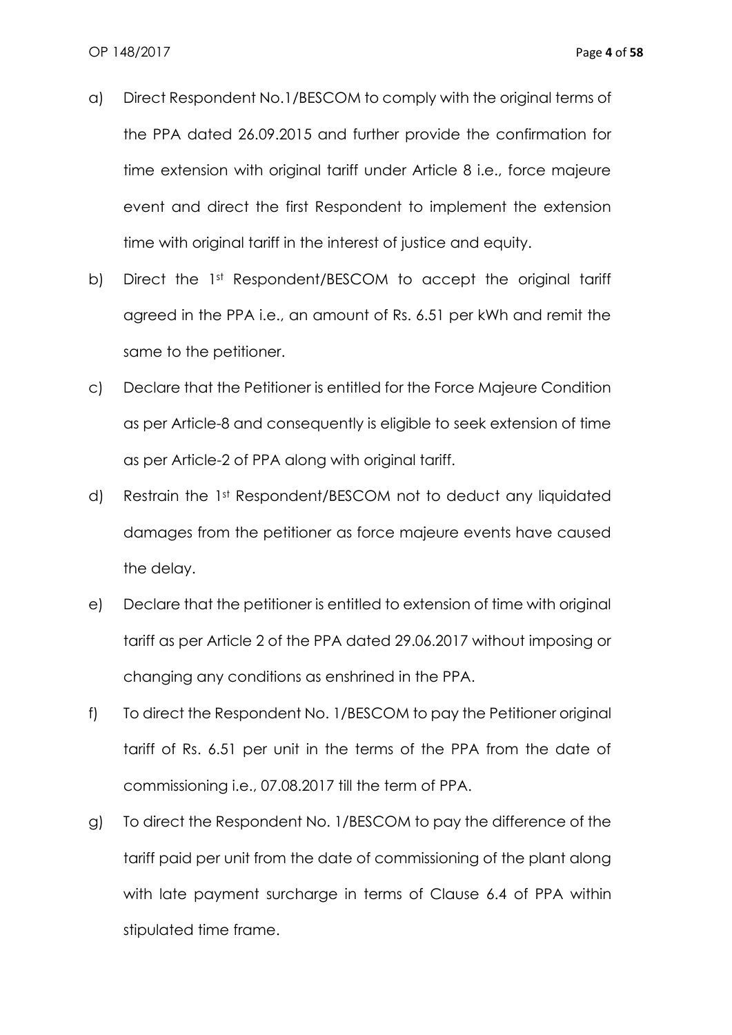a) Direct Respondent No.1/BESCOM to comply with the original terms of the PPA dated 26.09.2015 and further provide the confirmation for time extension with original tariff under Article 8 i.e., force majeure event and direct the first Respondent to implement the extension time with original tariff in the interest of justice and equity.

b) Direct the 1st Respondent/BESCOM to accept the original tariff agreed in the PPA i.e., an amount of Rs. 6.51 per kWh and remit the same to the petitioner.

c) Declare that the Petitioner is entitled for the Force Majeure Condition as per Article-8 and consequently is eligible to seek extension of time as per Article-2 of PPA along with original tariff.

d) Restrain the 1st Respondent/BESCOM not to deduct any liquidated damages from the petitioner as force majeure events have caused the delay.

e) Declare that the petitioner is entitled to extension of time with original tariff as per Article 2 of the PPA dated 29.06.2017 without imposing or changing any conditions as enshrined in the PPA.

f) To direct the Respondent No. 1/BESCOM to pay the Petitioner original tariff of Rs. 6.51 per unit in the terms of the PPA from the date of commissioning i.e., 07.08.2017 till the term of PPA.

g) To direct the Respondent No. 1/BESCOM to pay the difference of the tariff paid per unit from the date of commissioning of the plant along with late payment surcharge in terms of Clause 6.4 of PPA within stipulated time frame.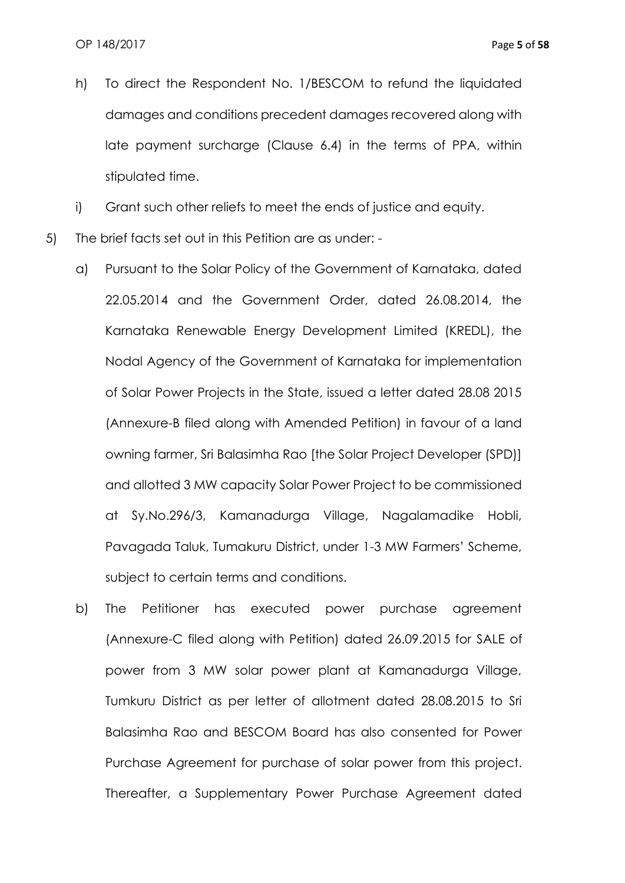- h) To direct the Respondent No. 1/BESCOM to refund the liquidated damages and conditions precedent damages recovered along with late payment surcharge (Clause 6.4) in the terms of PPA, within stipulated time.
- i) Grant such other reliefs to meet the ends of justice and equity.

5) The brief facts set out in this Petition are as under: -

   a) Pursuant to the Solar Policy of the Government of Karnataka, dated 22.05.2014 and the Government Order, dated 26.08.2014, the Karnataka Renewable Energy Development Limited (KREDL), the Nodal Agency of the Government of Karnataka for implementation of Solar Power Projects in the State, issued a letter dated 28.08 2015 (Annexure-B filed along with Amended Petition) in favour of a land owning farmer, Sri Balasimha Rao [the Solar Project Developer (SPD)] and allotted 3 MW capacity Solar Power Project to be commissioned at Sy.No.296/3, Kamanadurga Village, Nagalamadike Hobli, Pavagada Taluk, Tumakuru District, under 1-3 MW Farmers' Scheme, subject to certain terms and conditions.

   b) The Petitioner has executed power purchase agreement (Annexure-C filed along with Petition) dated 26.09.2015 for SALE of power from 3 MW solar power plant at Kamanadurga Village, Tumkuru District as per letter of allotment dated 28.08.2015 to Sri Balasimha Rao and BESCOM Board has also consented for Power Purchase Agreement for purchase of solar power from this project. Thereafter, a Supplementary Power Purchase Agreement dated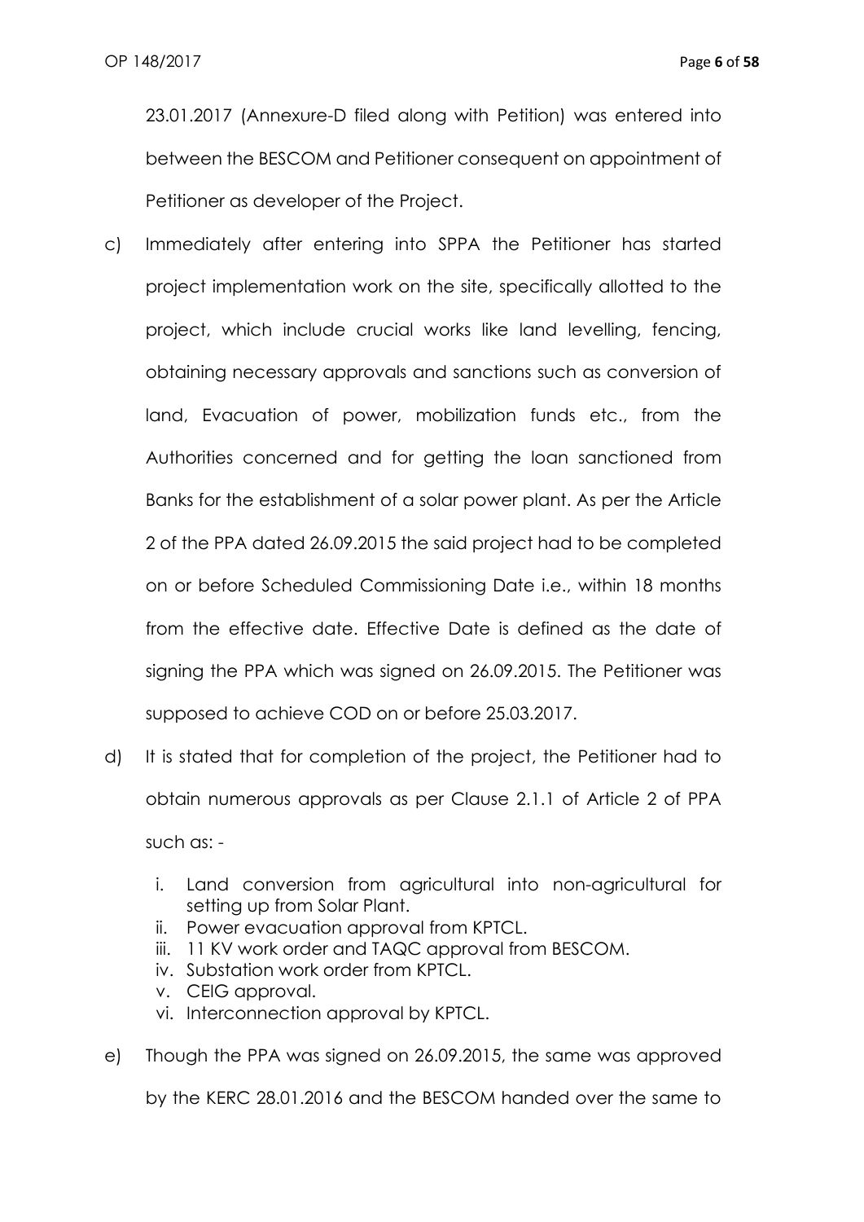23.01.2017 (Annexure-D filed along with Petition) was entered into between the BESCOM and Petitioner consequent on appointment of Petitioner as developer of the Project.

c) Immediately after entering into SPPA the Petitioner has started project implementation work on the site, specifically allotted to the project, which include crucial works like land levelling, fencing, obtaining necessary approvals and sanctions such as conversion of land, Evacuation of power, mobilization funds etc., from the Authorities concerned and for getting the loan sanctioned from Banks for the establishment of a solar power plant. As per the Article 2 of the PPA dated 26.09.2015 the said project had to be completed on or before Scheduled Commissioning Date i.e., within 18 months from the effective date. Effective Date is defined as the date of signing the PPA which was signed on 26.09.2015. The Petitioner was supposed to achieve COD on or before 25.03.2017.

d) It is stated that for completion of the project, the Petitioner had to obtain numerous approvals as per Clause 2.1.1 of Article 2 of PPA such as: -

   i. Land conversion from agricultural into non-agricultural for setting up from Solar Plant.
   ii. Power evacuation approval from KPTCL.
   iii. 11 KV work order and TAQC approval from BESCOM.
   iv. Substation work order from KPTCL.
   v. CEIG approval.
   vi. Interconnection approval by KPTCL.

e) Though the PPA was signed on 26.09.2015, the same was approved by the KERC 28.01.2016 and the BESCOM handed over the same to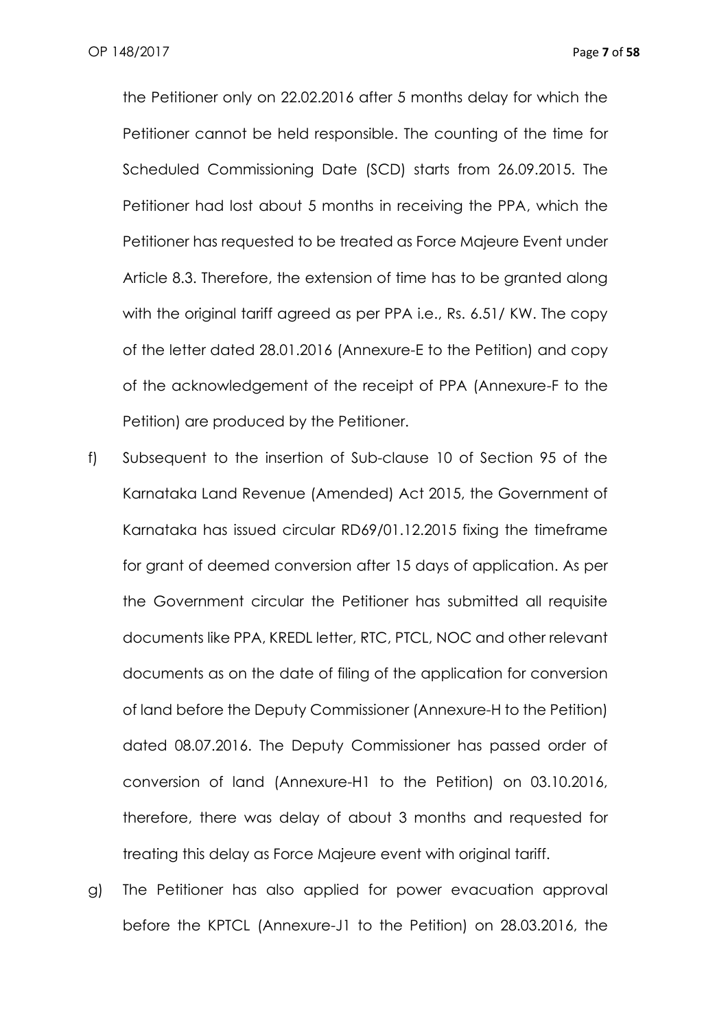the Petitioner only on 22.02.2016 after 5 months delay for which the Petitioner cannot be held responsible. The counting of the time for Scheduled Commissioning Date (SCD) starts from 26.09.2015. The Petitioner had lost about 5 months in receiving the PPA, which the Petitioner has requested to be treated as Force Majeure Event under Article 8.3. Therefore, the extension of time has to be granted along with the original tariff agreed as per PPA i.e., Rs. 6.51/ KW. The copy of the letter dated 28.01.2016 (Annexure-E to the Petition) and copy of the acknowledgement of the receipt of PPA (Annexure-F to the Petition) are produced by the Petitioner.

f) Subsequent to the insertion of Sub-clause 10 of Section 95 of the Karnataka Land Revenue (Amended) Act 2015, the Government of Karnataka has issued circular RD69/01.12.2015 fixing the timeframe for grant of deemed conversion after 15 days of application. As per the Government circular the Petitioner has submitted all requisite documents like PPA, KREDL letter, RTC, PTCL, NOC and other relevant documents as on the date of filing of the application for conversion of land before the Deputy Commissioner (Annexure-H to the Petition) dated 08.07.2016. The Deputy Commissioner has passed order of conversion of land (Annexure-H1 to the Petition) on 03.10.2016, therefore, there was delay of about 3 months and requested for treating this delay as Force Majeure event with original tariff.

g) The Petitioner has also applied for power evacuation approval before the KPTCL (Annexure-J1 to the Petition) on 28.03.2016, the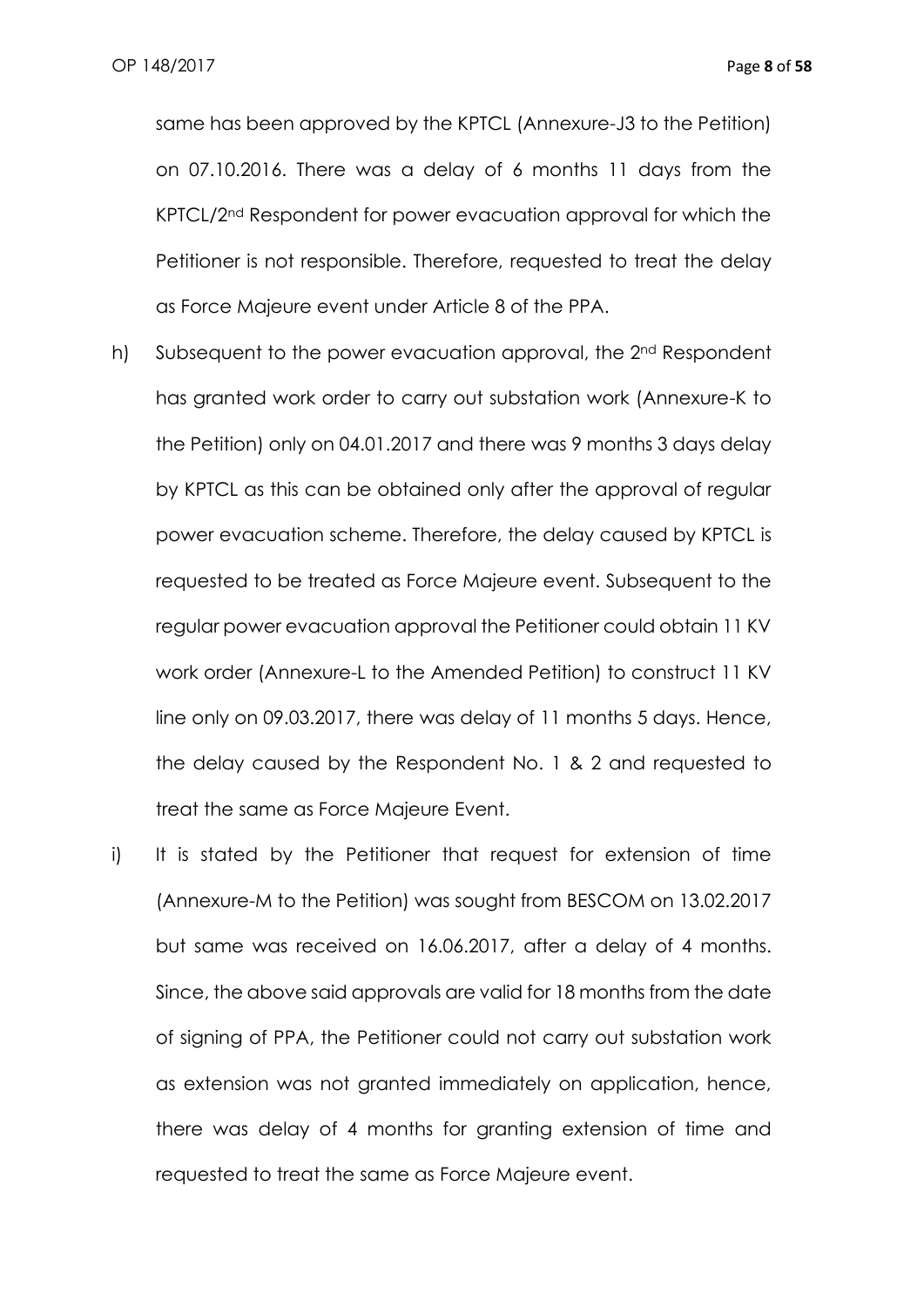same has been approved by the KPTCL (Annexure-J3 to the Petition) on 07.10.2016. There was a delay of 6 months 11 days from the KPTCL/2nd Respondent for power evacuation approval for which the Petitioner is not responsible. Therefore, requested to treat the delay as Force Majeure event under Article 8 of the PPA.

h) Subsequent to the power evacuation approval, the 2nd Respondent has granted work order to carry out substation work (Annexure-K to the Petition) only on 04.01.2017 and there was 9 months 3 days delay by KPTCL as this can be obtained only after the approval of regular power evacuation scheme. Therefore, the delay caused by KPTCL is requested to be treated as Force Majeure event. Subsequent to the regular power evacuation approval the Petitioner could obtain 11 KV work order (Annexure-L to the Amended Petition) to construct 11 KV line only on 09.03.2017, there was delay of 11 months 5 days. Hence, the delay caused by the Respondent No. 1 & 2 and requested to treat the same as Force Majeure Event.

i) It is stated by the Petitioner that request for extension of time (Annexure-M to the Petition) was sought from BESCOM on 13.02.2017 but same was received on 16.06.2017, after a delay of 4 months. Since, the above said approvals are valid for 18 months from the date of signing of PPA, the Petitioner could not carry out substation work as extension was not granted immediately on application, hence, there was delay of 4 months for granting extension of time and requested to treat the same as Force Majeure event.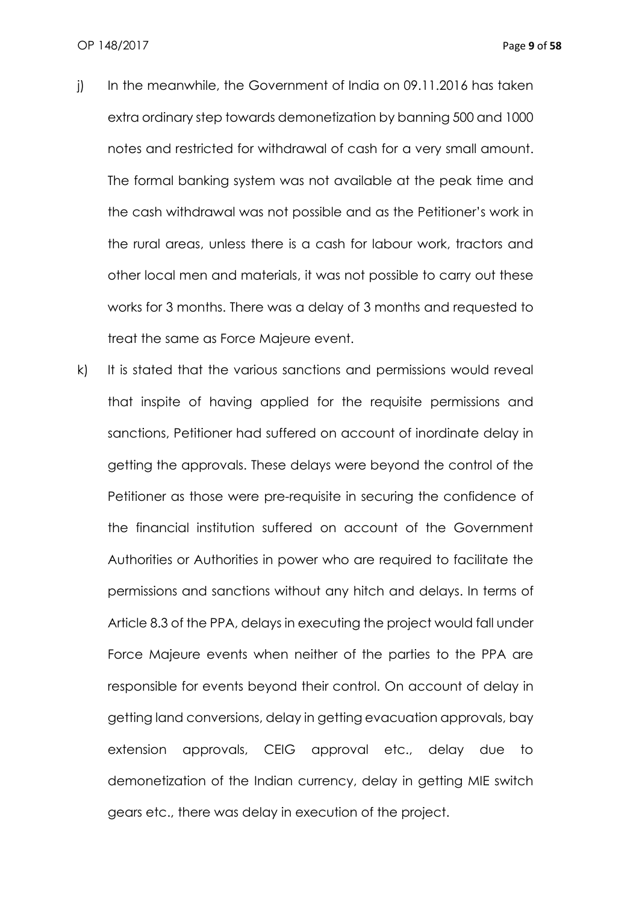j) In the meanwhile, the Government of India on 09.11.2016 has taken extra ordinary step towards demonetization by banning 500 and 1000 notes and restricted for withdrawal of cash for a very small amount. The formal banking system was not available at the peak time and the cash withdrawal was not possible and as the Petitioner's work in the rural areas, unless there is a cash for labour work, tractors and other local men and materials, it was not possible to carry out these works for 3 months. There was a delay of 3 months and requested to treat the same as Force Majeure event.

k) It is stated that the various sanctions and permissions would reveal that inspite of having applied for the requisite permissions and sanctions, Petitioner had suffered on account of inordinate delay in getting the approvals. These delays were beyond the control of the Petitioner as those were pre-requisite in securing the confidence of the financial institution suffered on account of the Government Authorities or Authorities in power who are required to facilitate the permissions and sanctions without any hitch and delays. In terms of Article 8.3 of the PPA, delays in executing the project would fall under Force Majeure events when neither of the parties to the PPA are responsible for events beyond their control. On account of delay in getting land conversions, delay in getting evacuation approvals, bay extension approvals, CEIG approval etc., delay due to demonetization of the Indian currency, delay in getting MIE switch gears etc., there was delay in execution of the project.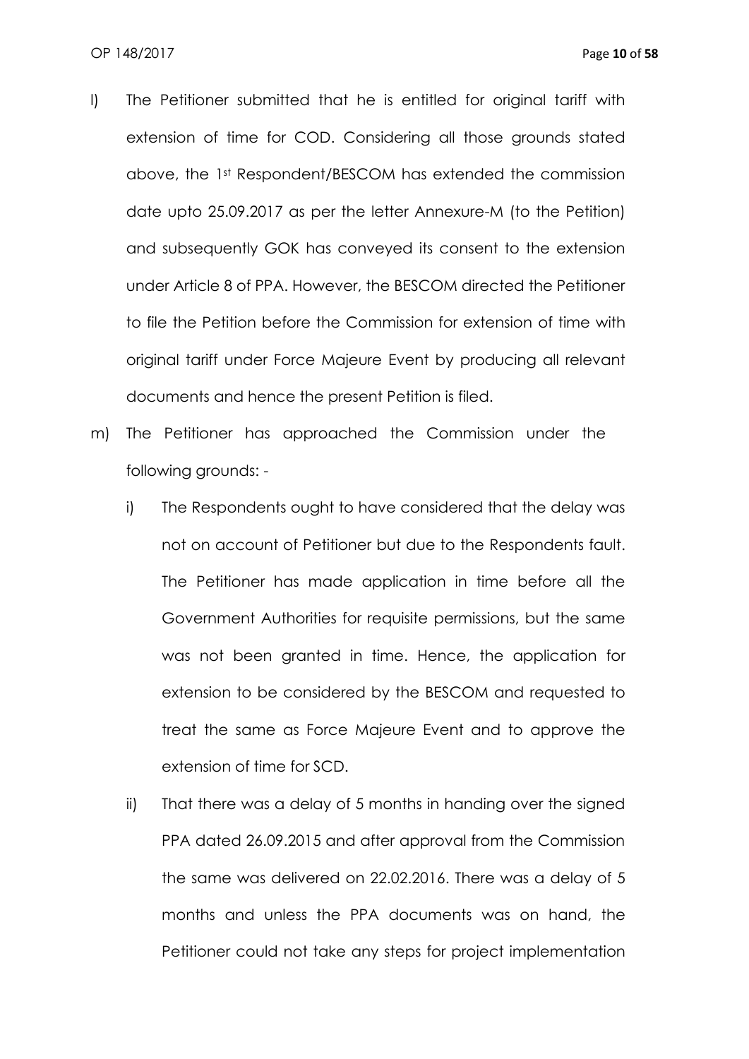l) The Petitioner submitted that he is entitled for original tariff with extension of time for COD. Considering all those grounds stated above, the 1st Respondent/BESCOM has extended the commission date upto 25.09.2017 as per the letter Annexure-M (to the Petition) and subsequently GOK has conveyed its consent to the extension under Article 8 of PPA. However, the BESCOM directed the Petitioner to file the Petition before the Commission for extension of time with original tariff under Force Majeure Event by producing all relevant documents and hence the present Petition is filed.

m) The Petitioner has approached the Commission under the following grounds: -

   i) The Respondents ought to have considered that the delay was not on account of Petitioner but due to the Respondents fault. The Petitioner has made application in time before all the Government Authorities for requisite permissions, but the same was not been granted in time. Hence, the application for extension to be considered by the BESCOM and requested to treat the same as Force Majeure Event and to approve the extension of time for SCD.

   ii) That there was a delay of 5 months in handing over the signed PPA dated 26.09.2015 and after approval from the Commission the same was delivered on 22.02.2016. There was a delay of 5 months and unless the PPA documents was on hand, the Petitioner could not take any steps for project implementation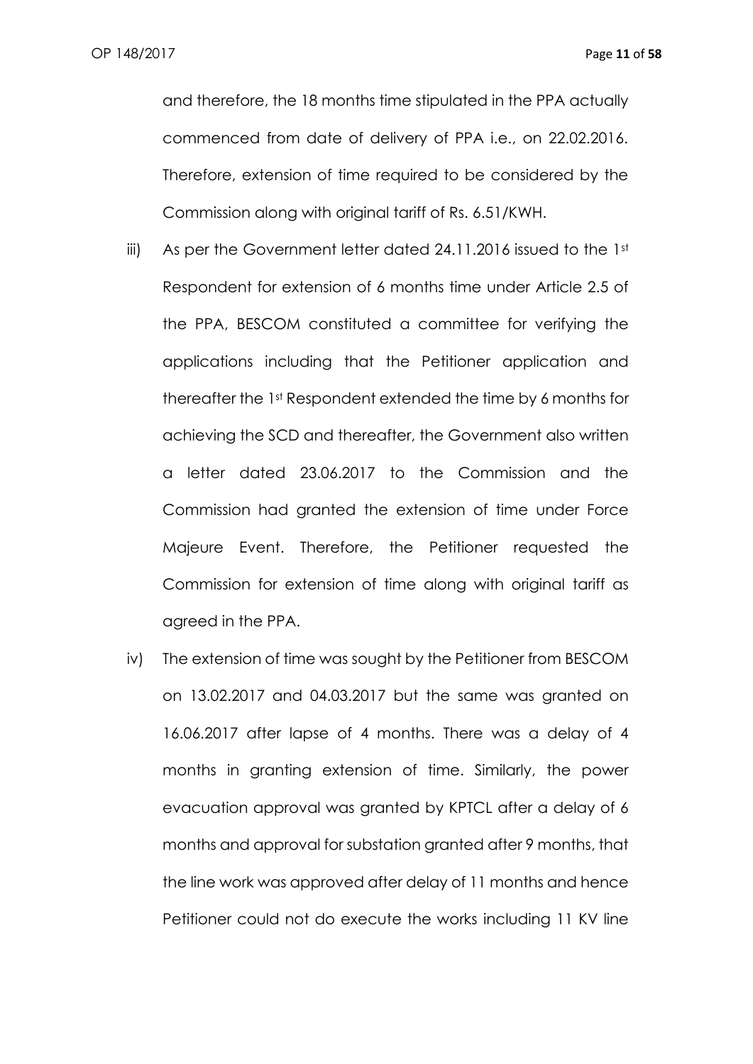and therefore, the 18 months time stipulated in the PPA actually commenced from date of delivery of PPA i.e., on 22.02.2016. Therefore, extension of time required to be considered by the Commission along with original tariff of Rs. 6.51/KWH.

iii) As per the Government letter dated 24.11.2016 issued to the 1st Respondent for extension of 6 months time under Article 2.5 of the PPA, BESCOM constituted a committee for verifying the applications including that the Petitioner application and thereafter the 1st Respondent extended the time by 6 months for achieving the SCD and thereafter, the Government also written a letter dated 23.06.2017 to the Commission and the Commission had granted the extension of time under Force Majeure Event. Therefore, the Petitioner requested the Commission for extension of time along with original tariff as agreed in the PPA.

iv) The extension of time was sought by the Petitioner from BESCOM on 13.02.2017 and 04.03.2017 but the same was granted on 16.06.2017 after lapse of 4 months. There was a delay of 4 months in granting extension of time. Similarly, the power evacuation approval was granted by KPTCL after a delay of 6 months and approval for substation granted after 9 months, that the line work was approved after delay of 11 months and hence Petitioner could not do execute the works including 11 KV line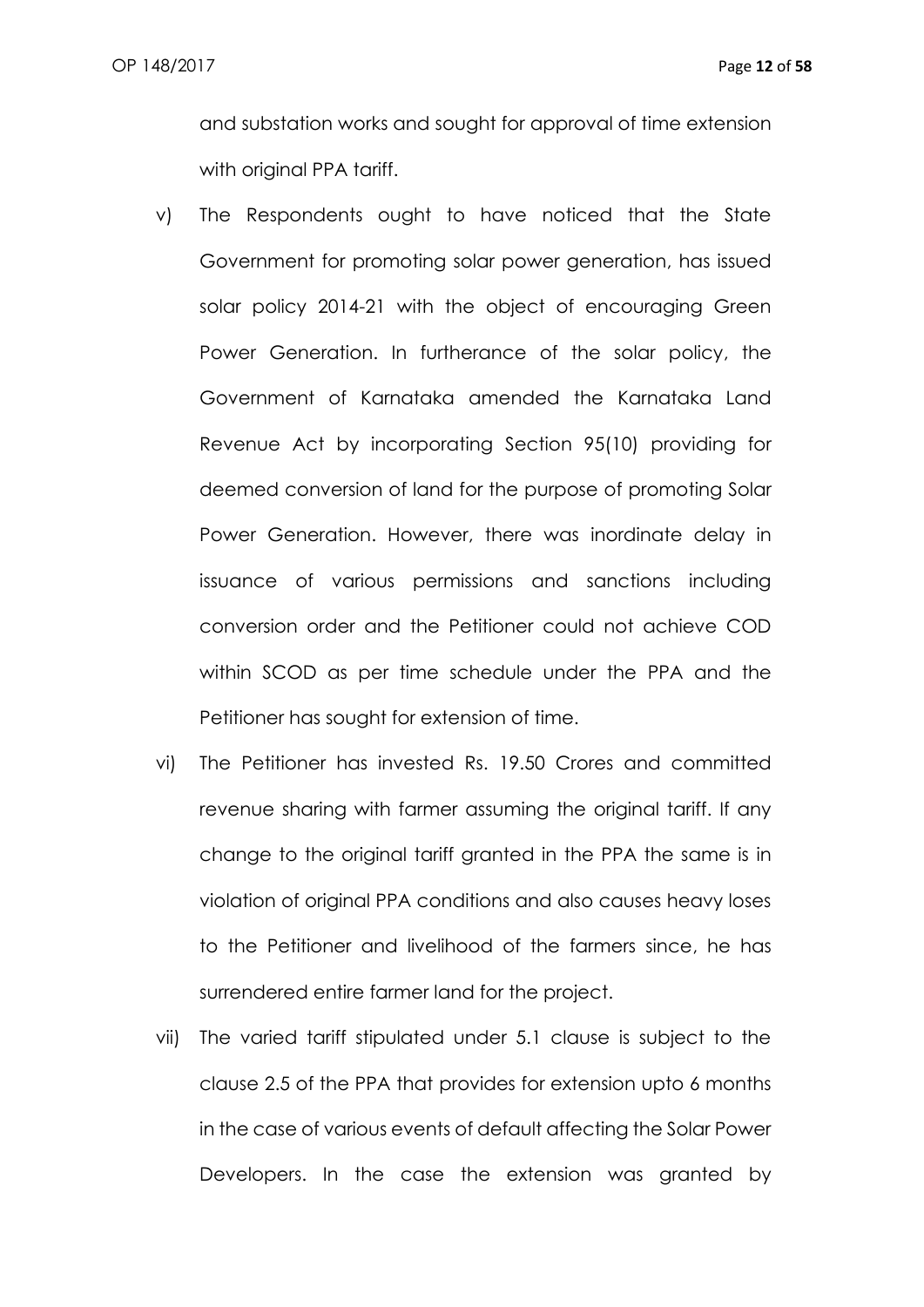and substation works and sought for approval of time extension with original PPA tariff.

v) The Respondents ought to have noticed that the State Government for promoting solar power generation, has issued solar policy 2014-21 with the object of encouraging Green Power Generation. In furtherance of the solar policy, the Government of Karnataka amended the Karnataka Land Revenue Act by incorporating Section 95(10) providing for deemed conversion of land for the purpose of promoting Solar Power Generation. However, there was inordinate delay in issuance of various permissions and sanctions including conversion order and the Petitioner could not achieve COD within SCOD as per time schedule under the PPA and the Petitioner has sought for extension of time.

vi) The Petitioner has invested Rs. 19.50 Crores and committed revenue sharing with farmer assuming the original tariff. If any change to the original tariff granted in the PPA the same is in violation of original PPA conditions and also causes heavy loses to the Petitioner and livelihood of the farmers since, he has surrendered entire farmer land for the project.

vii) The varied tariff stipulated under 5.1 clause is subject to the clause 2.5 of the PPA that provides for extension upto 6 months in the case of various events of default affecting the Solar Power Developers. In the case the extension was granted by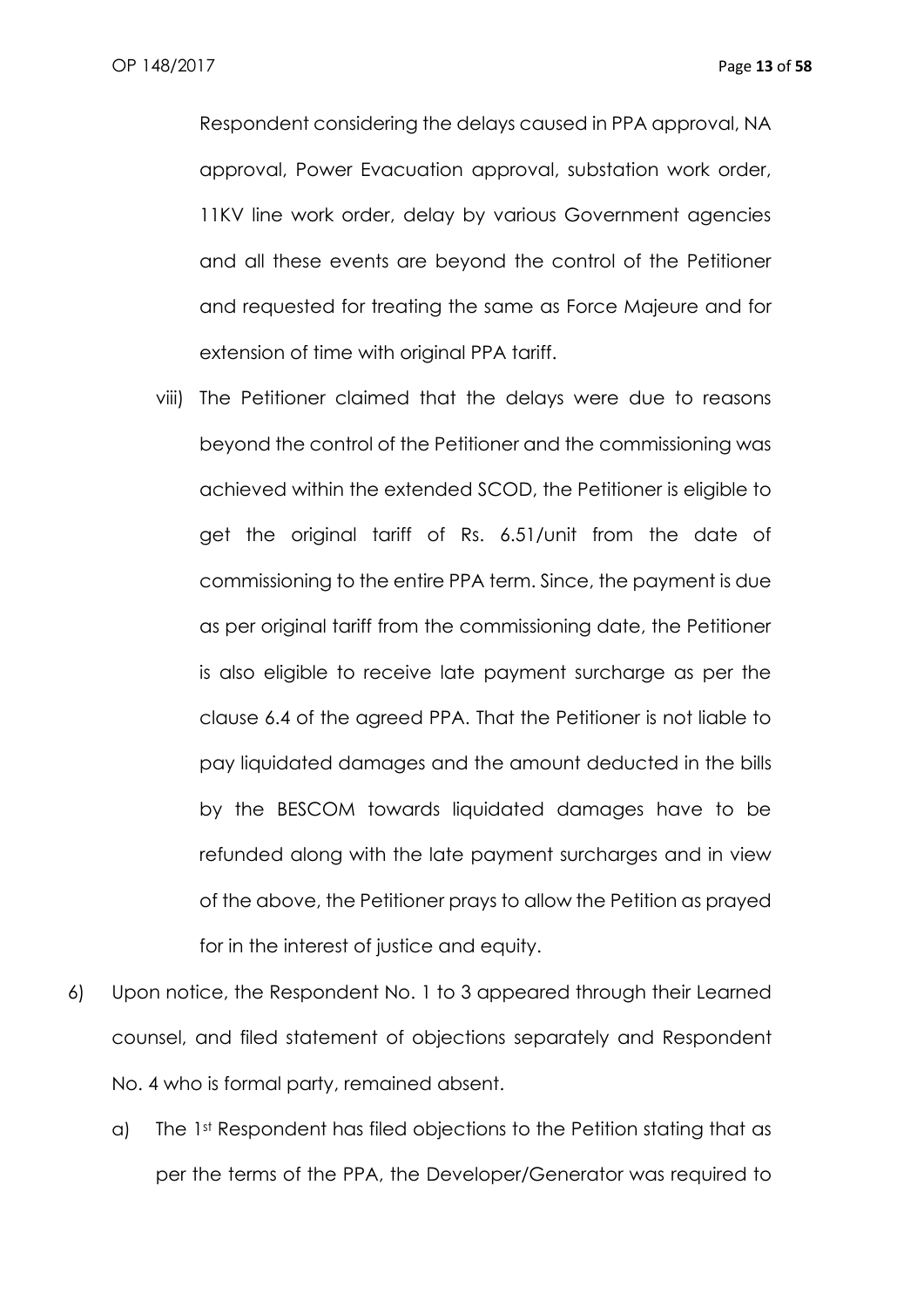Respondent considering the delays caused in PPA approval, NA approval, Power Evacuation approval, substation work order, 11KV line work order, delay by various Government agencies and all these events are beyond the control of the Petitioner and requested for treating the same as Force Majeure and for extension of time with original PPA tariff.

viii) The Petitioner claimed that the delays were due to reasons beyond the control of the Petitioner and the commissioning was achieved within the extended SCOD, the Petitioner is eligible to get the original tariff of Rs. 6.51/unit from the date of commissioning to the entire PPA term. Since, the payment is due as per original tariff from the commissioning date, the Petitioner is also eligible to receive late payment surcharge as per the clause 6.4 of the agreed PPA. That the Petitioner is not liable to pay liquidated damages and the amount deducted in the bills by the BESCOM towards liquidated damages have to be refunded along with the late payment surcharges and in view of the above, the Petitioner prays to allow the Petition as prayed for in the interest of justice and equity.

6) Upon notice, the Respondent No. 1 to 3 appeared through their Learned counsel, and filed statement of objections separately and Respondent No. 4 who is formal party, remained absent.

a) The 1st Respondent has filed objections to the Petition stating that as per the terms of the PPA, the Developer/Generator was required to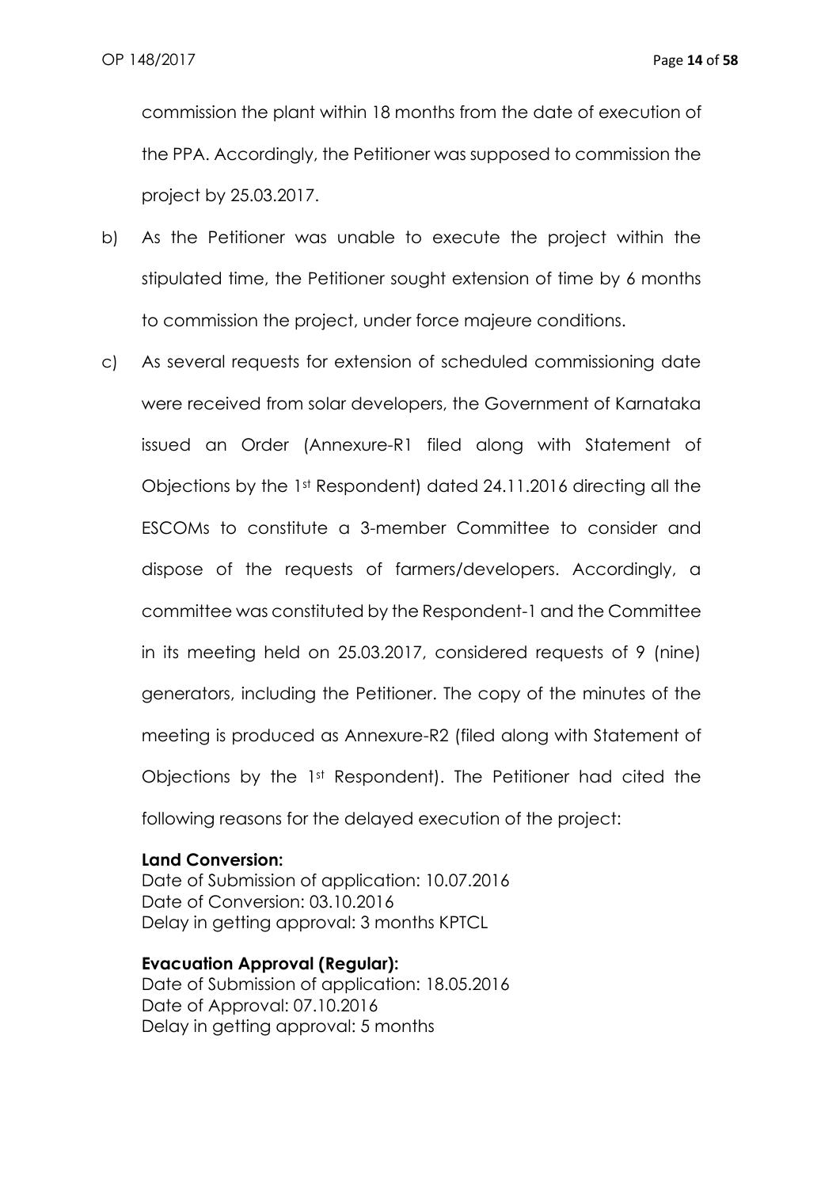commission the plant within 18 months from the date of execution of the PPA. Accordingly, the Petitioner was supposed to commission the project by 25.03.2017.

b) As the Petitioner was unable to execute the project within the stipulated time, the Petitioner sought extension of time by 6 months to commission the project, under force majeure conditions.

c) As several requests for extension of scheduled commissioning date were received from solar developers, the Government of Karnataka issued an Order (Annexure-R1 filed along with Statement of Objections by the 1st Respondent) dated 24.11.2016 directing all the ESCOMs to constitute a 3-member Committee to consider and dispose of the requests of farmers/developers. Accordingly, a committee was constituted by the Respondent-1 and the Committee in its meeting held on 25.03.2017, considered requests of 9 (nine) generators, including the Petitioner. The copy of the minutes of the meeting is produced as Annexure-R2 (filed along with Statement of Objections by the 1st Respondent). The Petitioner had cited the following reasons for the delayed execution of the project:

**Land Conversion:**
Date of Submission of application: 10.07.2016
Date of Conversion: 03.10.2016
Delay in getting approval: 3 months KPTCL

**Evacuation Approval (Regular):**
Date of Submission of application: 18.05.2016
Date of Approval: 07.10.2016
Delay in getting approval: 5 months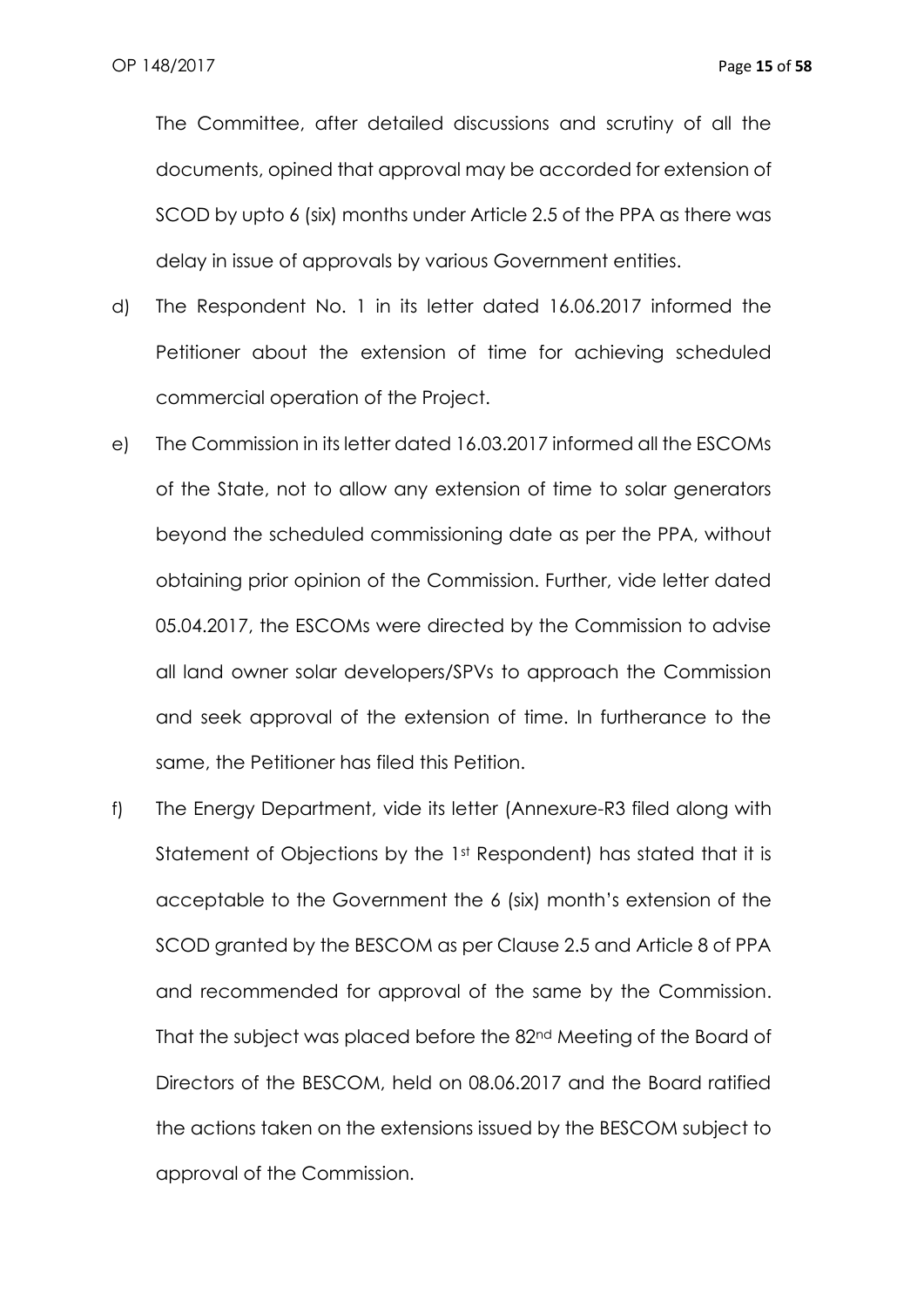The Committee, after detailed discussions and scrutiny of all the documents, opined that approval may be accorded for extension of SCOD by upto 6 (six) months under Article 2.5 of the PPA as there was delay in issue of approvals by various Government entities.

d) The Respondent No. 1 in its letter dated 16.06.2017 informed the Petitioner about the extension of time for achieving scheduled commercial operation of the Project.

e) The Commission in its letter dated 16.03.2017 informed all the ESCOMs of the State, not to allow any extension of time to solar generators beyond the scheduled commissioning date as per the PPA, without obtaining prior opinion of the Commission. Further, vide letter dated 05.04.2017, the ESCOMs were directed by the Commission to advise all land owner solar developers/SPVs to approach the Commission and seek approval of the extension of time. In furtherance to the same, the Petitioner has filed this Petition.

f) The Energy Department, vide its letter (Annexure-R3 filed along with Statement of Objections by the 1st Respondent) has stated that it is acceptable to the Government the 6 (six) month's extension of the SCOD granted by the BESCOM as per Clause 2.5 and Article 8 of PPA and recommended for approval of the same by the Commission. That the subject was placed before the 82nd Meeting of the Board of Directors of the BESCOM, held on 08.06.2017 and the Board ratified the actions taken on the extensions issued by the BESCOM subject to approval of the Commission.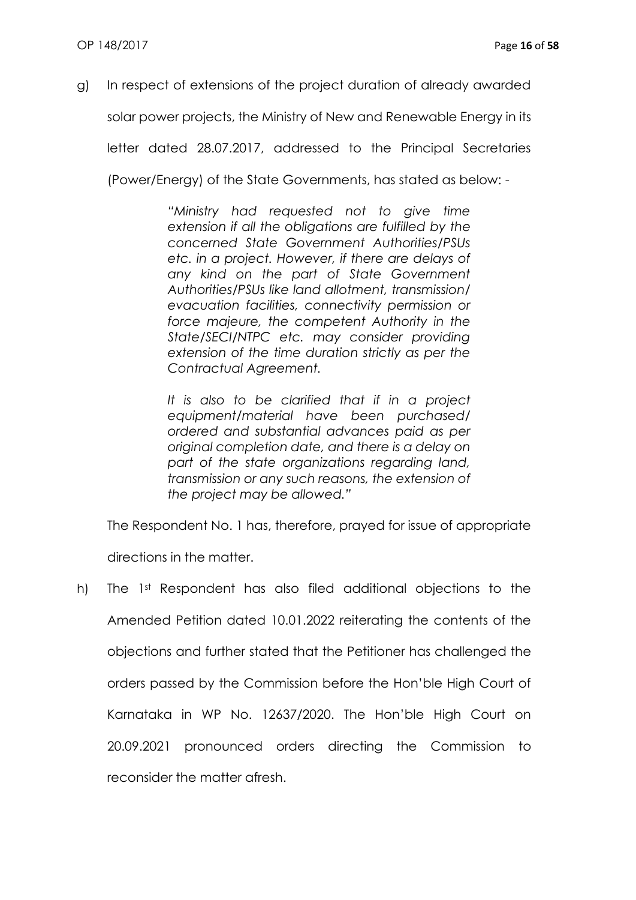g) In respect of extensions of the project duration of already awarded solar power projects, the Ministry of New and Renewable Energy in its letter dated 28.07.2017, addressed to the Principal Secretaries (Power/Energy) of the State Governments, has stated as below: -

> *"Ministry had requested not to give time extension if all the obligations are fulfilled by the concerned State Government Authorities/PSUs etc. in a project. However, if there are delays of any kind on the part of State Government Authorities/PSUs like land allotment, transmission/ evacuation facilities, connectivity permission or force majeure, the competent Authority in the State/SECI/NTPC etc. may consider providing extension of the time duration strictly as per the Contractual Agreement.*
>
> *It is also to be clarified that if in a project equipment/material have been purchased/ ordered and substantial advances paid as per original completion date, and there is a delay on part of the state organizations regarding land, transmission or any such reasons, the extension of the project may be allowed."*

The Respondent No. 1 has, therefore, prayed for issue of appropriate directions in the matter.

h) The 1st Respondent has also filed additional objections to the Amended Petition dated 10.01.2022 reiterating the contents of the objections and further stated that the Petitioner has challenged the orders passed by the Commission before the Hon'ble High Court of Karnataka in WP No. 12637/2020. The Hon'ble High Court on 20.09.2021 pronounced orders directing the Commission to reconsider the matter afresh.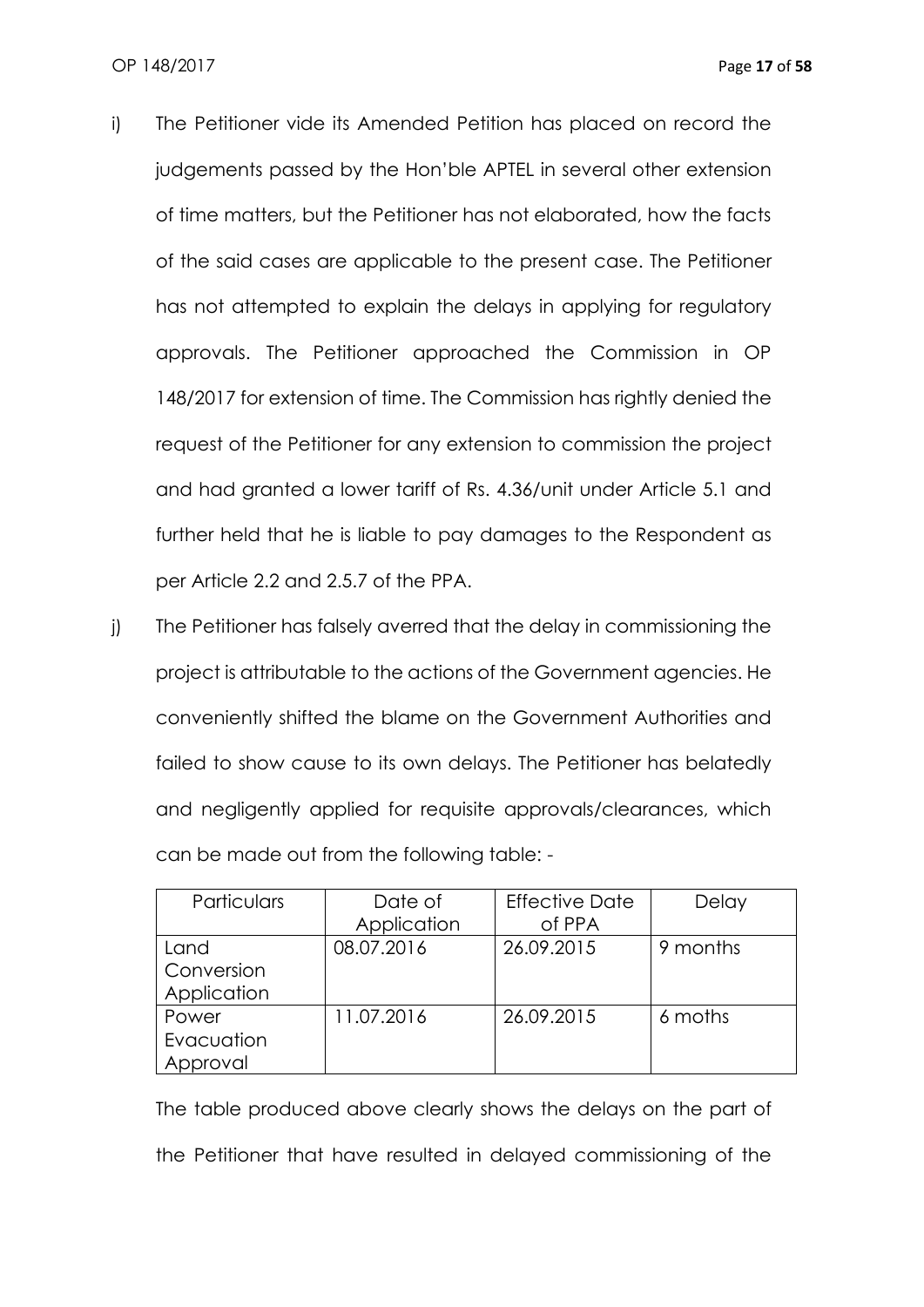i) The Petitioner vide its Amended Petition has placed on record the judgements passed by the Hon'ble APTEL in several other extension of time matters, but the Petitioner has not elaborated, how the facts of the said cases are applicable to the present case. The Petitioner has not attempted to explain the delays in applying for regulatory approvals. The Petitioner approached the Commission in OP 148/2017 for extension of time. The Commission has rightly denied the request of the Petitioner for any extension to commission the project and had granted a lower tariff of Rs. 4.36/unit under Article 5.1 and further held that he is liable to pay damages to the Respondent as per Article 2.2 and 2.5.7 of the PPA.

j) The Petitioner has falsely averred that the delay in commissioning the project is attributable to the actions of the Government agencies. He conveniently shifted the blame on the Government Authorities and failed to show cause to its own delays. The Petitioner has belatedly and negligently applied for requisite approvals/clearances, which can be made out from the following table: -

| Particulars | Date of Application | Effective Date of PPA | Delay |
|---|---|---|---|
| Land Conversion Application | 08.07.2016 | 26.09.2015 | 9 months |
| Power Evacuation Approval | 11.07.2016 | 26.09.2015 | 6 moths |

The table produced above clearly shows the delays on the part of the Petitioner that have resulted in delayed commissioning of the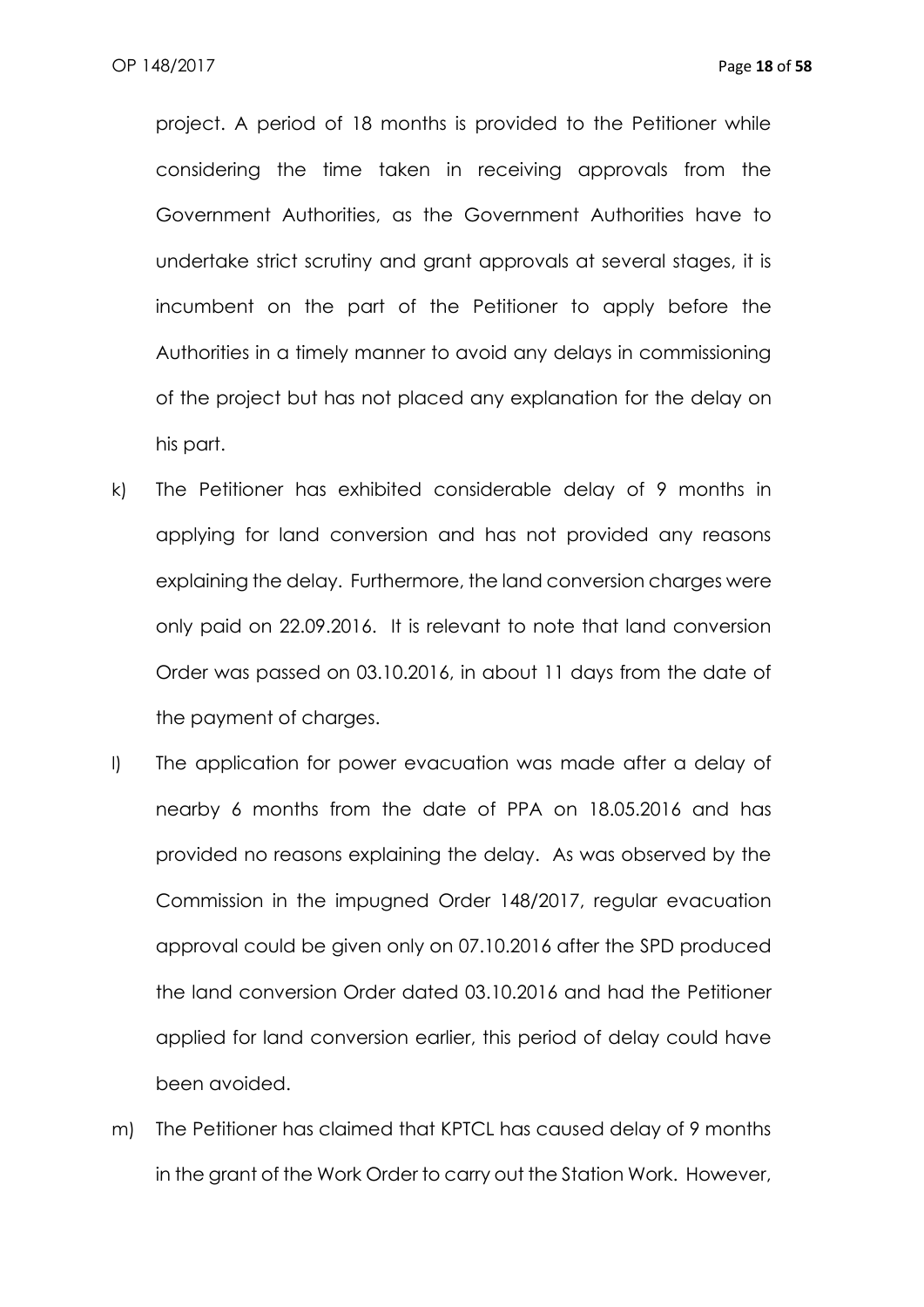project. A period of 18 months is provided to the Petitioner while considering the time taken in receiving approvals from the Government Authorities, as the Government Authorities have to undertake strict scrutiny and grant approvals at several stages, it is incumbent on the part of the Petitioner to apply before the Authorities in a timely manner to avoid any delays in commissioning of the project but has not placed any explanation for the delay on his part.

k) The Petitioner has exhibited considerable delay of 9 months in applying for land conversion and has not provided any reasons explaining the delay. Furthermore, the land conversion charges were only paid on 22.09.2016. It is relevant to note that land conversion Order was passed on 03.10.2016, in about 11 days from the date of the payment of charges.

l) The application for power evacuation was made after a delay of nearby 6 months from the date of PPA on 18.05.2016 and has provided no reasons explaining the delay. As was observed by the Commission in the impugned Order 148/2017, regular evacuation approval could be given only on 07.10.2016 after the SPD produced the land conversion Order dated 03.10.2016 and had the Petitioner applied for land conversion earlier, this period of delay could have been avoided.

m) The Petitioner has claimed that KPTCL has caused delay of 9 months in the grant of the Work Order to carry out the Station Work. However,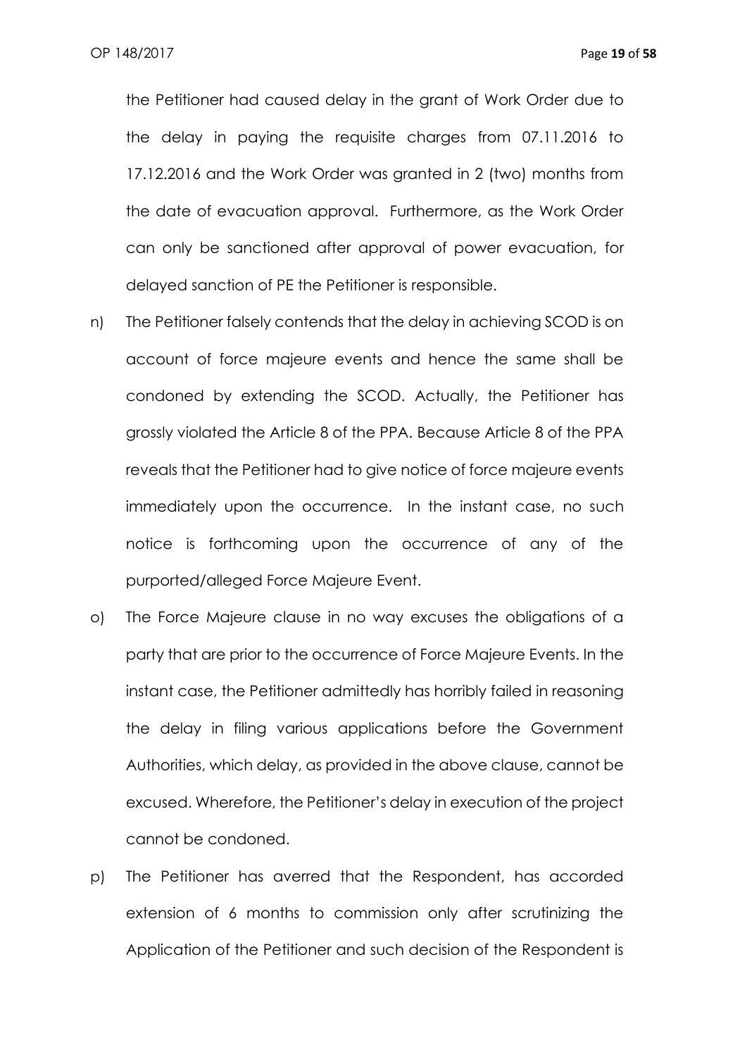the Petitioner had caused delay in the grant of Work Order due to the delay in paying the requisite charges from 07.11.2016 to 17.12.2016 and the Work Order was granted in 2 (two) months from the date of evacuation approval. Furthermore, as the Work Order can only be sanctioned after approval of power evacuation, for delayed sanction of PE the Petitioner is responsible.

n) The Petitioner falsely contends that the delay in achieving SCOD is on account of force majeure events and hence the same shall be condoned by extending the SCOD. Actually, the Petitioner has grossly violated the Article 8 of the PPA. Because Article 8 of the PPA reveals that the Petitioner had to give notice of force majeure events immediately upon the occurrence. In the instant case, no such notice is forthcoming upon the occurrence of any of the purported/alleged Force Majeure Event.

o) The Force Majeure clause in no way excuses the obligations of a party that are prior to the occurrence of Force Majeure Events. In the instant case, the Petitioner admittedly has horribly failed in reasoning the delay in filing various applications before the Government Authorities, which delay, as provided in the above clause, cannot be excused. Wherefore, the Petitioner's delay in execution of the project cannot be condoned.

p) The Petitioner has averred that the Respondent, has accorded extension of 6 months to commission only after scrutinizing the Application of the Petitioner and such decision of the Respondent is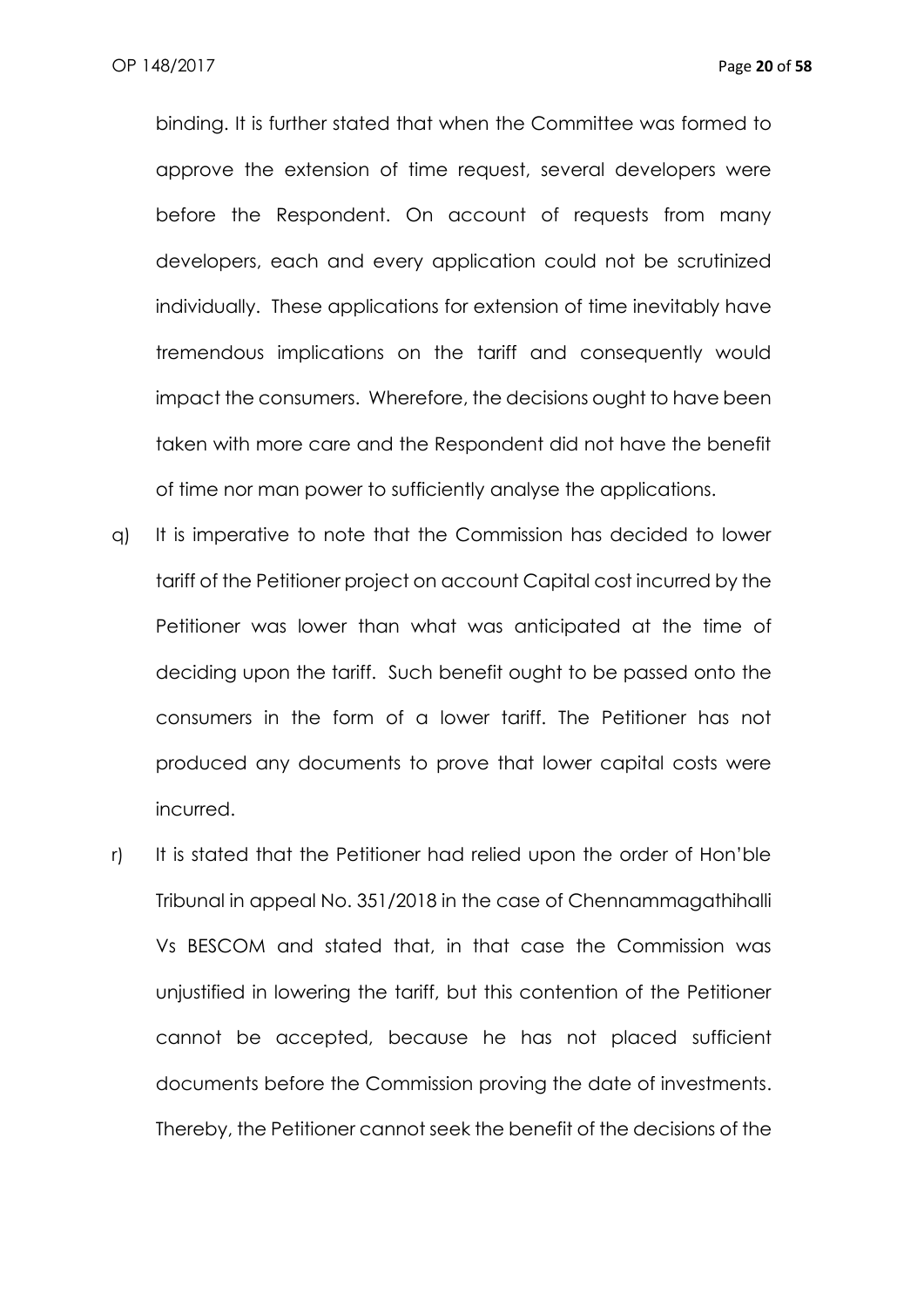binding. It is further stated that when the Committee was formed to approve the extension of time request, several developers were before the Respondent. On account of requests from many developers, each and every application could not be scrutinized individually. These applications for extension of time inevitably have tremendous implications on the tariff and consequently would impact the consumers. Wherefore, the decisions ought to have been taken with more care and the Respondent did not have the benefit of time nor man power to sufficiently analyse the applications.

q) It is imperative to note that the Commission has decided to lower tariff of the Petitioner project on account Capital cost incurred by the Petitioner was lower than what was anticipated at the time of deciding upon the tariff. Such benefit ought to be passed onto the consumers in the form of a lower tariff. The Petitioner has not produced any documents to prove that lower capital costs were incurred.

r) It is stated that the Petitioner had relied upon the order of Hon'ble Tribunal in appeal No. 351/2018 in the case of Chennammagathihalli Vs BESCOM and stated that, in that case the Commission was unjustified in lowering the tariff, but this contention of the Petitioner cannot be accepted, because he has not placed sufficient documents before the Commission proving the date of investments. Thereby, the Petitioner cannot seek the benefit of the decisions of the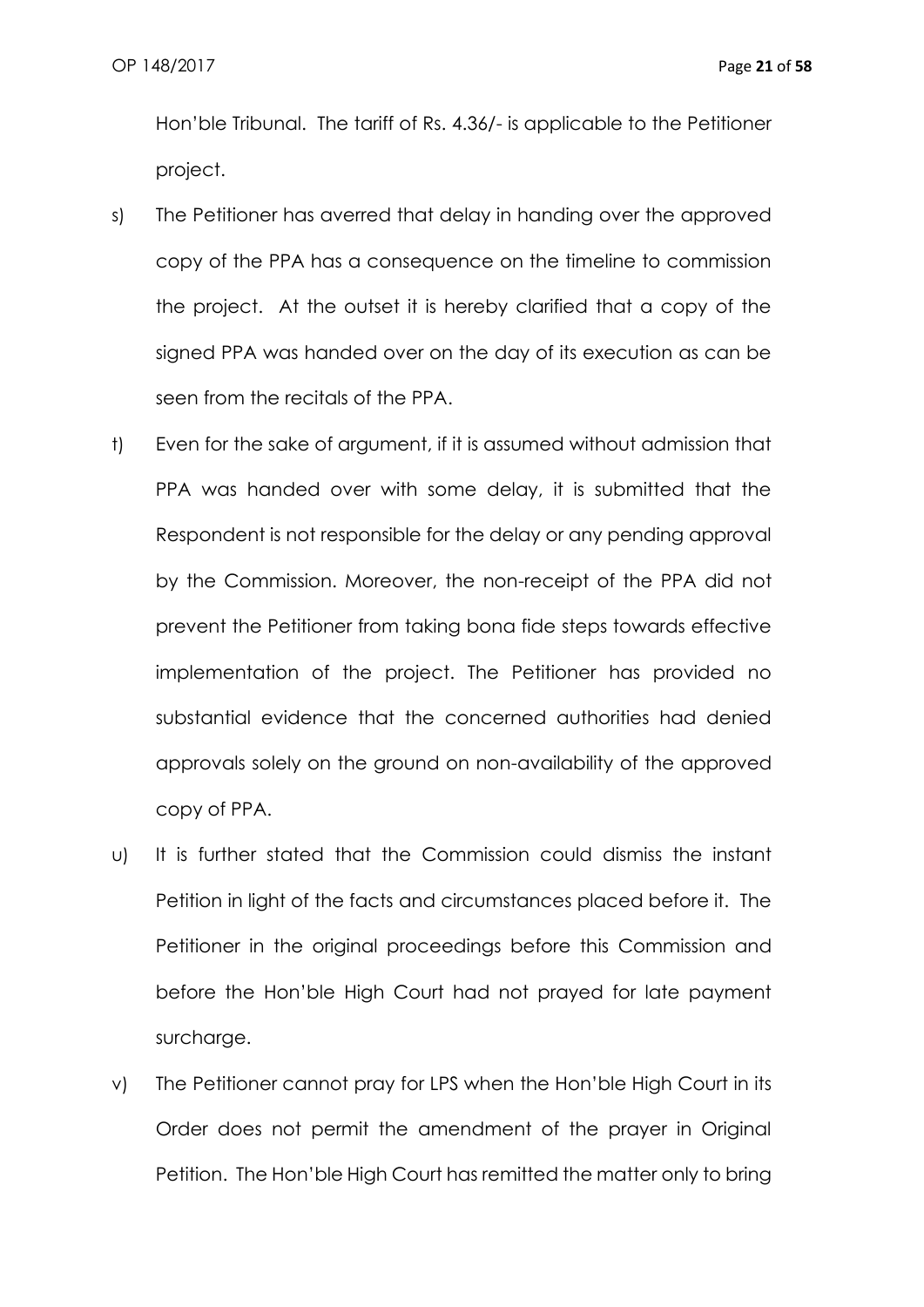Hon'ble Tribunal. The tariff of Rs. 4.36/- is applicable to the Petitioner project.

s) The Petitioner has averred that delay in handing over the approved copy of the PPA has a consequence on the timeline to commission the project. At the outset it is hereby clarified that a copy of the signed PPA was handed over on the day of its execution as can be seen from the recitals of the PPA.

t) Even for the sake of argument, if it is assumed without admission that PPA was handed over with some delay, it is submitted that the Respondent is not responsible for the delay or any pending approval by the Commission. Moreover, the non-receipt of the PPA did not prevent the Petitioner from taking bona fide steps towards effective implementation of the project. The Petitioner has provided no substantial evidence that the concerned authorities had denied approvals solely on the ground on non-availability of the approved copy of PPA.

u) It is further stated that the Commission could dismiss the instant Petition in light of the facts and circumstances placed before it. The Petitioner in the original proceedings before this Commission and before the Hon'ble High Court had not prayed for late payment surcharge.

v) The Petitioner cannot pray for LPS when the Hon'ble High Court in its Order does not permit the amendment of the prayer in Original Petition. The Hon'ble High Court has remitted the matter only to bring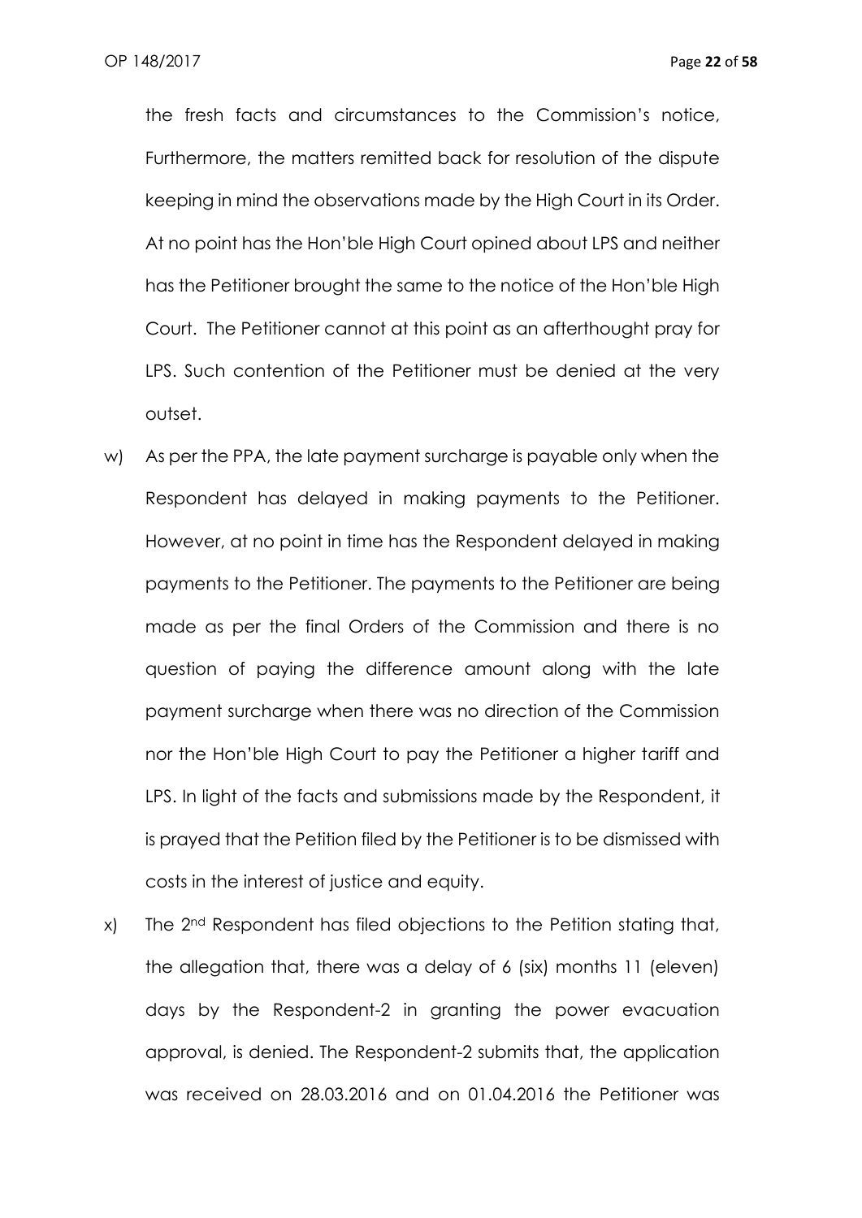the fresh facts and circumstances to the Commission's notice, Furthermore, the matters remitted back for resolution of the dispute keeping in mind the observations made by the High Court in its Order. At no point has the Hon'ble High Court opined about LPS and neither has the Petitioner brought the same to the notice of the Hon'ble High Court. The Petitioner cannot at this point as an afterthought pray for LPS. Such contention of the Petitioner must be denied at the very outset.

w) As per the PPA, the late payment surcharge is payable only when the Respondent has delayed in making payments to the Petitioner. However, at no point in time has the Respondent delayed in making payments to the Petitioner. The payments to the Petitioner are being made as per the final Orders of the Commission and there is no question of paying the difference amount along with the late payment surcharge when there was no direction of the Commission nor the Hon'ble High Court to pay the Petitioner a higher tariff and LPS. In light of the facts and submissions made by the Respondent, it is prayed that the Petition filed by the Petitioner is to be dismissed with costs in the interest of justice and equity.

x) The 2nd Respondent has filed objections to the Petition stating that, the allegation that, there was a delay of 6 (six) months 11 (eleven) days by the Respondent-2 in granting the power evacuation approval, is denied. The Respondent-2 submits that, the application was received on 28.03.2016 and on 01.04.2016 the Petitioner was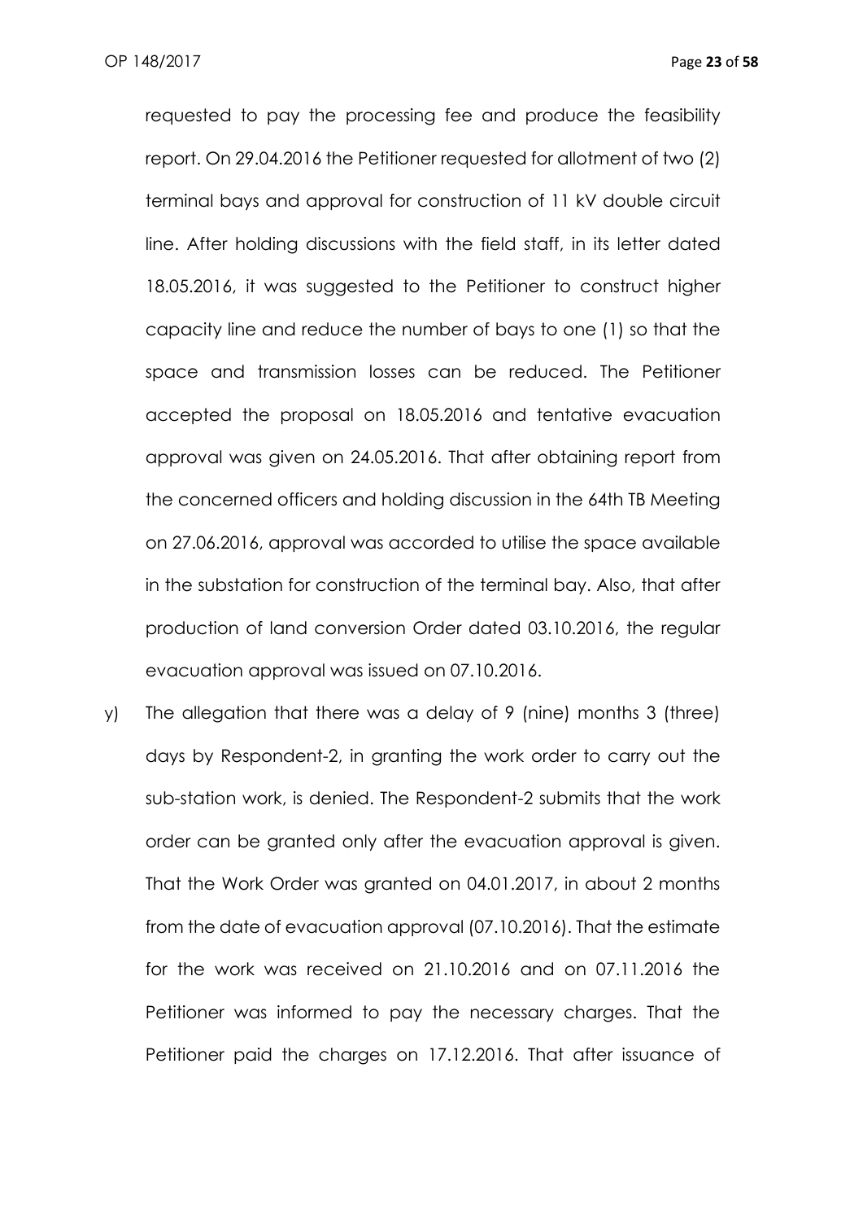requested to pay the processing fee and produce the feasibility report. On 29.04.2016 the Petitioner requested for allotment of two (2) terminal bays and approval for construction of 11 kV double circuit line. After holding discussions with the field staff, in its letter dated 18.05.2016, it was suggested to the Petitioner to construct higher capacity line and reduce the number of bays to one (1) so that the space and transmission losses can be reduced. The Petitioner accepted the proposal on 18.05.2016 and tentative evacuation approval was given on 24.05.2016. That after obtaining report from the concerned officers and holding discussion in the 64th TB Meeting on 27.06.2016, approval was accorded to utilise the space available in the substation for construction of the terminal bay. Also, that after production of land conversion Order dated 03.10.2016, the regular evacuation approval was issued on 07.10.2016.

y) The allegation that there was a delay of 9 (nine) months 3 (three) days by Respondent-2, in granting the work order to carry out the sub-station work, is denied. The Respondent-2 submits that the work order can be granted only after the evacuation approval is given. That the Work Order was granted on 04.01.2017, in about 2 months from the date of evacuation approval (07.10.2016). That the estimate for the work was received on 21.10.2016 and on 07.11.2016 the Petitioner was informed to pay the necessary charges. That the Petitioner paid the charges on 17.12.2016. That after issuance of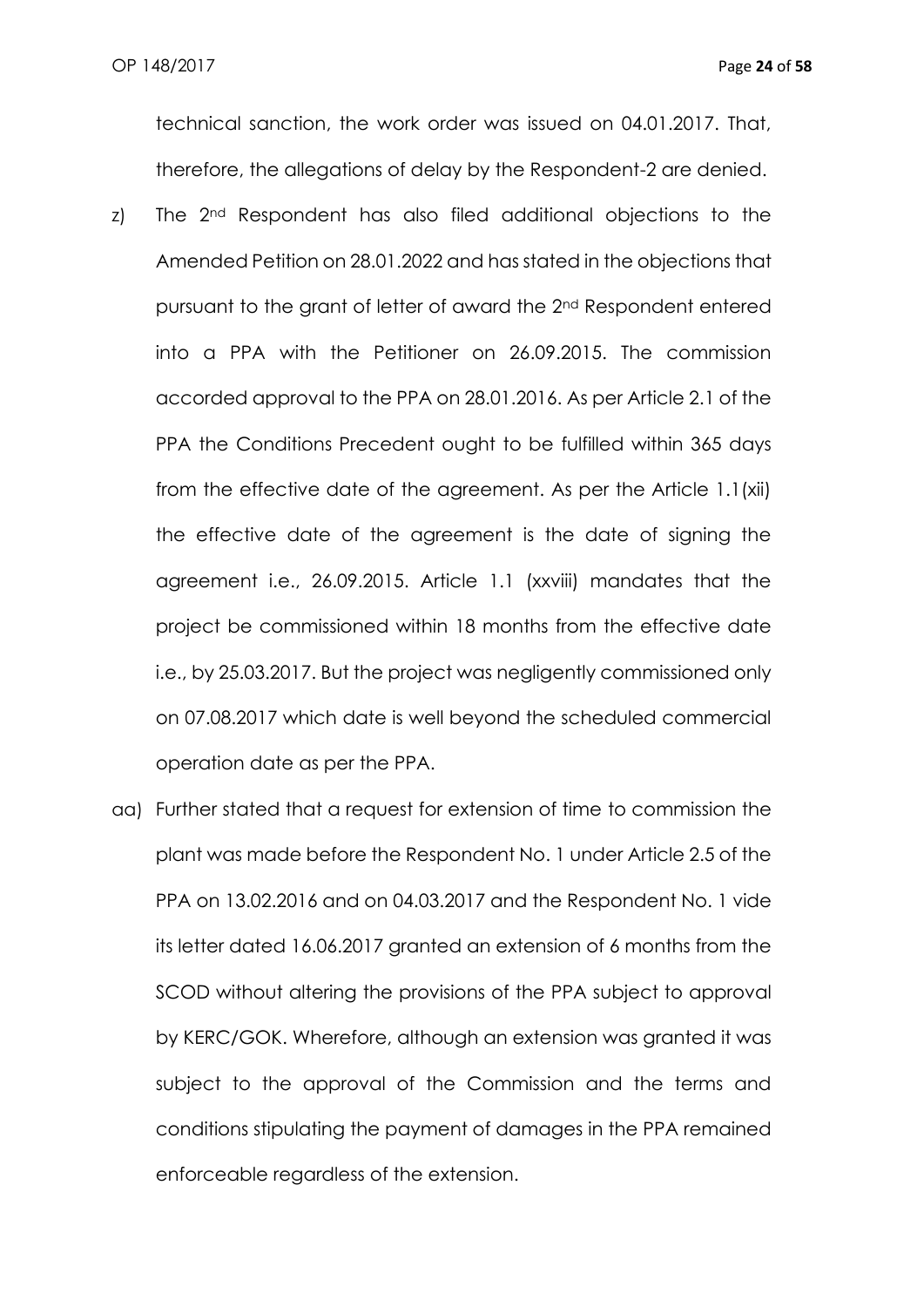technical sanction, the work order was issued on 04.01.2017. That, therefore, the allegations of delay by the Respondent-2 are denied.

z) The 2nd Respondent has also filed additional objections to the Amended Petition on 28.01.2022 and has stated in the objections that pursuant to the grant of letter of award the 2nd Respondent entered into a PPA with the Petitioner on 26.09.2015. The commission accorded approval to the PPA on 28.01.2016. As per Article 2.1 of the PPA the Conditions Precedent ought to be fulfilled within 365 days from the effective date of the agreement. As per the Article 1.1(xii) the effective date of the agreement is the date of signing the agreement i.e., 26.09.2015. Article 1.1 (xxviii) mandates that the project be commissioned within 18 months from the effective date i.e., by 25.03.2017. But the project was negligently commissioned only on 07.08.2017 which date is well beyond the scheduled commercial operation date as per the PPA.

aa) Further stated that a request for extension of time to commission the plant was made before the Respondent No. 1 under Article 2.5 of the PPA on 13.02.2016 and on 04.03.2017 and the Respondent No. 1 vide its letter dated 16.06.2017 granted an extension of 6 months from the SCOD without altering the provisions of the PPA subject to approval by KERC/GOK. Wherefore, although an extension was granted it was subject to the approval of the Commission and the terms and conditions stipulating the payment of damages in the PPA remained enforceable regardless of the extension.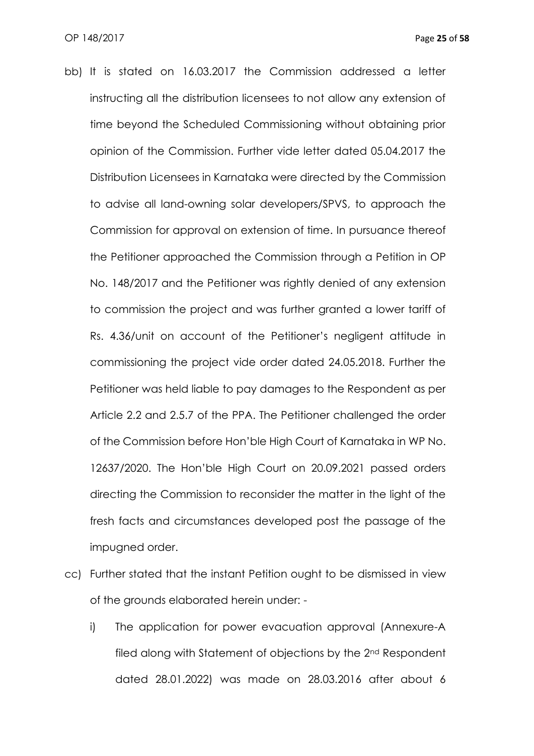bb) It is stated on 16.03.2017 the Commission addressed a letter instructing all the distribution licensees to not allow any extension of time beyond the Scheduled Commissioning without obtaining prior opinion of the Commission. Further vide letter dated 05.04.2017 the Distribution Licensees in Karnataka were directed by the Commission to advise all land-owning solar developers/SPVS, to approach the Commission for approval on extension of time. In pursuance thereof the Petitioner approached the Commission through a Petition in OP No. 148/2017 and the Petitioner was rightly denied of any extension to commission the project and was further granted a lower tariff of Rs. 4.36/unit on account of the Petitioner's negligent attitude in commissioning the project vide order dated 24.05.2018. Further the Petitioner was held liable to pay damages to the Respondent as per Article 2.2 and 2.5.7 of the PPA. The Petitioner challenged the order of the Commission before Hon'ble High Court of Karnataka in WP No. 12637/2020. The Hon'ble High Court on 20.09.2021 passed orders directing the Commission to reconsider the matter in the light of the fresh facts and circumstances developed post the passage of the impugned order.

cc) Further stated that the instant Petition ought to be dismissed in view of the grounds elaborated herein under: -

    i) The application for power evacuation approval (Annexure-A filed along with Statement of objections by the 2nd Respondent dated 28.01.2022) was made on 28.03.2016 after about 6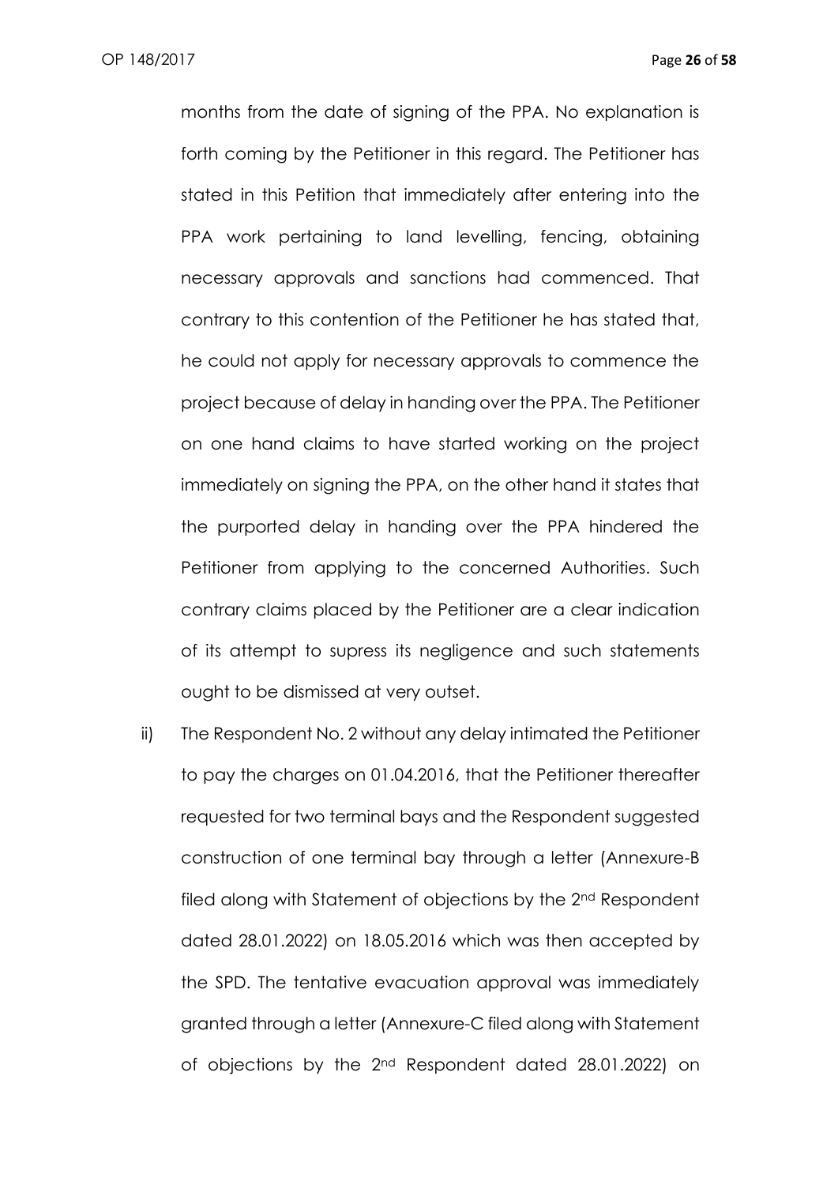months from the date of signing of the PPA. No explanation is forth coming by the Petitioner in this regard. The Petitioner has stated in this Petition that immediately after entering into the PPA work pertaining to land levelling, fencing, obtaining necessary approvals and sanctions had commenced. That contrary to this contention of the Petitioner he has stated that, he could not apply for necessary approvals to commence the project because of delay in handing over the PPA. The Petitioner on one hand claims to have started working on the project immediately on signing the PPA, on the other hand it states that the purported delay in handing over the PPA hindered the Petitioner from applying to the concerned Authorities. Such contrary claims placed by the Petitioner are a clear indication of its attempt to supress its negligence and such statements ought to be dismissed at very outset.

ii) The Respondent No. 2 without any delay intimated the Petitioner to pay the charges on 01.04.2016, that the Petitioner thereafter requested for two terminal bays and the Respondent suggested construction of one terminal bay through a letter (Annexure-B filed along with Statement of objections by the 2nd Respondent dated 28.01.2022) on 18.05.2016 which was then accepted by the SPD. The tentative evacuation approval was immediately granted through a letter (Annexure-C filed along with Statement of objections by the 2nd Respondent dated 28.01.2022) on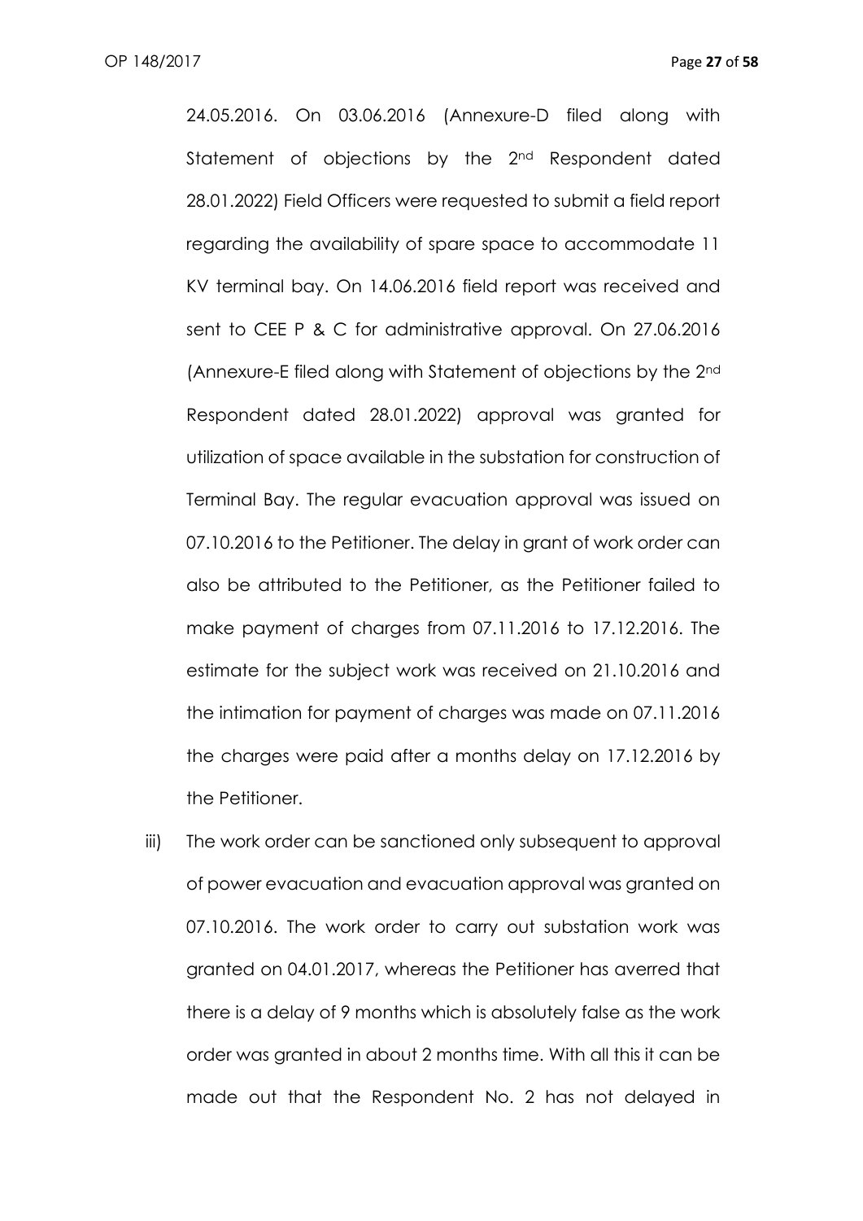24.05.2016. On 03.06.2016 (Annexure-D filed along with Statement of objections by the 2nd Respondent dated 28.01.2022) Field Officers were requested to submit a field report regarding the availability of spare space to accommodate 11 KV terminal bay. On 14.06.2016 field report was received and sent to CEE P & C for administrative approval. On 27.06.2016 (Annexure-E filed along with Statement of objections by the 2nd Respondent dated 28.01.2022) approval was granted for utilization of space available in the substation for construction of Terminal Bay. The regular evacuation approval was issued on 07.10.2016 to the Petitioner. The delay in grant of work order can also be attributed to the Petitioner, as the Petitioner failed to make payment of charges from 07.11.2016 to 17.12.2016. The estimate for the subject work was received on 21.10.2016 and the intimation for payment of charges was made on 07.11.2016 the charges were paid after a months delay on 17.12.2016 by the Petitioner.

iii) The work order can be sanctioned only subsequent to approval of power evacuation and evacuation approval was granted on 07.10.2016. The work order to carry out substation work was granted on 04.01.2017, whereas the Petitioner has averred that there is a delay of 9 months which is absolutely false as the work order was granted in about 2 months time. With all this it can be made out that the Respondent No. 2 has not delayed in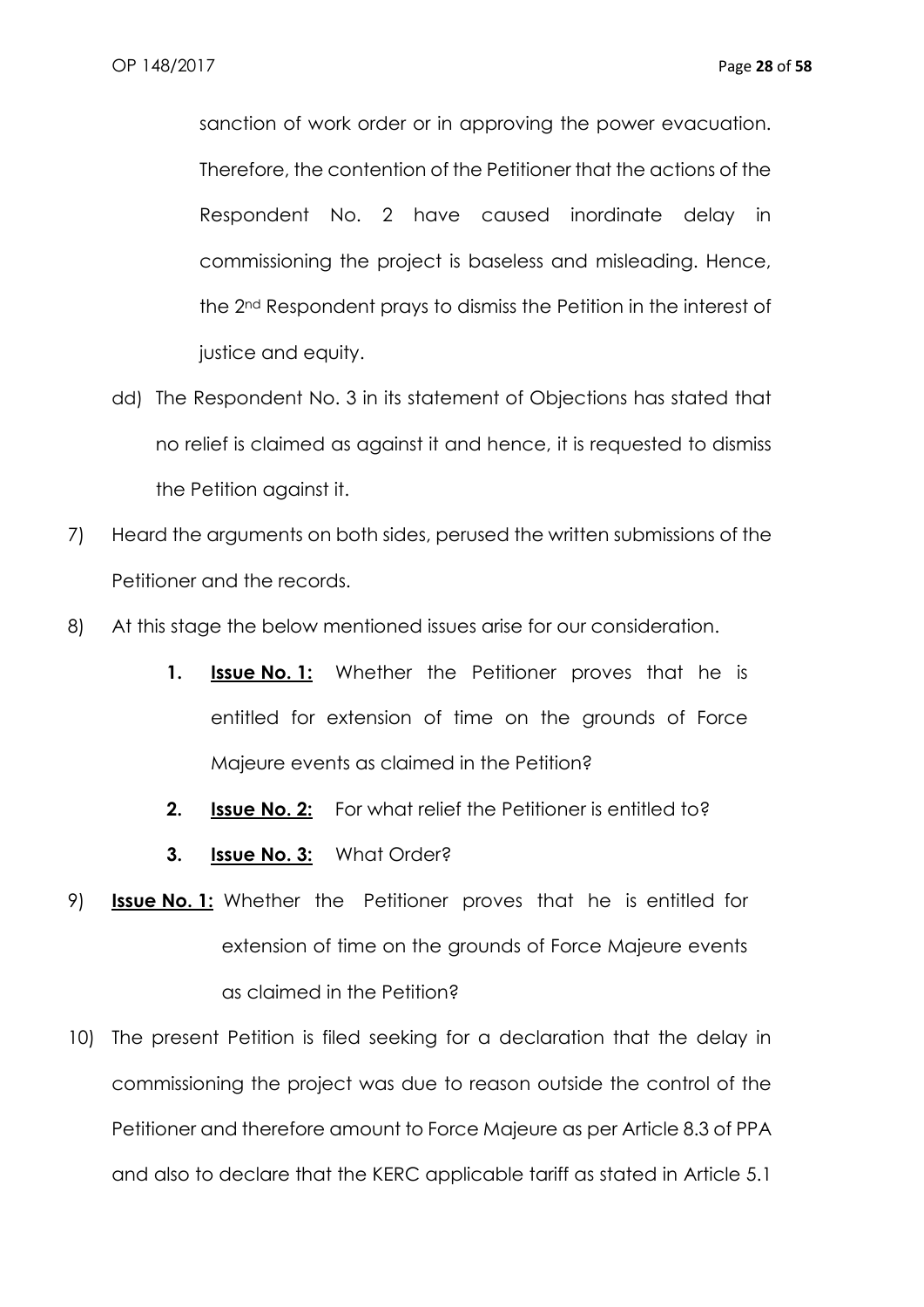sanction of work order or in approving the power evacuation. Therefore, the contention of the Petitioner that the actions of the Respondent No. 2 have caused inordinate delay in commissioning the project is baseless and misleading. Hence, the 2nd Respondent prays to dismiss the Petition in the interest of justice and equity.

dd) The Respondent No. 3 in its statement of Objections has stated that no relief is claimed as against it and hence, it is requested to dismiss the Petition against it.

7) Heard the arguments on both sides, perused the written submissions of the Petitioner and the records.

8) At this stage the below mentioned issues arise for our consideration.

1. **Issue No. 1:** Whether the Petitioner proves that he is entitled for extension of time on the grounds of Force Majeure events as claimed in the Petition?
2. **Issue No. 2:** For what relief the Petitioner is entitled to?
3. **Issue No. 3:** What Order?

9) **Issue No. 1:** Whether the Petitioner proves that he is entitled for extension of time on the grounds of Force Majeure events as claimed in the Petition?

10) The present Petition is filed seeking for a declaration that the delay in commissioning the project was due to reason outside the control of the Petitioner and therefore amount to Force Majeure as per Article 8.3 of PPA and also to declare that the KERC applicable tariff as stated in Article 5.1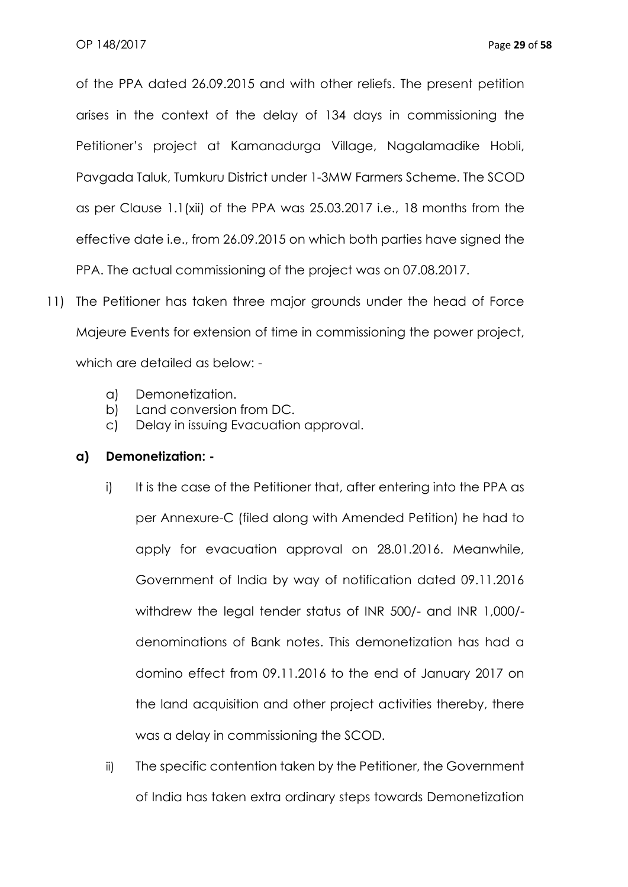of the PPA dated 26.09.2015 and with other reliefs. The present petition arises in the context of the delay of 134 days in commissioning the Petitioner's project at Kamanadurga Village, Nagalamadike Hobli, Pavgada Taluk, Tumkuru District under 1-3MW Farmers Scheme. The SCOD as per Clause 1.1(xii) of the PPA was 25.03.2017 i.e., 18 months from the effective date i.e., from 26.09.2015 on which both parties have signed the PPA. The actual commissioning of the project was on 07.08.2017.

11) The Petitioner has taken three major grounds under the head of Force Majeure Events for extension of time in commissioning the power project, which are detailed as below: -

    a) Demonetization.
    b) Land conversion from DC.
    c) Delay in issuing Evacuation approval.

### a) Demonetization: -

i) It is the case of the Petitioner that, after entering into the PPA as per Annexure-C (filed along with Amended Petition) he had to apply for evacuation approval on 28.01.2016. Meanwhile, Government of India by way of notification dated 09.11.2016 withdrew the legal tender status of INR 500/- and INR 1,000/- denominations of Bank notes. This demonetization has had a domino effect from 09.11.2016 to the end of January 2017 on the land acquisition and other project activities thereby, there was a delay in commissioning the SCOD.

ii) The specific contention taken by the Petitioner, the Government of India has taken extra ordinary steps towards Demonetization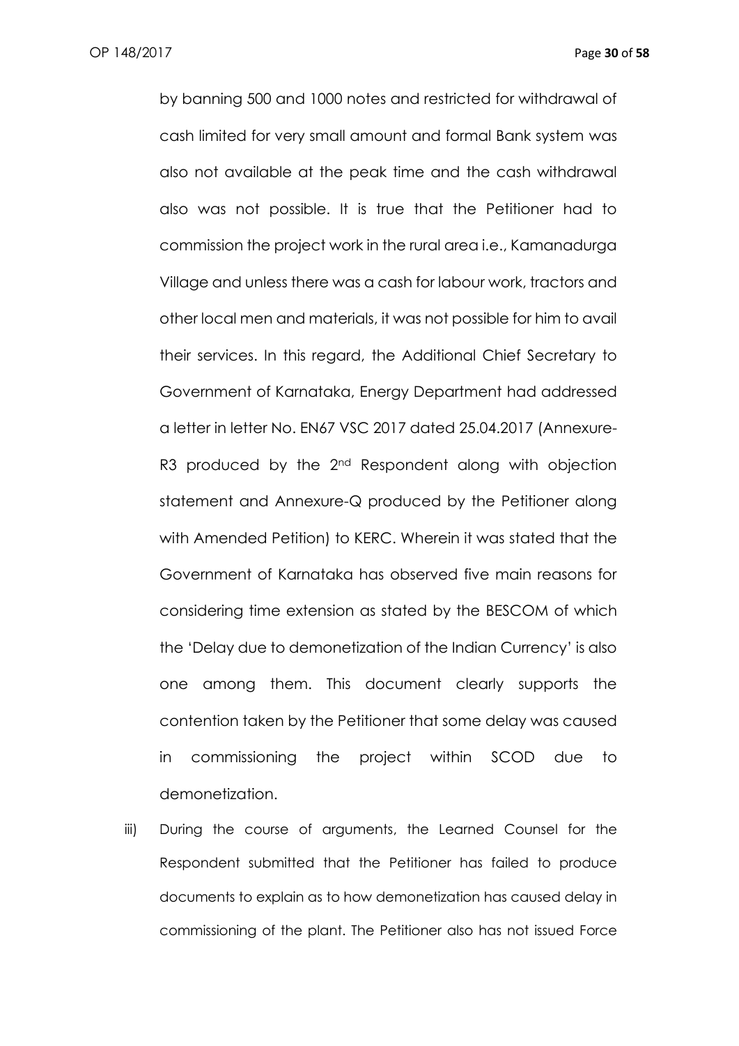by banning 500 and 1000 notes and restricted for withdrawal of cash limited for very small amount and formal Bank system was also not available at the peak time and the cash withdrawal also was not possible. It is true that the Petitioner had to commission the project work in the rural area i.e., Kamanadurga Village and unless there was a cash for labour work, tractors and other local men and materials, it was not possible for him to avail their services. In this regard, the Additional Chief Secretary to Government of Karnataka, Energy Department had addressed a letter in letter No. EN67 VSC 2017 dated 25.04.2017 (Annexure-R3 produced by the 2nd Respondent along with objection statement and Annexure-Q produced by the Petitioner along with Amended Petition) to KERC. Wherein it was stated that the Government of Karnataka has observed five main reasons for considering time extension as stated by the BESCOM of which the 'Delay due to demonetization of the Indian Currency' is also one among them. This document clearly supports the contention taken by the Petitioner that some delay was caused in commissioning the project within SCOD due to demonetization.

iii) During the course of arguments, the Learned Counsel for the Respondent submitted that the Petitioner has failed to produce documents to explain as to how demonetization has caused delay in commissioning of the plant. The Petitioner also has not issued Force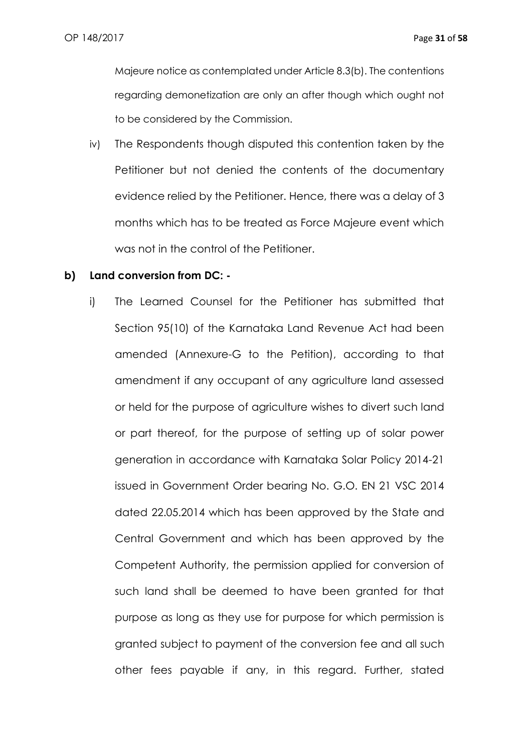Majeure notice as contemplated under Article 8.3(b). The contentions regarding demonetization are only an after though which ought not to be considered by the Commission.

iv) The Respondents though disputed this contention taken by the Petitioner but not denied the contents of the documentary evidence relied by the Petitioner. Hence, there was a delay of 3 months which has to be treated as Force Majeure event which was not in the control of the Petitioner.

**b) Land conversion from DC: -**

i) The Learned Counsel for the Petitioner has submitted that Section 95(10) of the Karnataka Land Revenue Act had been amended (Annexure-G to the Petition), according to that amendment if any occupant of any agriculture land assessed or held for the purpose of agriculture wishes to divert such land or part thereof, for the purpose of setting up of solar power generation in accordance with Karnataka Solar Policy 2014-21 issued in Government Order bearing No. G.O. EN 21 VSC 2014 dated 22.05.2014 which has been approved by the State and Central Government and which has been approved by the Competent Authority, the permission applied for conversion of such land shall be deemed to have been granted for that purpose as long as they use for purpose for which permission is granted subject to payment of the conversion fee and all such other fees payable if any, in this regard. Further, stated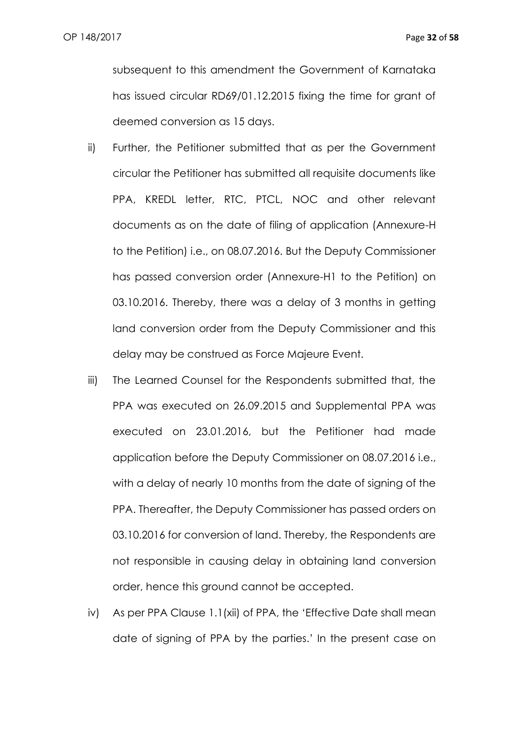subsequent to this amendment the Government of Karnataka has issued circular RD69/01.12.2015 fixing the time for grant of deemed conversion as 15 days.

ii) Further, the Petitioner submitted that as per the Government circular the Petitioner has submitted all requisite documents like PPA, KREDL letter, RTC, PTCL, NOC and other relevant documents as on the date of filing of application (Annexure-H to the Petition) i.e., on 08.07.2016. But the Deputy Commissioner has passed conversion order (Annexure-H1 to the Petition) on 03.10.2016. Thereby, there was a delay of 3 months in getting land conversion order from the Deputy Commissioner and this delay may be construed as Force Majeure Event.

iii) The Learned Counsel for the Respondents submitted that, the PPA was executed on 26.09.2015 and Supplemental PPA was executed on 23.01.2016, but the Petitioner had made application before the Deputy Commissioner on 08.07.2016 i.e., with a delay of nearly 10 months from the date of signing of the PPA. Thereafter, the Deputy Commissioner has passed orders on 03.10.2016 for conversion of land. Thereby, the Respondents are not responsible in causing delay in obtaining land conversion order, hence this ground cannot be accepted.

iv) As per PPA Clause 1.1(xii) of PPA, the 'Effective Date shall mean date of signing of PPA by the parties.' In the present case on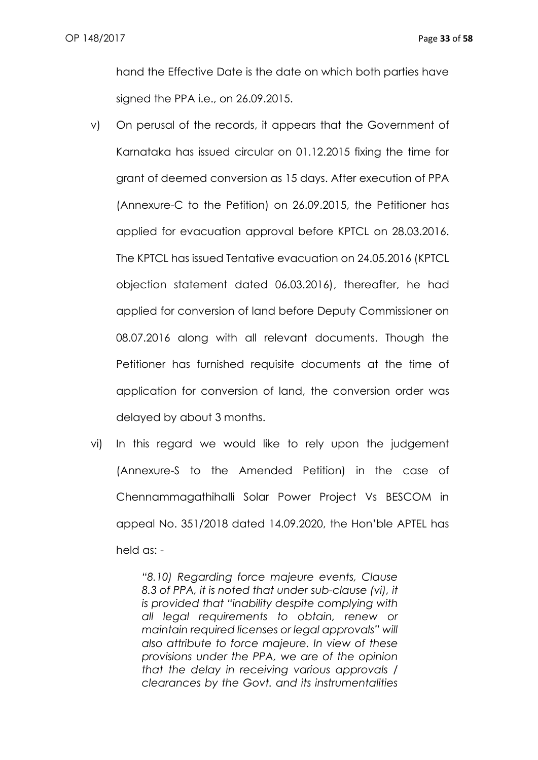hand the Effective Date is the date on which both parties have signed the PPA i.e., on 26.09.2015.

v) On perusal of the records, it appears that the Government of Karnataka has issued circular on 01.12.2015 fixing the time for grant of deemed conversion as 15 days. After execution of PPA (Annexure-C to the Petition) on 26.09.2015, the Petitioner has applied for evacuation approval before KPTCL on 28.03.2016. The KPTCL has issued Tentative evacuation on 24.05.2016 (KPTCL objection statement dated 06.03.2016), thereafter, he had applied for conversion of land before Deputy Commissioner on 08.07.2016 along with all relevant documents. Though the Petitioner has furnished requisite documents at the time of application for conversion of land, the conversion order was delayed by about 3 months.

vi) In this regard we would like to rely upon the judgement (Annexure-S to the Amended Petition) in the case of Chennammagathihalli Solar Power Project Vs BESCOM in appeal No. 351/2018 dated 14.09.2020, the Hon'ble APTEL has held as: -

> *"8.10) Regarding force majeure events, Clause 8.3 of PPA, it is noted that under sub-clause (vi), it is provided that "inability despite complying with all legal requirements to obtain, renew or maintain required licenses or legal approvals" will also attribute to force majeure. In view of these provisions under the PPA, we are of the opinion that the delay in receiving various approvals / clearances by the Govt. and its instrumentalities*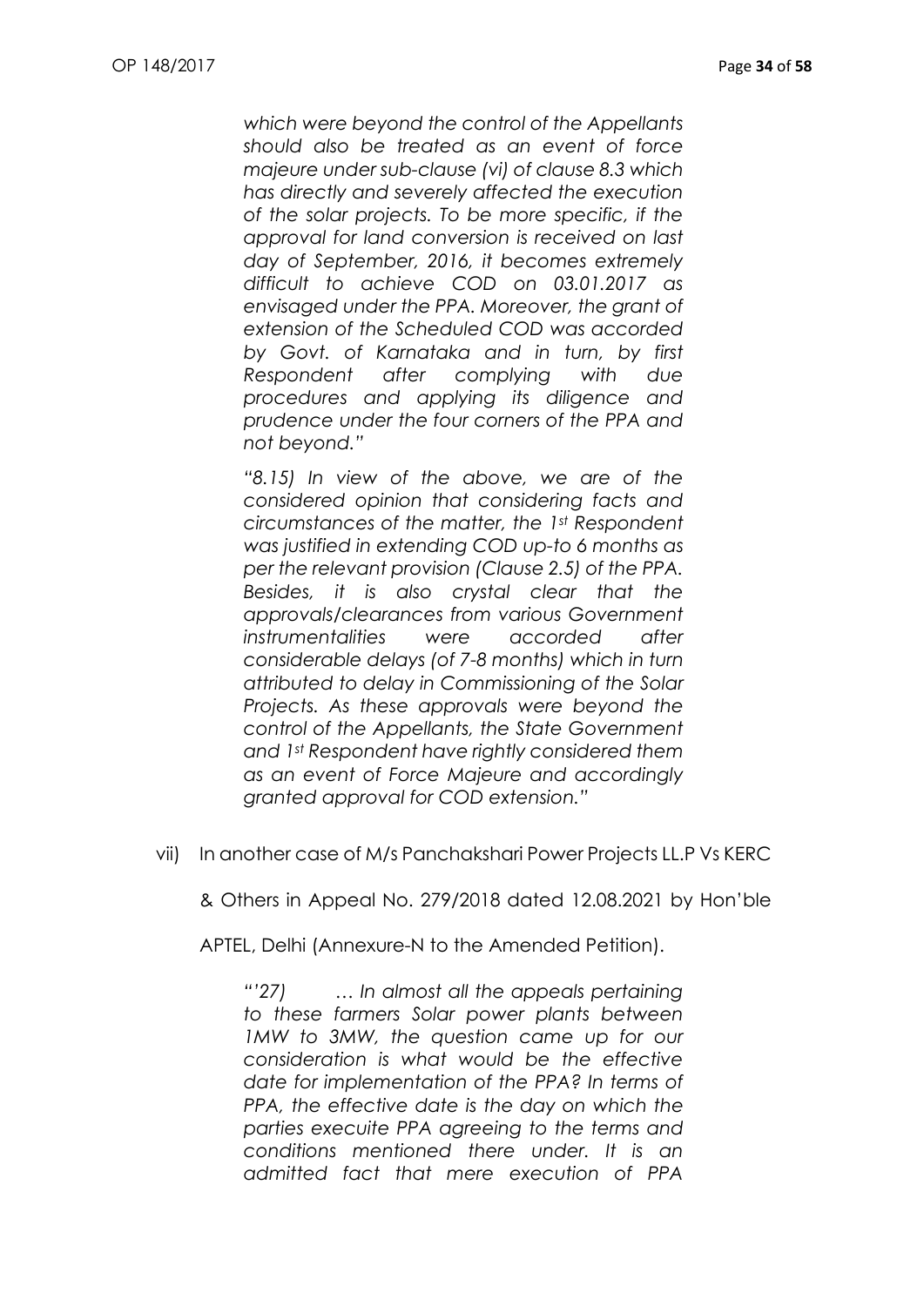*which were beyond the control of the Appellants should also be treated as an event of force majeure under sub-clause (vi) of clause 8.3 which has directly and severely affected the execution of the solar projects. To be more specific, if the approval for land conversion is received on last day of September, 2016, it becomes extremely difficult to achieve COD on 03.01.2017 as envisaged under the PPA. Moreover, the grant of extension of the Scheduled COD was accorded by Govt. of Karnataka and in turn, by first Respondent after complying with due procedures and applying its diligence and prudence under the four corners of the PPA and not beyond."*

*"8.15) In view of the above, we are of the considered opinion that considering facts and circumstances of the matter, the 1st Respondent was justified in extending COD up-to 6 months as per the relevant provision (Clause 2.5) of the PPA. Besides, it is also crystal clear that the approvals/clearances from various Government instrumentalities were accorded after considerable delays (of 7-8 months) which in turn attributed to delay in Commissioning of the Solar Projects. As these approvals were beyond the control of the Appellants, the State Government and 1st Respondent have rightly considered them as an event of Force Majeure and accordingly granted approval for COD extension."*

vii) In another case of M/s Panchakshari Power Projects LL.P Vs KERC & Others in Appeal No. 279/2018 dated 12.08.2021 by Hon'ble APTEL, Delhi (Annexure-N to the Amended Petition).

*"'27) … In almost all the appeals pertaining to these farmers Solar power plants between 1MW to 3MW, the question came up for our consideration is what would be the effective date for implementation of the PPA? In terms of PPA, the effective date is the day on which the parties execuite PPA agreeing to the terms and conditions mentioned there under. It is an admitted fact that mere execution of PPA*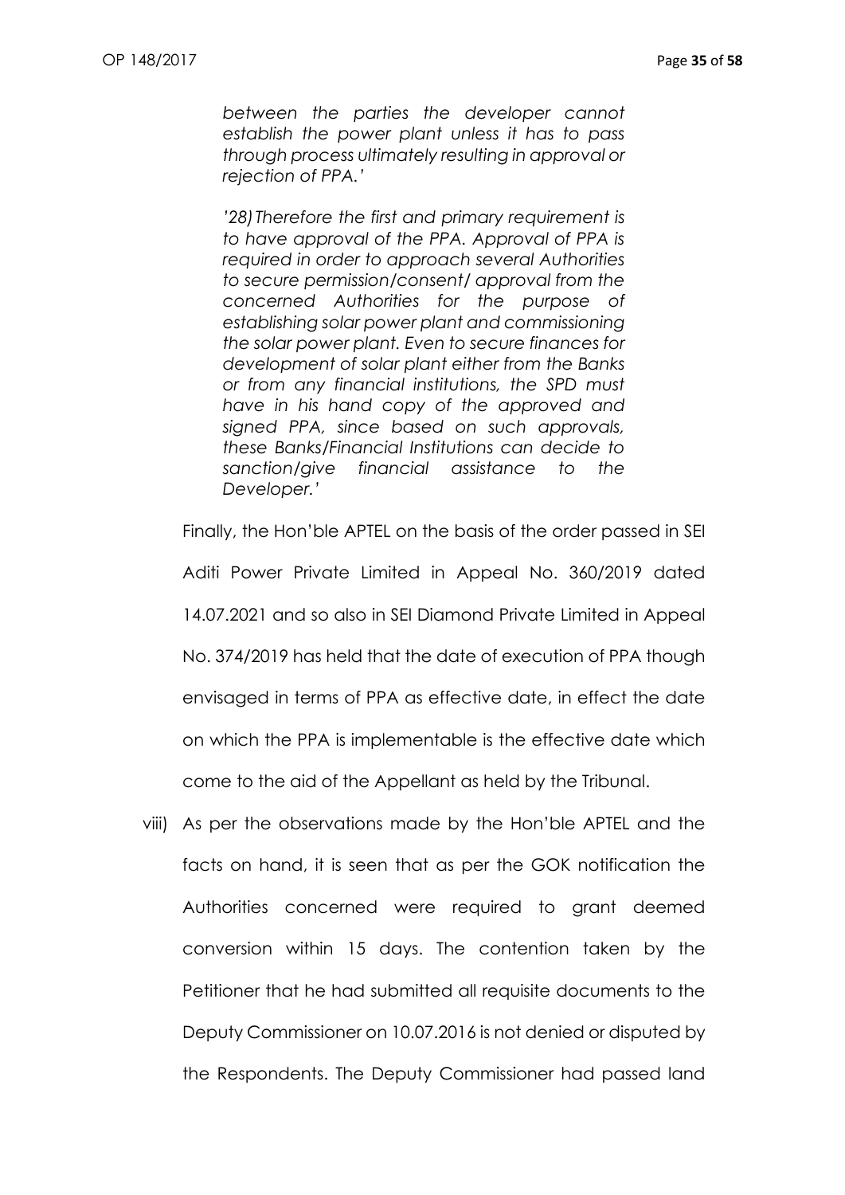*between the parties the developer cannot establish the power plant unless it has to pass through process ultimately resulting in approval or rejection of PPA.'*

*'28) Therefore the first and primary requirement is to have approval of the PPA. Approval of PPA is required in order to approach several Authorities to secure permission/consent/ approval from the concerned Authorities for the purpose of establishing solar power plant and commissioning the solar power plant. Even to secure finances for development of solar plant either from the Banks or from any financial institutions, the SPD must have in his hand copy of the approved and signed PPA, since based on such approvals, these Banks/Financial Institutions can decide to sanction/give financial assistance to the Developer.'*

Finally, the Hon'ble APTEL on the basis of the order passed in SEI Aditi Power Private Limited in Appeal No. 360/2019 dated 14.07.2021 and so also in SEI Diamond Private Limited in Appeal No. 374/2019 has held that the date of execution of PPA though envisaged in terms of PPA as effective date, in effect the date on which the PPA is implementable is the effective date which come to the aid of the Appellant as held by the Tribunal.

viii) As per the observations made by the Hon'ble APTEL and the facts on hand, it is seen that as per the GOK notification the Authorities concerned were required to grant deemed conversion within 15 days. The contention taken by the Petitioner that he had submitted all requisite documents to the Deputy Commissioner on 10.07.2016 is not denied or disputed by the Respondents. The Deputy Commissioner had passed land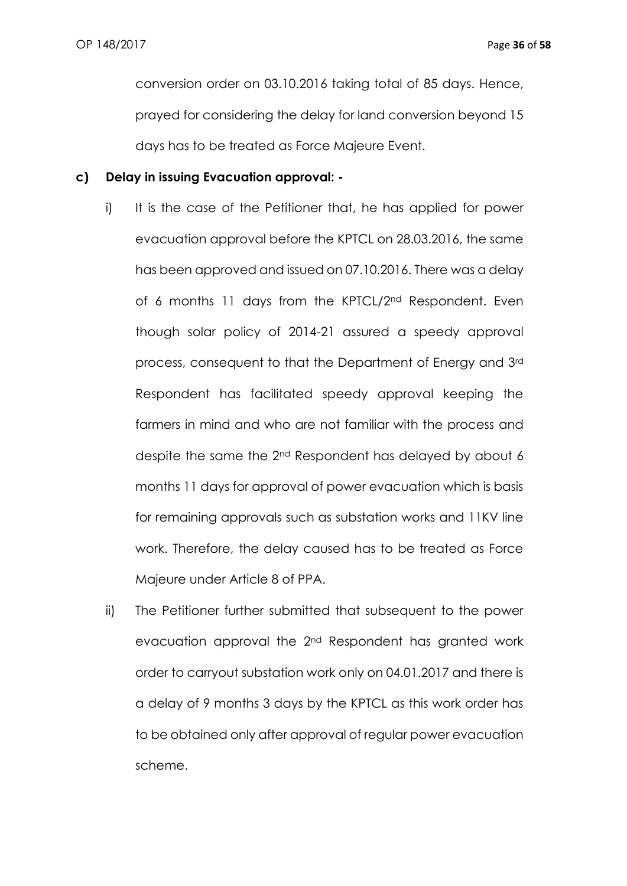conversion order on 03.10.2016 taking total of 85 days. Hence, prayed for considering the delay for land conversion beyond 15 days has to be treated as Force Majeure Event.

**c) Delay in issuing Evacuation approval: -**

i) It is the case of the Petitioner that, he has applied for power evacuation approval before the KPTCL on 28.03.2016, the same has been approved and issued on 07.10.2016. There was a delay of 6 months 11 days from the KPTCL/2nd Respondent. Even though solar policy of 2014-21 assured a speedy approval process, consequent to that the Department of Energy and 3rd Respondent has facilitated speedy approval keeping the farmers in mind and who are not familiar with the process and despite the same the 2nd Respondent has delayed by about 6 months 11 days for approval of power evacuation which is basis for remaining approvals such as substation works and 11KV line work. Therefore, the delay caused has to be treated as Force Majeure under Article 8 of PPA.

ii) The Petitioner further submitted that subsequent to the power evacuation approval the 2nd Respondent has granted work order to carryout substation work only on 04.01.2017 and there is a delay of 9 months 3 days by the KPTCL as this work order has to be obtained only after approval of regular power evacuation scheme.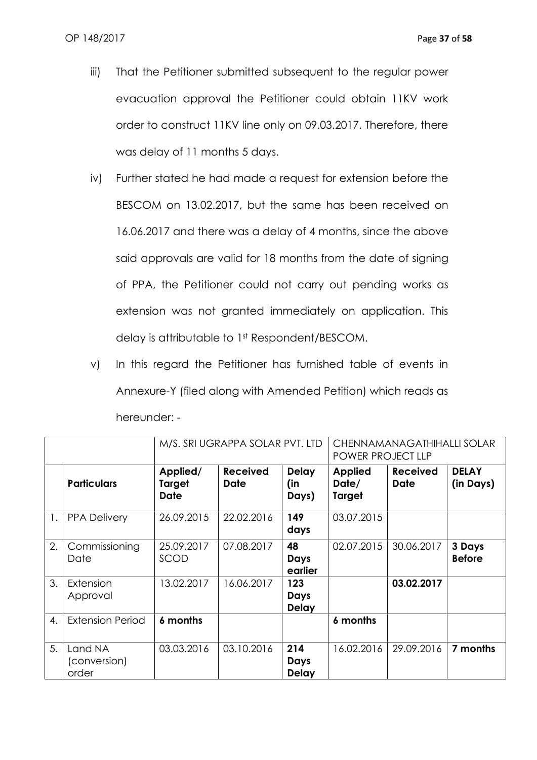iii) That the Petitioner submitted subsequent to the regular power evacuation approval the Petitioner could obtain 11KV work order to construct 11KV line only on 09.03.2017. Therefore, there was delay of 11 months 5 days.

iv) Further stated he had made a request for extension before the BESCOM on 13.02.2017, but the same has been received on 16.06.2017 and there was a delay of 4 months, since the above said approvals are valid for 18 months from the date of signing of PPA, the Petitioner could not carry out pending works as extension was not granted immediately on application. This delay is attributable to 1st Respondent/BESCOM.

v) In this regard the Petitioner has furnished table of events in Annexure-Y (filed along with Amended Petition) which reads as hereunder: -

| | | M/S. SRI UGRAPPA SOLAR PVT. LTD | | | CHENNAMANAGATHIHALLI SOLAR POWER PROJECT LLP | | |
|---|---|---|---|---|---|---|---|
| | **Particulars** | **Applied/ Target Date** | **Received Date** | **Delay (in Days)** | **Applied Date/ Target** | **Received Date** | **DELAY (in Days)** |
| 1. | PPA Delivery | 26.09.2015 | 22.02.2016 | **149 days** | 03.07.2015 | | |
| 2. | Commissioning Date | 25.09.2017 SCOD | 07.08.2017 | **48 Days earlier** | 02.07.2015 | 30.06.2017 | **3 Days Before** |
| 3. | Extension Approval | 13.02.2017 | 16.06.2017 | **123 Days Delay** | | **03.02.2017** | |
| 4. | Extension Period | **6 months** | | | **6 months** | | |
| 5. | Land NA (conversion) order | 03.03.2016 | 03.10.2016 | **214 Days Delay** | 16.02.2016 | 29.09.2016 | **7 months** |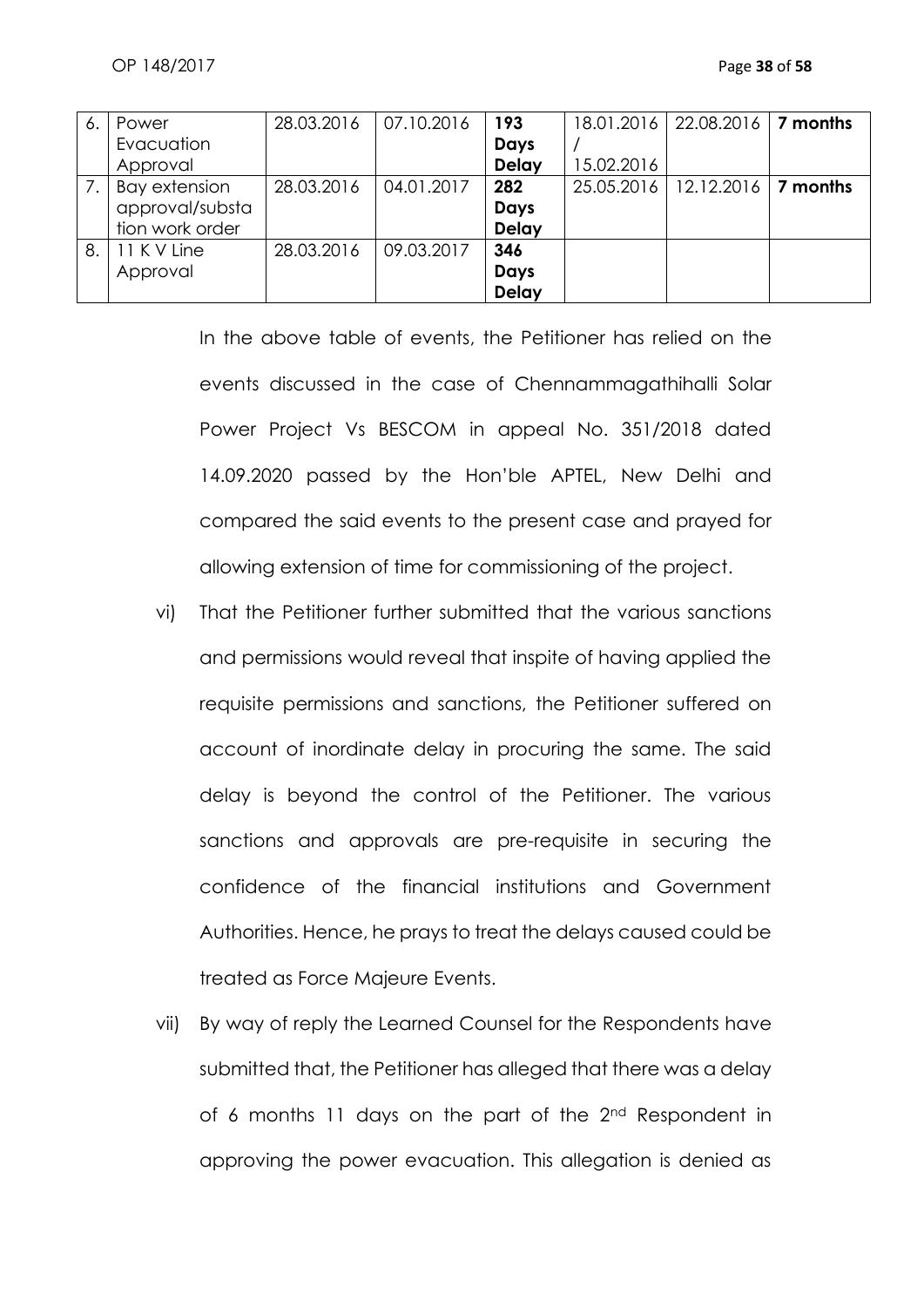| 6. | Power Evacuation Approval | 28.03.2016 | 07.10.2016 | **193 Days Delay** | 18.01.2016 / 15.02.2016 | 22.08.2016 | **7 months** |
|---|---|---|---|---|---|---|---|
| 7. | Bay extension approval/substation work order | 28.03.2016 | 04.01.2017 | **282 Days Delay** | 25.05.2016 | 12.12.2016 | **7 months** |
| 8. | 11 K V Line Approval | 28.03.2016 | 09.03.2017 | **346 Days Delay** | | | |

In the above table of events, the Petitioner has relied on the events discussed in the case of Chennammagathihalli Solar Power Project Vs BESCOM in appeal No. 351/2018 dated 14.09.2020 passed by the Hon'ble APTEL, New Delhi and compared the said events to the present case and prayed for allowing extension of time for commissioning of the project.

vi) That the Petitioner further submitted that the various sanctions and permissions would reveal that inspite of having applied the requisite permissions and sanctions, the Petitioner suffered on account of inordinate delay in procuring the same. The said delay is beyond the control of the Petitioner. The various sanctions and approvals are pre-requisite in securing the confidence of the financial institutions and Government Authorities. Hence, he prays to treat the delays caused could be treated as Force Majeure Events.

vii) By way of reply the Learned Counsel for the Respondents have submitted that, the Petitioner has alleged that there was a delay of 6 months 11 days on the part of the 2nd Respondent in approving the power evacuation. This allegation is denied as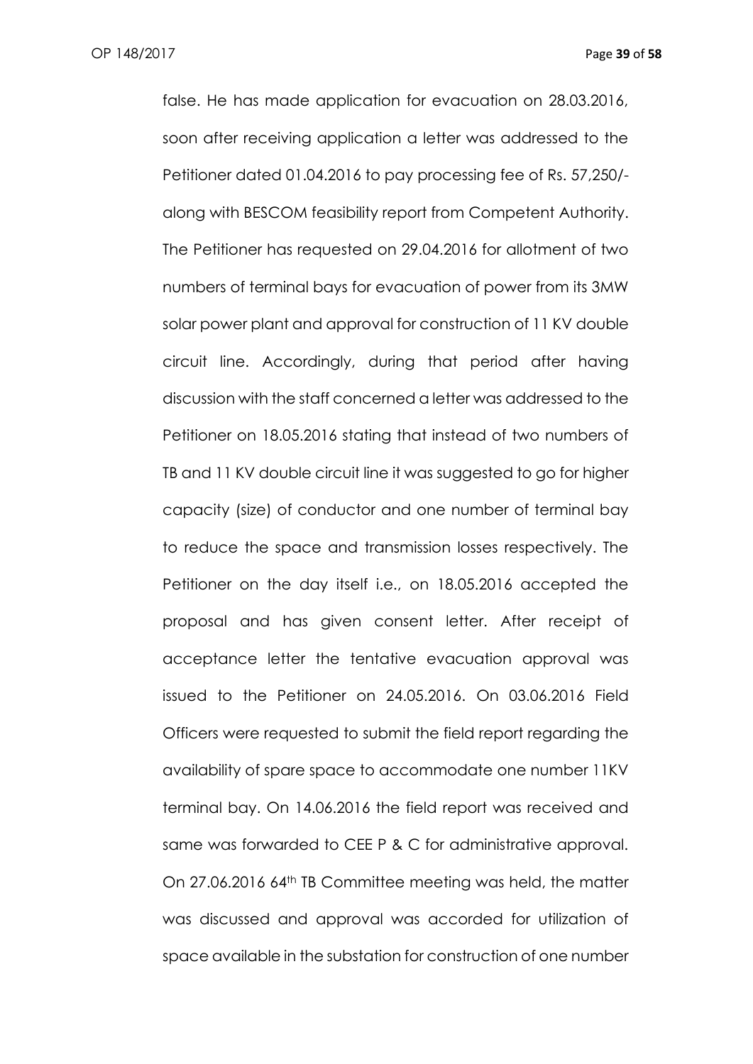false. He has made application for evacuation on 28.03.2016, soon after receiving application a letter was addressed to the Petitioner dated 01.04.2016 to pay processing fee of Rs. 57,250/- along with BESCOM feasibility report from Competent Authority. The Petitioner has requested on 29.04.2016 for allotment of two numbers of terminal bays for evacuation of power from its 3MW solar power plant and approval for construction of 11 KV double circuit line. Accordingly, during that period after having discussion with the staff concerned a letter was addressed to the Petitioner on 18.05.2016 stating that instead of two numbers of TB and 11 KV double circuit line it was suggested to go for higher capacity (size) of conductor and one number of terminal bay to reduce the space and transmission losses respectively. The Petitioner on the day itself i.e., on 18.05.2016 accepted the proposal and has given consent letter. After receipt of acceptance letter the tentative evacuation approval was issued to the Petitioner on 24.05.2016. On 03.06.2016 Field Officers were requested to submit the field report regarding the availability of spare space to accommodate one number 11KV terminal bay. On 14.06.2016 the field report was received and same was forwarded to CEE P & C for administrative approval. On 27.06.2016 64th TB Committee meeting was held, the matter was discussed and approval was accorded for utilization of space available in the substation for construction of one number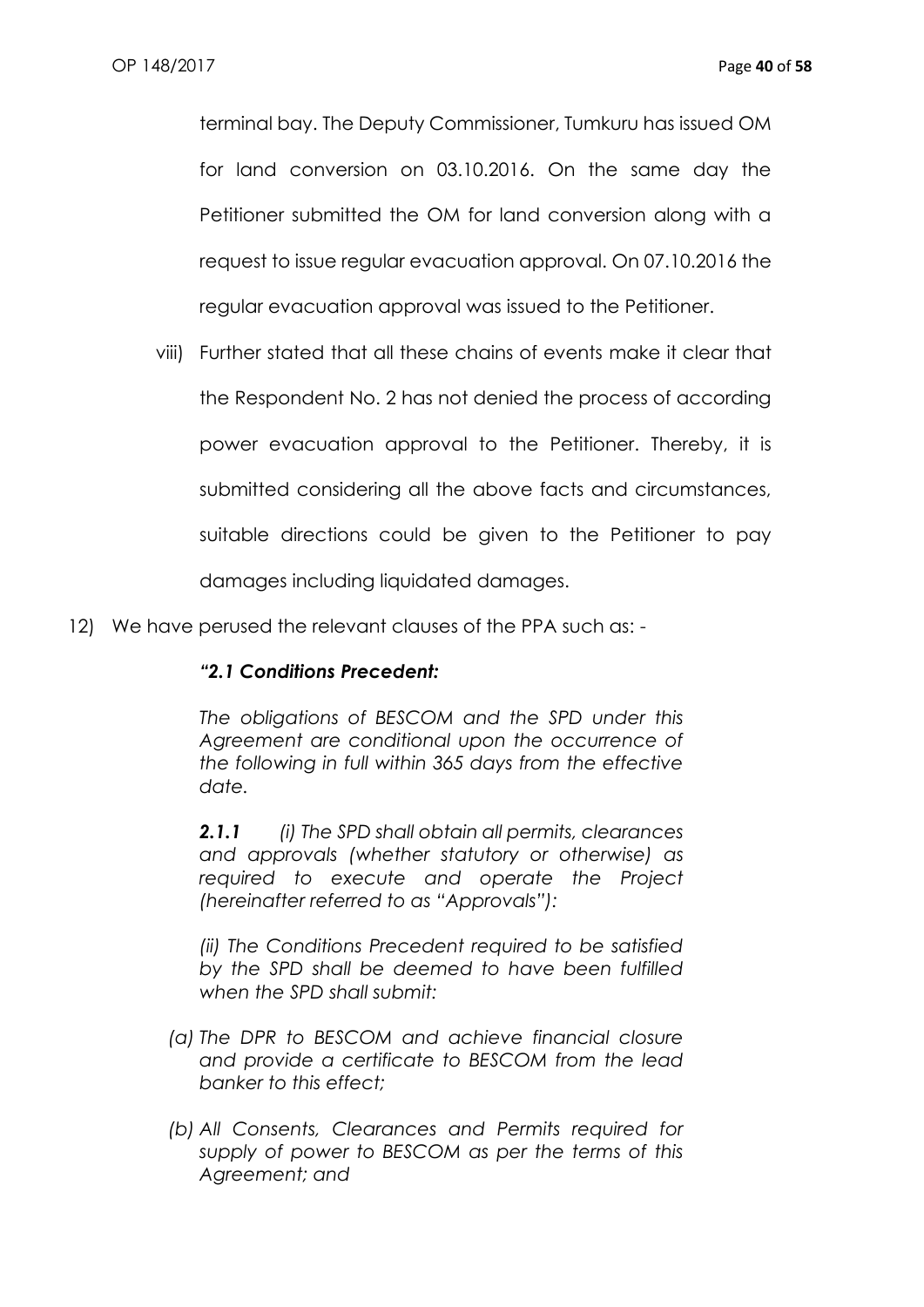terminal bay. The Deputy Commissioner, Tumkuru has issued OM for land conversion on 03.10.2016. On the same day the Petitioner submitted the OM for land conversion along with a request to issue regular evacuation approval. On 07.10.2016 the regular evacuation approval was issued to the Petitioner.

viii) Further stated that all these chains of events make it clear that the Respondent No. 2 has not denied the process of according power evacuation approval to the Petitioner. Thereby, it is submitted considering all the above facts and circumstances, suitable directions could be given to the Petitioner to pay damages including liquidated damages.

12) We have perused the relevant clauses of the PPA such as: -

> ***"2.1 Conditions Precedent:***
>
> *The obligations of BESCOM and the SPD under this Agreement are conditional upon the occurrence of the following in full within 365 days from the effective date.*
>
> ***2.1.1*** *(i) The SPD shall obtain all permits, clearances and approvals (whether statutory or otherwise) as required to execute and operate the Project (hereinafter referred to as "Approvals"):*
>
> *(ii) The Conditions Precedent required to be satisfied by the SPD shall be deemed to have been fulfilled when the SPD shall submit:*
>
> *(a) The DPR to BESCOM and achieve financial closure and provide a certificate to BESCOM from the lead banker to this effect;*
>
> *(b) All Consents, Clearances and Permits required for supply of power to BESCOM as per the terms of this Agreement; and*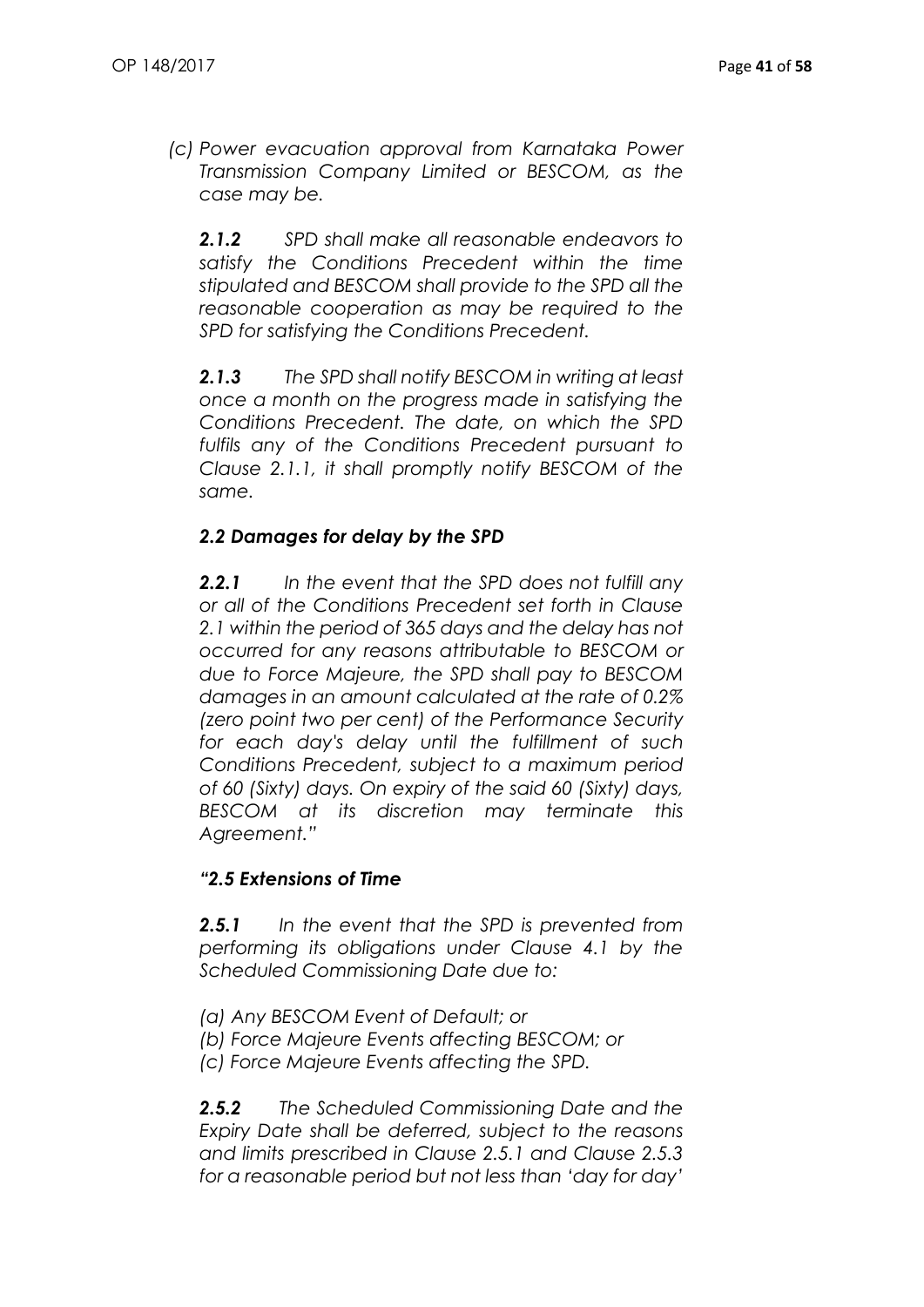*(c) Power evacuation approval from Karnataka Power Transmission Company Limited or BESCOM, as the case may be.*

***2.1.2*** *SPD shall make all reasonable endeavors to satisfy the Conditions Precedent within the time stipulated and BESCOM shall provide to the SPD all the reasonable cooperation as may be required to the SPD for satisfying the Conditions Precedent.*

***2.1.3*** *The SPD shall notify BESCOM in writing at least once a month on the progress made in satisfying the Conditions Precedent. The date, on which the SPD fulfils any of the Conditions Precedent pursuant to Clause 2.1.1, it shall promptly notify BESCOM of the same.*

***2.2 Damages for delay by the SPD***

***2.2.1*** *In the event that the SPD does not fulfill any or all of the Conditions Precedent set forth in Clause 2.1 within the period of 365 days and the delay has not occurred for any reasons attributable to BESCOM or due to Force Majeure, the SPD shall pay to BESCOM damages in an amount calculated at the rate of 0.2% (zero point two per cent) of the Performance Security for each day's delay until the fulfillment of such Conditions Precedent, subject to a maximum period of 60 (Sixty) days. On expiry of the said 60 (Sixty) days, BESCOM at its discretion may terminate this Agreement."*

***"2.5 Extensions of Time***

***2.5.1*** *In the event that the SPD is prevented from performing its obligations under Clause 4.1 by the Scheduled Commissioning Date due to:*

*(a) Any BESCOM Event of Default; or*
*(b) Force Majeure Events affecting BESCOM; or*
*(c) Force Majeure Events affecting the SPD.*

***2.5.2*** *The Scheduled Commissioning Date and the Expiry Date shall be deferred, subject to the reasons and limits prescribed in Clause 2.5.1 and Clause 2.5.3 for a reasonable period but not less than 'day for day'*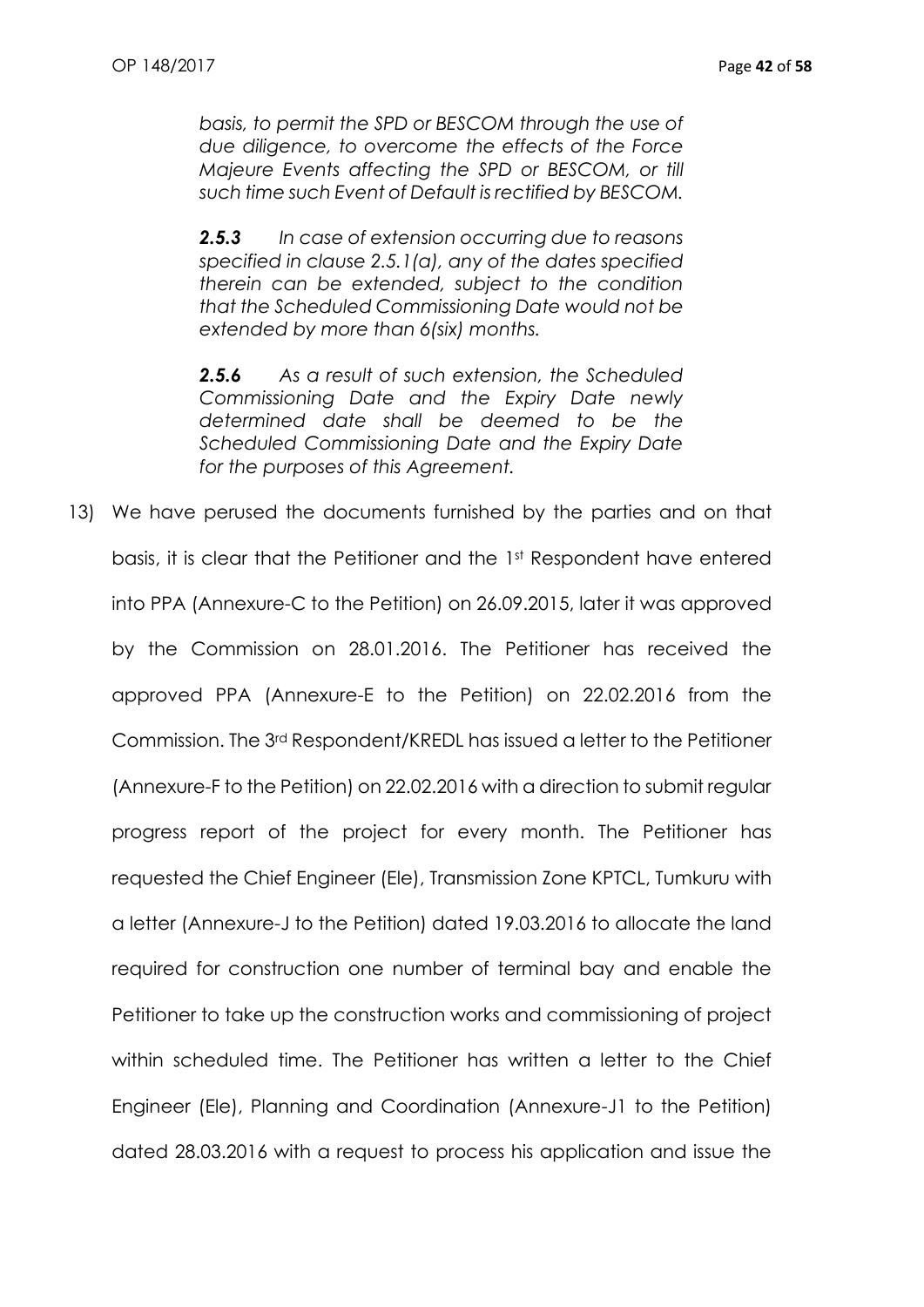*basis, to permit the SPD or BESCOM through the use of due diligence, to overcome the effects of the Force Majeure Events affecting the SPD or BESCOM, or till such time such Event of Default is rectified by BESCOM.*

***2.5.3*** *In case of extension occurring due to reasons specified in clause 2.5.1(a), any of the dates specified therein can be extended, subject to the condition that the Scheduled Commissioning Date would not be extended by more than 6(six) months.*

***2.5.6*** *As a result of such extension, the Scheduled Commissioning Date and the Expiry Date newly determined date shall be deemed to be the Scheduled Commissioning Date and the Expiry Date for the purposes of this Agreement.*

13) We have perused the documents furnished by the parties and on that basis, it is clear that the Petitioner and the 1st Respondent have entered into PPA (Annexure-C to the Petition) on 26.09.2015, later it was approved by the Commission on 28.01.2016. The Petitioner has received the approved PPA (Annexure-E to the Petition) on 22.02.2016 from the Commission. The 3rd Respondent/KREDL has issued a letter to the Petitioner (Annexure-F to the Petition) on 22.02.2016 with a direction to submit regular progress report of the project for every month. The Petitioner has requested the Chief Engineer (Ele), Transmission Zone KPTCL, Tumkuru with a letter (Annexure-J to the Petition) dated 19.03.2016 to allocate the land required for construction one number of terminal bay and enable the Petitioner to take up the construction works and commissioning of project within scheduled time. The Petitioner has written a letter to the Chief Engineer (Ele), Planning and Coordination (Annexure-J1 to the Petition) dated 28.03.2016 with a request to process his application and issue the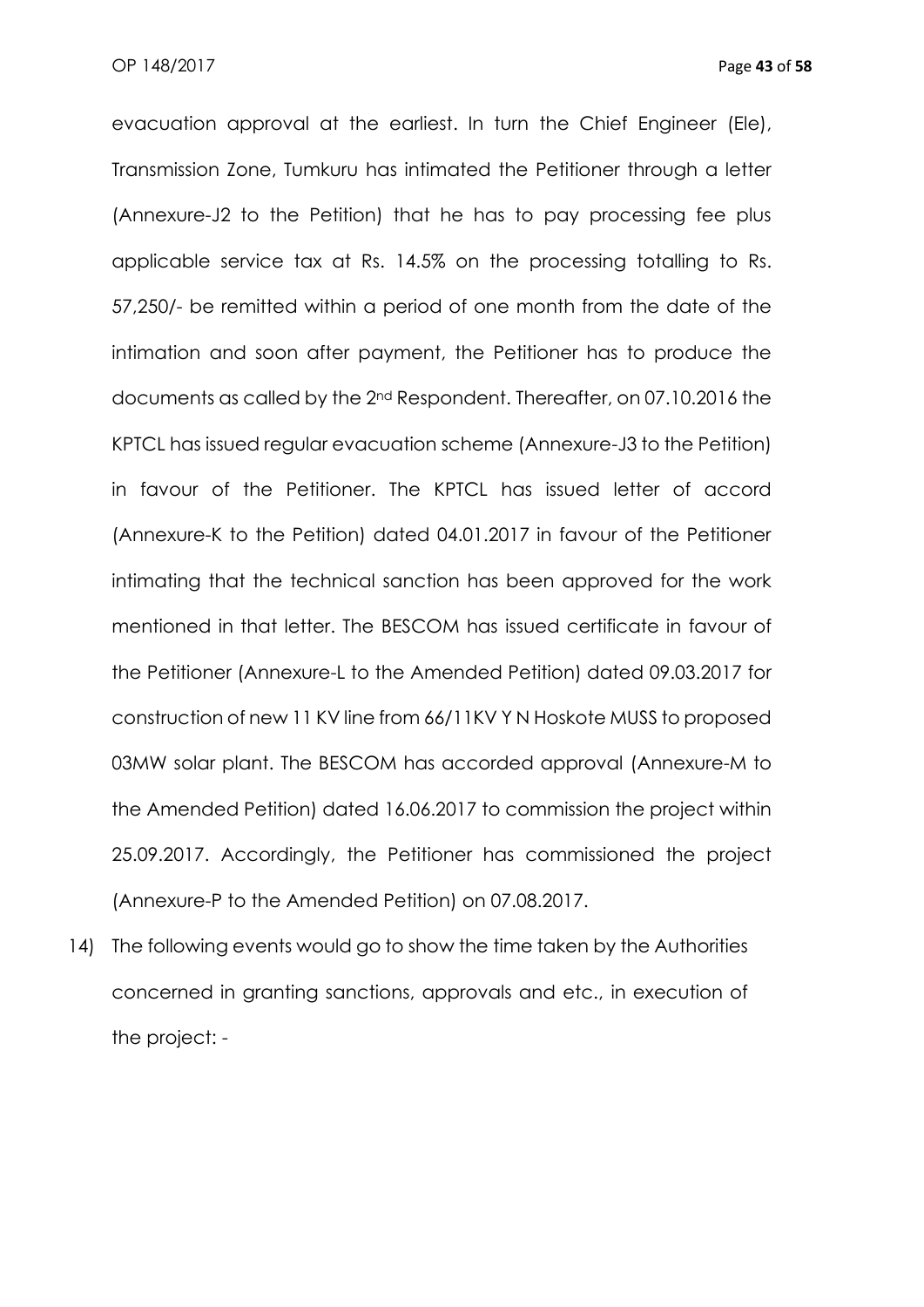evacuation approval at the earliest. In turn the Chief Engineer (Ele), Transmission Zone, Tumkuru has intimated the Petitioner through a letter (Annexure-J2 to the Petition) that he has to pay processing fee plus applicable service tax at Rs. 14.5% on the processing totalling to Rs. 57,250/- be remitted within a period of one month from the date of the intimation and soon after payment, the Petitioner has to produce the documents as called by the 2nd Respondent. Thereafter, on 07.10.2016 the KPTCL has issued regular evacuation scheme (Annexure-J3 to the Petition) in favour of the Petitioner. The KPTCL has issued letter of accord (Annexure-K to the Petition) dated 04.01.2017 in favour of the Petitioner intimating that the technical sanction has been approved for the work mentioned in that letter. The BESCOM has issued certificate in favour of the Petitioner (Annexure-L to the Amended Petition) dated 09.03.2017 for construction of new 11 KV line from 66/11KV Y N Hoskote MUSS to proposed 03MW solar plant. The BESCOM has accorded approval (Annexure-M to the Amended Petition) dated 16.06.2017 to commission the project within 25.09.2017. Accordingly, the Petitioner has commissioned the project (Annexure-P to the Amended Petition) on 07.08.2017.

14) The following events would go to show the time taken by the Authorities concerned in granting sanctions, approvals and etc., in execution of the project: -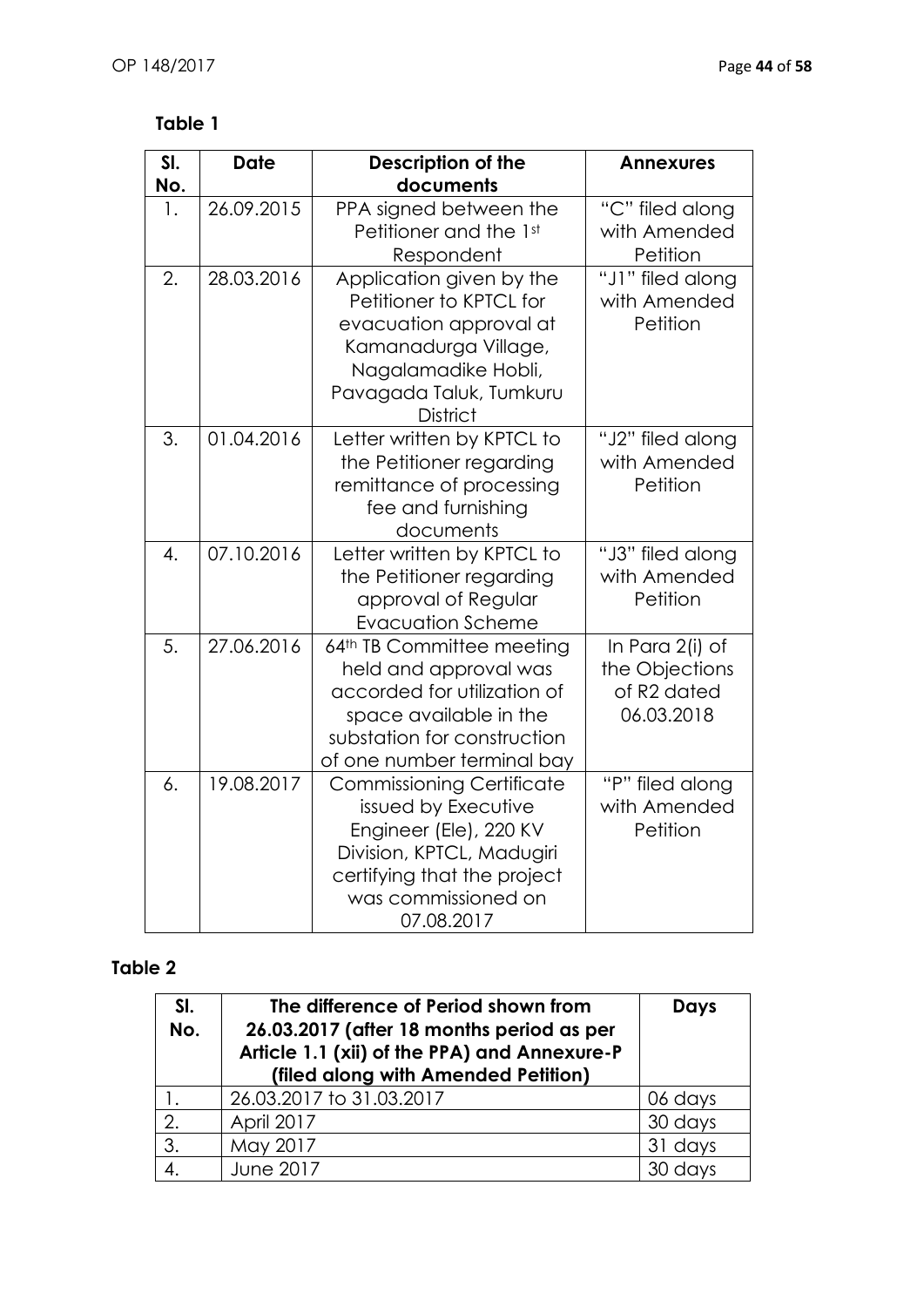**Table 1**

| Sl. No. | Date | Description of the documents | Annexures |
|---|---|---|---|
| 1. | 26.09.2015 | PPA signed between the Petitioner and the 1st Respondent | "C" filed along with Amended Petition |
| 2. | 28.03.2016 | Application given by the Petitioner to KPTCL for evacuation approval at Kamanadurga Village, Nagalamadike Hobli, Pavagada Taluk, Tumkuru District | "J1" filed along with Amended Petition |
| 3. | 01.04.2016 | Letter written by KPTCL to the Petitioner regarding remittance of processing fee and furnishing documents | "J2" filed along with Amended Petition |
| 4. | 07.10.2016 | Letter written by KPTCL to the Petitioner regarding approval of Regular Evacuation Scheme | "J3" filed along with Amended Petition |
| 5. | 27.06.2016 | 64th TB Committee meeting held and approval was accorded for utilization of space available in the substation for construction of one number terminal bay | In Para 2(i) of the Objections of R2 dated 06.03.2018 |
| 6. | 19.08.2017 | Commissioning Certificate issued by Executive Engineer (Ele), 220 KV Division, KPTCL, Madugiri certifying that the project was commissioned on 07.08.2017 | "P" filed along with Amended Petition |

**Table 2**

| Sl. No. | The difference of Period shown from 26.03.2017 (after 18 months period as per Article 1.1 (xii) of the PPA) and Annexure-P (filed along with Amended Petition) | Days |
|---|---|---|
| 1. | 26.03.2017 to 31.03.2017 | 06 days |
| 2. | April 2017 | 30 days |
| 3. | May 2017 | 31 days |
| 4. | June 2017 | 30 days |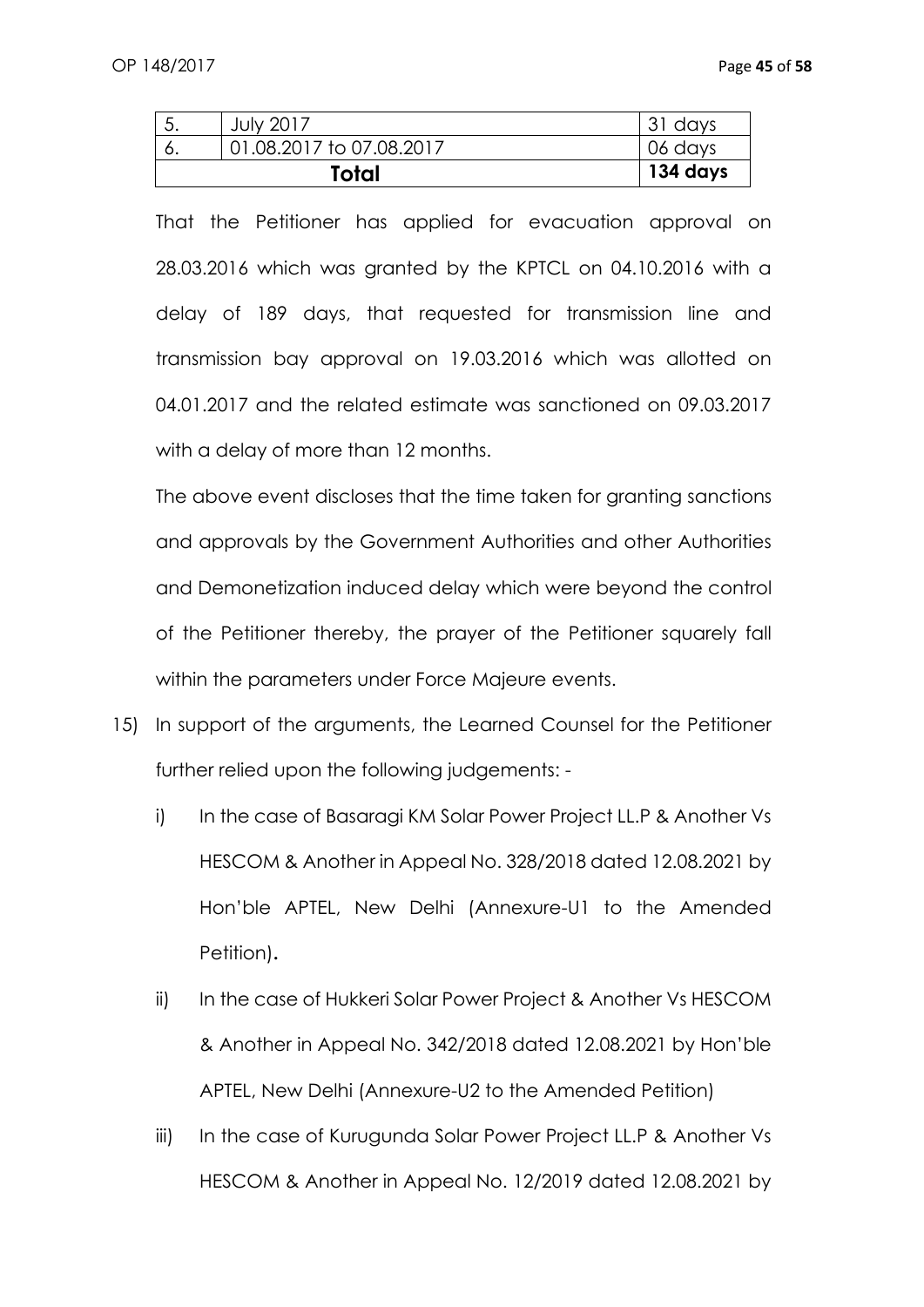| 5. | July 2017 | 31 days |
|---|---|---|
| 6. | 01.08.2017 to 07.08.2017 | 06 days |
| **Total** | | **134 days** |

That the Petitioner has applied for evacuation approval on 28.03.2016 which was granted by the KPTCL on 04.10.2016 with a delay of 189 days, that requested for transmission line and transmission bay approval on 19.03.2016 which was allotted on 04.01.2017 and the related estimate was sanctioned on 09.03.2017 with a delay of more than 12 months.

The above event discloses that the time taken for granting sanctions and approvals by the Government Authorities and other Authorities and Demonetization induced delay which were beyond the control of the Petitioner thereby, the prayer of the Petitioner squarely fall within the parameters under Force Majeure events.

15) In support of the arguments, the Learned Counsel for the Petitioner further relied upon the following judgements: -

    i) In the case of Basaragi KM Solar Power Project LL.P & Another Vs HESCOM & Another in Appeal No. 328/2018 dated 12.08.2021 by Hon'ble APTEL, New Delhi (Annexure-U1 to the Amended Petition).

    ii) In the case of Hukkeri Solar Power Project & Another Vs HESCOM & Another in Appeal No. 342/2018 dated 12.08.2021 by Hon'ble APTEL, New Delhi (Annexure-U2 to the Amended Petition)

    iii) In the case of Kurugunda Solar Power Project LL.P & Another Vs HESCOM & Another in Appeal No. 12/2019 dated 12.08.2021 by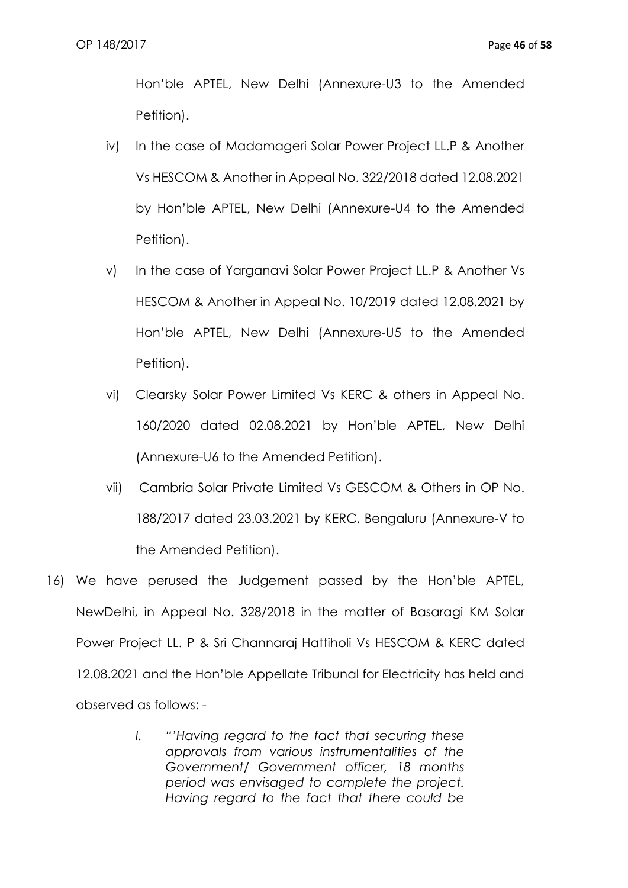Hon'ble APTEL, New Delhi (Annexure-U3 to the Amended Petition).

iv) In the case of Madamageri Solar Power Project LL.P & Another Vs HESCOM & Another in Appeal No. 322/2018 dated 12.08.2021 by Hon'ble APTEL, New Delhi (Annexure-U4 to the Amended Petition).

v) In the case of Yarganavi Solar Power Project LL.P & Another Vs HESCOM & Another in Appeal No. 10/2019 dated 12.08.2021 by Hon'ble APTEL, New Delhi (Annexure-U5 to the Amended Petition).

vi) Clearsky Solar Power Limited Vs KERC & others in Appeal No. 160/2020 dated 02.08.2021 by Hon'ble APTEL, New Delhi (Annexure-U6 to the Amended Petition).

vii) Cambria Solar Private Limited Vs GESCOM & Others in OP No. 188/2017 dated 23.03.2021 by KERC, Bengaluru (Annexure-V to the Amended Petition).

16) We have perused the Judgement passed by the Hon'ble APTEL, NewDelhi, in Appeal No. 328/2018 in the matter of Basaragi KM Solar Power Project LL. P & Sri Channaraj Hattiholi Vs HESCOM & KERC dated 12.08.2021 and the Hon'ble Appellate Tribunal for Electricity has held and observed as follows: -

> *I. "'Having regard to the fact that securing these approvals from various instrumentalities of the Government/ Government officer, 18 months period was envisaged to complete the project. Having regard to the fact that there could be*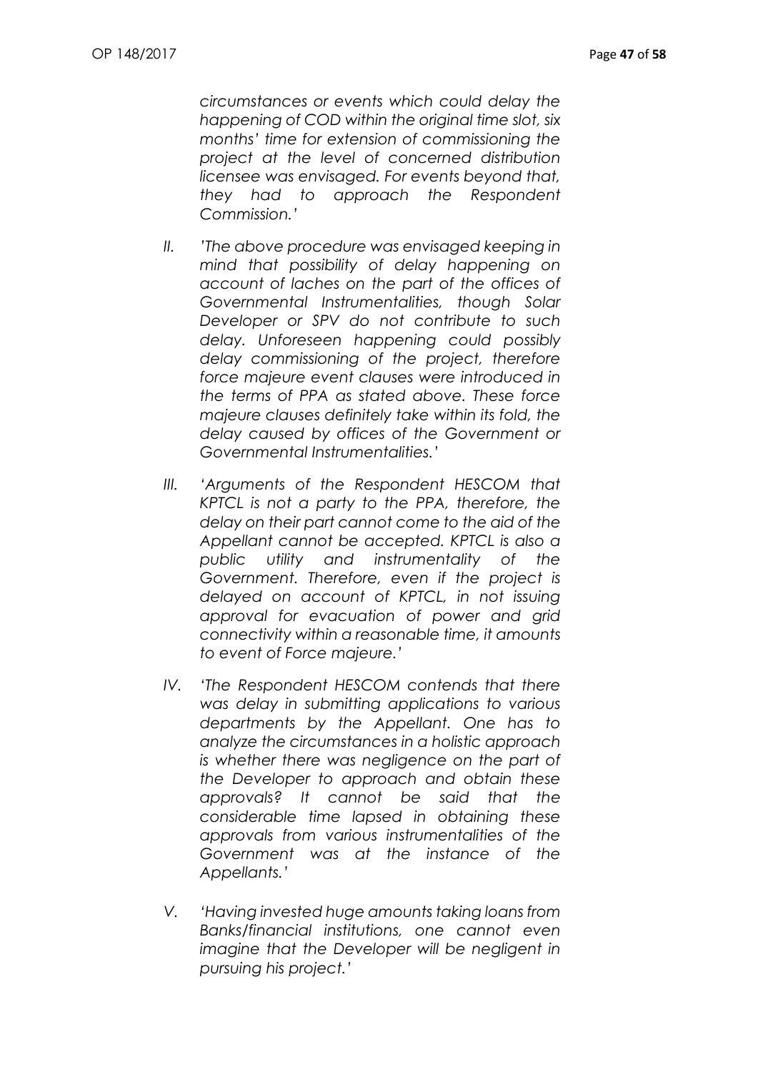*circumstances or events which could delay the happening of COD within the original time slot, six months' time for extension of commissioning the project at the level of concerned distribution licensee was envisaged. For events beyond that, they had to approach the Respondent Commission.'*

II. *'The above procedure was envisaged keeping in mind that possibility of delay happening on account of laches on the part of the offices of Governmental Instrumentalities, though Solar Developer or SPV do not contribute to such delay. Unforeseen happening could possibly delay commissioning of the project, therefore force majeure event clauses were introduced in the terms of PPA as stated above. These force majeure clauses definitely take within its fold, the delay caused by offices of the Government or Governmental Instrumentalities.'*

III. *'Arguments of the Respondent HESCOM that KPTCL is not a party to the PPA, therefore, the delay on their part cannot come to the aid of the Appellant cannot be accepted. KPTCL is also a public utility and instrumentality of the Government. Therefore, even if the project is delayed on account of KPTCL, in not issuing approval for evacuation of power and grid connectivity within a reasonable time, it amounts to event of Force majeure.'*

IV. *'The Respondent HESCOM contends that there was delay in submitting applications to various departments by the Appellant. One has to analyze the circumstances in a holistic approach is whether there was negligence on the part of the Developer to approach and obtain these approvals? It cannot be said that the considerable time lapsed in obtaining these approvals from various instrumentalities of the Government was at the instance of the Appellants.'*

V. *'Having invested huge amounts taking loans from Banks/financial institutions, one cannot even imagine that the Developer will be negligent in pursuing his project.'*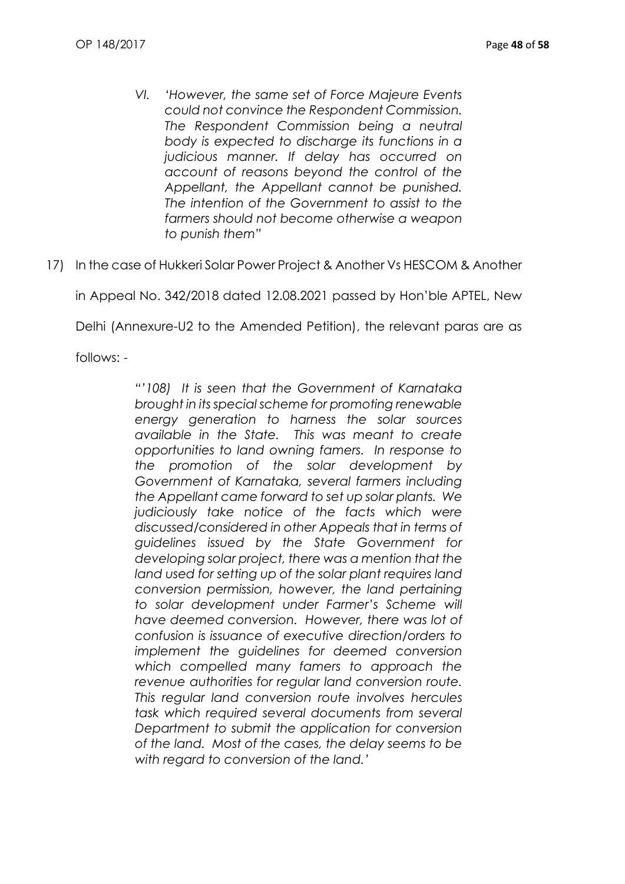> VI. *'However, the same set of Force Majeure Events could not convince the Respondent Commission. The Respondent Commission being a neutral body is expected to discharge its functions in a judicious manner. If delay has occurred on account of reasons beyond the control of the Appellant, the Appellant cannot be punished. The intention of the Government to assist to the farmers should not become otherwise a weapon to punish them"*

17) In the case of Hukkeri Solar Power Project & Another Vs HESCOM & Another in Appeal No. 342/2018 dated 12.08.2021 passed by Hon'ble APTEL, New Delhi (Annexure-U2 to the Amended Petition), the relevant paras are as follows: -

> *"'108) It is seen that the Government of Karnataka brought in its special scheme for promoting renewable energy generation to harness the solar sources available in the State. This was meant to create opportunities to land owning famers. In response to the promotion of the solar development by Government of Karnataka, several farmers including the Appellant came forward to set up solar plants. We judiciously take notice of the facts which were discussed/considered in other Appeals that in terms of guidelines issued by the State Government for developing solar project, there was a mention that the land used for setting up of the solar plant requires land conversion permission, however, the land pertaining to solar development under Farmer's Scheme will have deemed conversion. However, there was lot of confusion is issuance of executive direction/orders to implement the guidelines for deemed conversion which compelled many famers to approach the revenue authorities for regular land conversion route. This regular land conversion route involves hercules task which required several documents from several Department to submit the application for conversion of the land. Most of the cases, the delay seems to be with regard to conversion of the land.'*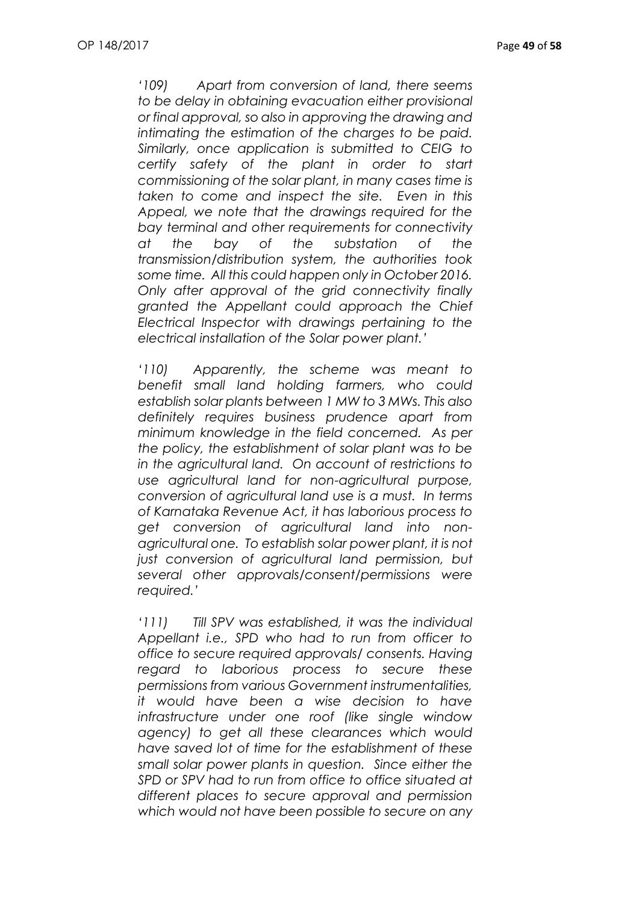*‘109) Apart from conversion of land, there seems to be delay in obtaining evacuation either provisional or final approval, so also in approving the drawing and intimating the estimation of the charges to be paid. Similarly, once application is submitted to CEIG to certify safety of the plant in order to start commissioning of the solar plant, in many cases time is taken to come and inspect the site. Even in this Appeal, we note that the drawings required for the bay terminal and other requirements for connectivity at the bay of the substation of the transmission/distribution system, the authorities took some time. All this could happen only in October 2016. Only after approval of the grid connectivity finally granted the Appellant could approach the Chief Electrical Inspector with drawings pertaining to the electrical installation of the Solar power plant.’*

*‘110) Apparently, the scheme was meant to benefit small land holding farmers, who could establish solar plants between 1 MW to 3 MWs. This also definitely requires business prudence apart from minimum knowledge in the field concerned. As per the policy, the establishment of solar plant was to be in the agricultural land. On account of restrictions to use agricultural land for non-agricultural purpose, conversion of agricultural land use is a must. In terms of Karnataka Revenue Act, it has laborious process to get conversion of agricultural land into non-agricultural one. To establish solar power plant, it is not just conversion of agricultural land permission, but several other approvals/consent/permissions were required.’*

*‘111) Till SPV was established, it was the individual Appellant i.e., SPD who had to run from officer to office to secure required approvals/ consents. Having regard to laborious process to secure these permissions from various Government instrumentalities, it would have been a wise decision to have infrastructure under one roof (like single window agency) to get all these clearances which would have saved lot of time for the establishment of these small solar power plants in question. Since either the SPD or SPV had to run from office to office situated at different places to secure approval and permission which would not have been possible to secure on any*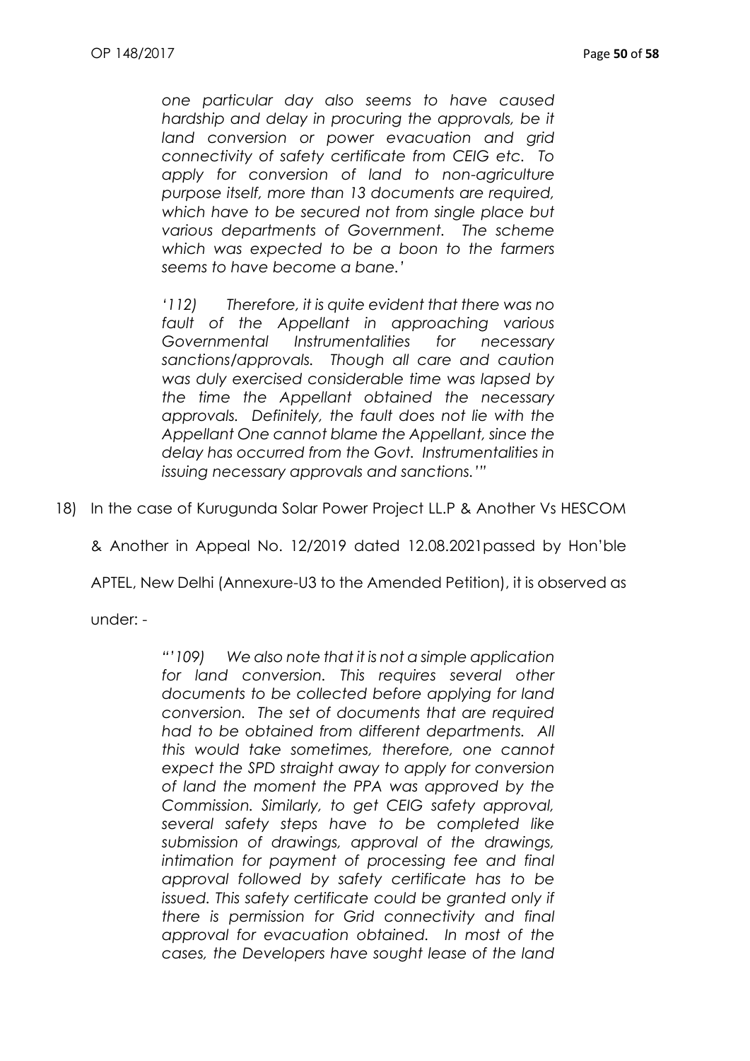*one particular day also seems to have caused hardship and delay in procuring the approvals, be it land conversion or power evacuation and grid connectivity of safety certificate from CEIG etc. To apply for conversion of land to non-agriculture purpose itself, more than 13 documents are required, which have to be secured not from single place but various departments of Government. The scheme which was expected to be a boon to the farmers seems to have become a bane.'*

*'112) Therefore, it is quite evident that there was no fault of the Appellant in approaching various Governmental Instrumentalities for necessary sanctions/approvals. Though all care and caution was duly exercised considerable time was lapsed by the time the Appellant obtained the necessary approvals. Definitely, the fault does not lie with the Appellant One cannot blame the Appellant, since the delay has occurred from the Govt. Instrumentalities in issuing necessary approvals and sanctions.'"*

18) In the case of Kurugunda Solar Power Project LL.P & Another Vs HESCOM & Another in Appeal No. 12/2019 dated 12.08.2021passed by Hon'ble APTEL, New Delhi (Annexure-U3 to the Amended Petition), it is observed as under: -

*"'109) We also note that it is not a simple application for land conversion. This requires several other documents to be collected before applying for land conversion. The set of documents that are required had to be obtained from different departments. All this would take sometimes, therefore, one cannot expect the SPD straight away to apply for conversion of land the moment the PPA was approved by the Commission. Similarly, to get CEIG safety approval, several safety steps have to be completed like submission of drawings, approval of the drawings, intimation for payment of processing fee and final approval followed by safety certificate has to be issued. This safety certificate could be granted only if there is permission for Grid connectivity and final approval for evacuation obtained. In most of the cases, the Developers have sought lease of the land*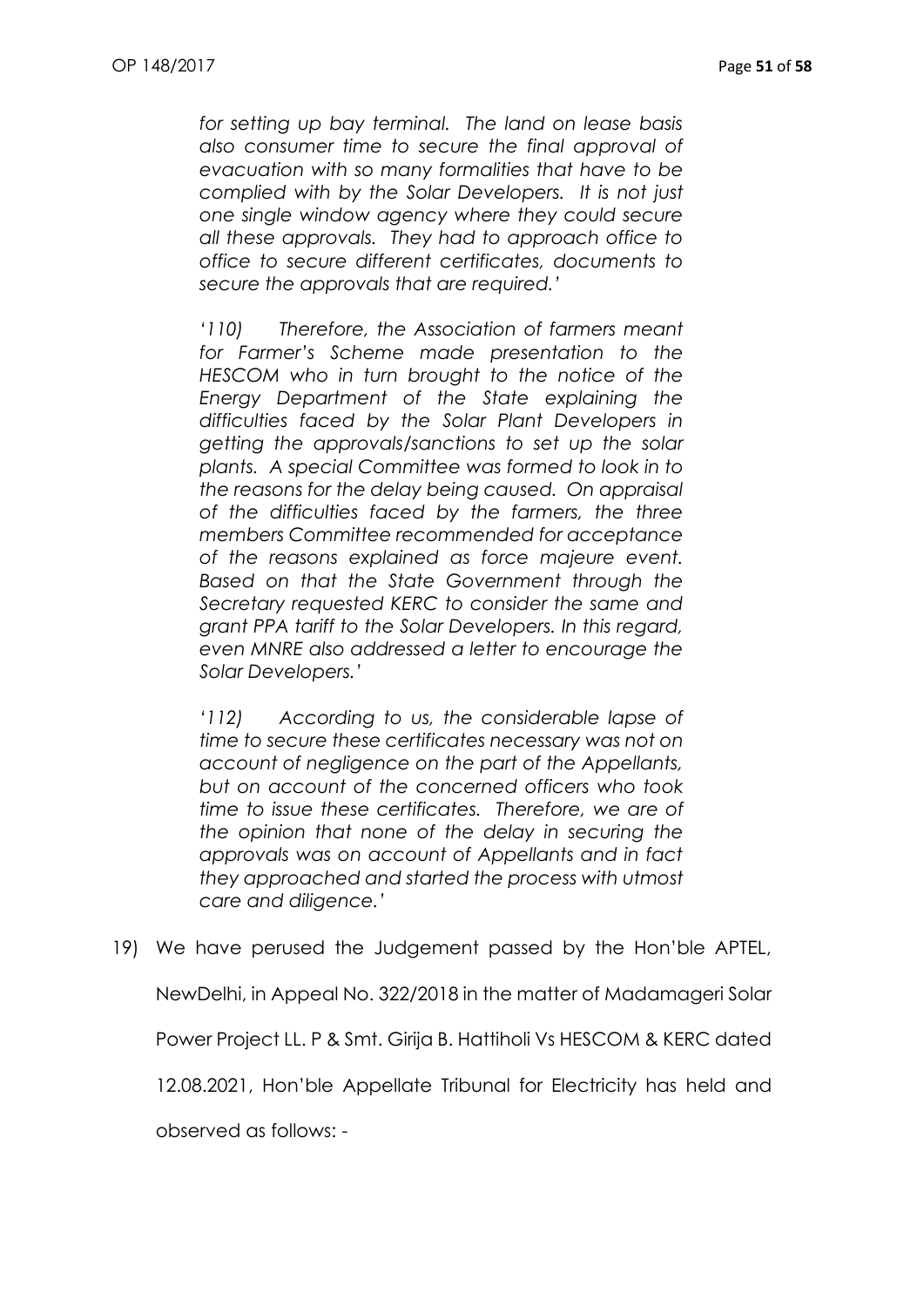*for setting up bay terminal. The land on lease basis also consumer time to secure the final approval of evacuation with so many formalities that have to be complied with by the Solar Developers. It is not just one single window agency where they could secure all these approvals. They had to approach office to office to secure different certificates, documents to secure the approvals that are required.'*

*'110) Therefore, the Association of farmers meant for Farmer's Scheme made presentation to the HESCOM who in turn brought to the notice of the Energy Department of the State explaining the difficulties faced by the Solar Plant Developers in getting the approvals/sanctions to set up the solar plants. A special Committee was formed to look in to the reasons for the delay being caused. On appraisal of the difficulties faced by the farmers, the three members Committee recommended for acceptance of the reasons explained as force majeure event. Based on that the State Government through the Secretary requested KERC to consider the same and grant PPA tariff to the Solar Developers. In this regard, even MNRE also addressed a letter to encourage the Solar Developers.'*

*'112) According to us, the considerable lapse of time to secure these certificates necessary was not on account of negligence on the part of the Appellants, but on account of the concerned officers who took time to issue these certificates. Therefore, we are of the opinion that none of the delay in securing the approvals was on account of Appellants and in fact they approached and started the process with utmost care and diligence.'*

19) We have perused the Judgement passed by the Hon'ble APTEL, NewDelhi, in Appeal No. 322/2018 in the matter of Madamageri Solar Power Project LL. P & Smt. Girija B. Hattiholi Vs HESCOM & KERC dated 12.08.2021, Hon'ble Appellate Tribunal for Electricity has held and observed as follows: -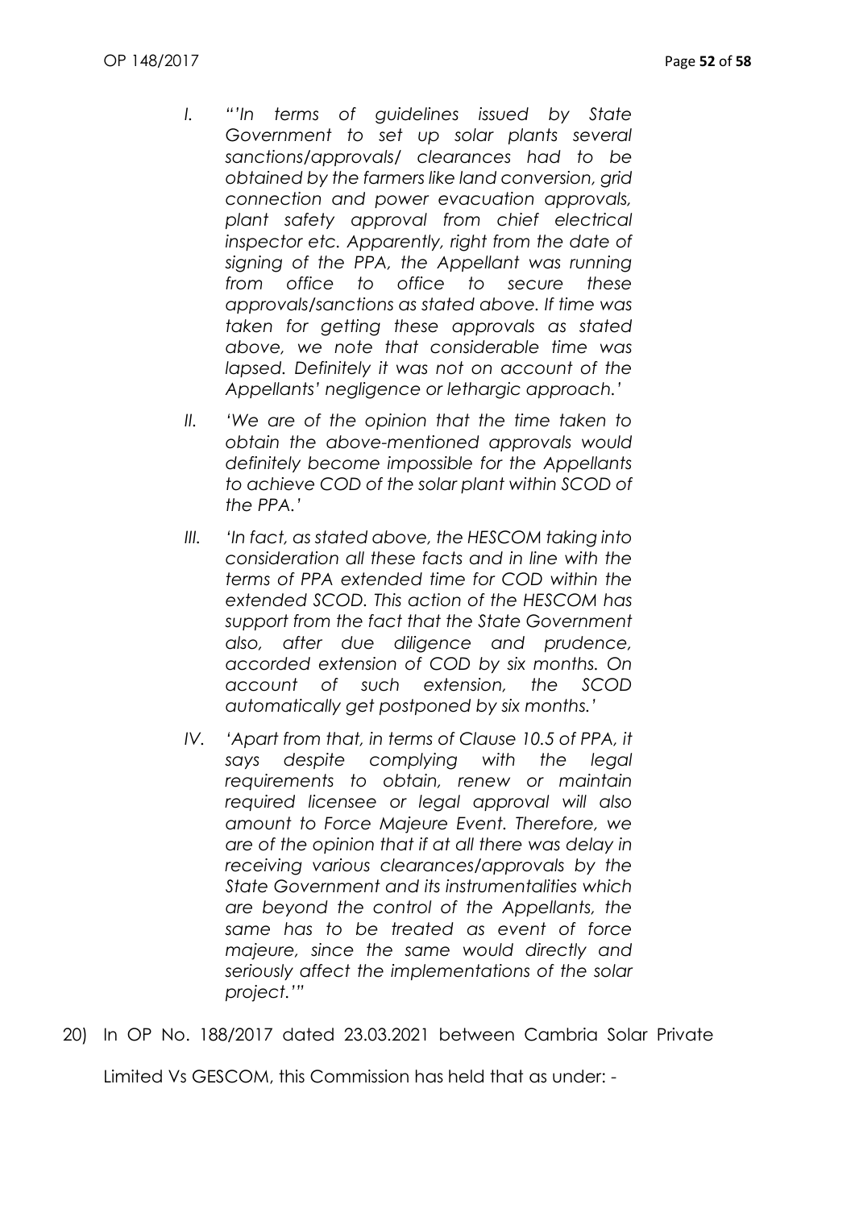I. *"'In terms of guidelines issued by State Government to set up solar plants several sanctions/approvals/ clearances had to be obtained by the farmers like land conversion, grid connection and power evacuation approvals, plant safety approval from chief electrical inspector etc. Apparently, right from the date of signing of the PPA, the Appellant was running from office to office to secure these approvals/sanctions as stated above. If time was taken for getting these approvals as stated above, we note that considerable time was lapsed. Definitely it was not on account of the Appellants' negligence or lethargic approach.'*

II. *'We are of the opinion that the time taken to obtain the above-mentioned approvals would definitely become impossible for the Appellants to achieve COD of the solar plant within SCOD of the PPA.'*

III. *'In fact, as stated above, the HESCOM taking into consideration all these facts and in line with the terms of PPA extended time for COD within the extended SCOD. This action of the HESCOM has support from the fact that the State Government also, after due diligence and prudence, accorded extension of COD by six months. On account of such extension, the SCOD automatically get postponed by six months.'*

IV. *'Apart from that, in terms of Clause 10.5 of PPA, it says despite complying with the legal requirements to obtain, renew or maintain required licensee or legal approval will also amount to Force Majeure Event. Therefore, we are of the opinion that if at all there was delay in receiving various clearances/approvals by the State Government and its instrumentalities which are beyond the control of the Appellants, the same has to be treated as event of force majeure, since the same would directly and seriously affect the implementations of the solar project.'"*

20) In OP No. 188/2017 dated 23.03.2021 between Cambria Solar Private Limited Vs GESCOM, this Commission has held that as under: -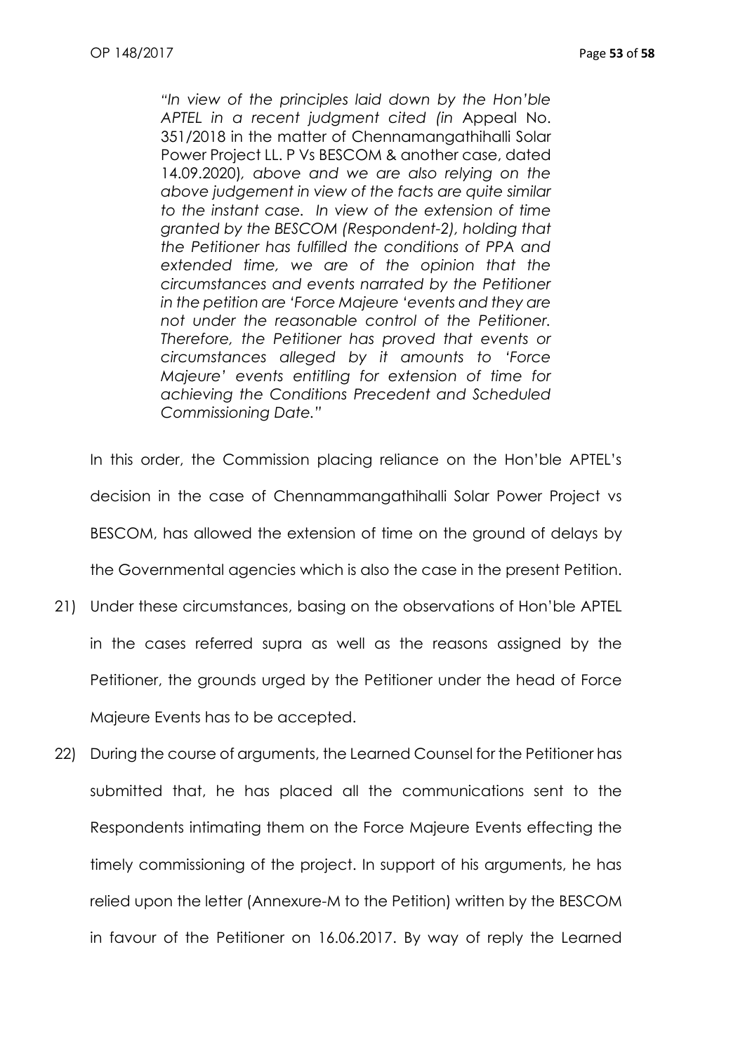> *"In view of the principles laid down by the Hon'ble APTEL in a recent judgment cited (in* Appeal No. 351/2018 in the matter of Chennamangathihalli Solar Power Project LL. P Vs BESCOM & another case, dated 14.09.2020)*, above and we are also relying on the above judgement in view of the facts are quite similar to the instant case. In view of the extension of time granted by the BESCOM (Respondent-2), holding that the Petitioner has fulfilled the conditions of PPA and extended time, we are of the opinion that the circumstances and events narrated by the Petitioner in the petition are 'Force Majeure 'events and they are not under the reasonable control of the Petitioner. Therefore, the Petitioner has proved that events or circumstances alleged by it amounts to 'Force Majeure' events entitling for extension of time for achieving the Conditions Precedent and Scheduled Commissioning Date."*

In this order, the Commission placing reliance on the Hon'ble APTEL's decision in the case of Chennammangathihalli Solar Power Project vs BESCOM, has allowed the extension of time on the ground of delays by the Governmental agencies which is also the case in the present Petition.

21) Under these circumstances, basing on the observations of Hon'ble APTEL in the cases referred supra as well as the reasons assigned by the Petitioner, the grounds urged by the Petitioner under the head of Force Majeure Events has to be accepted.

22) During the course of arguments, the Learned Counsel for the Petitioner has submitted that, he has placed all the communications sent to the Respondents intimating them on the Force Majeure Events effecting the timely commissioning of the project. In support of his arguments, he has relied upon the letter (Annexure-M to the Petition) written by the BESCOM in favour of the Petitioner on 16.06.2017. By way of reply the Learned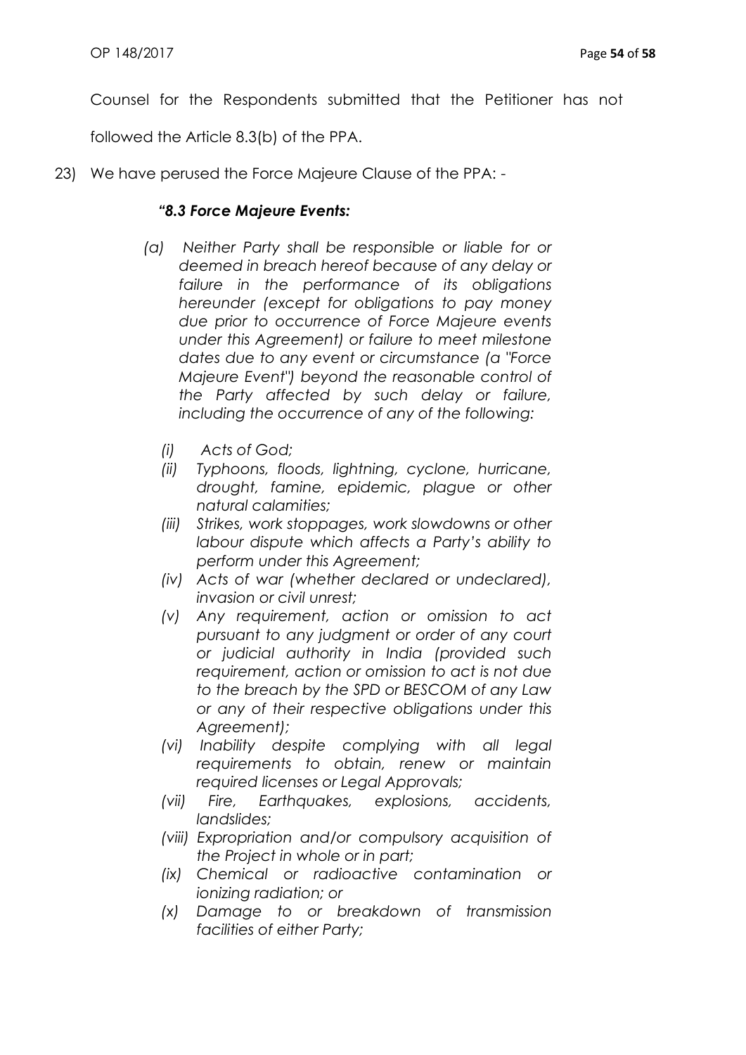Counsel for the Respondents submitted that the Petitioner has not followed the Article 8.3(b) of the PPA.

23) We have perused the Force Majeure Clause of the PPA: -

> ***"8.3 Force Majeure Events:***
>
> *(a) Neither Party shall be responsible or liable for or deemed in breach hereof because of any delay or failure in the performance of its obligations hereunder (except for obligations to pay money due prior to occurrence of Force Majeure events under this Agreement) or failure to meet milestone dates due to any event or circumstance (a "Force Majeure Event") beyond the reasonable control of the Party affected by such delay or failure, including the occurrence of any of the following:*
>
> *(i) Acts of God;*
> *(ii) Typhoons, floods, lightning, cyclone, hurricane, drought, famine, epidemic, plague or other natural calamities;*
> *(iii) Strikes, work stoppages, work slowdowns or other labour dispute which affects a Party's ability to perform under this Agreement;*
> *(iv) Acts of war (whether declared or undeclared), invasion or civil unrest;*
> *(v) Any requirement, action or omission to act pursuant to any judgment or order of any court or judicial authority in India (provided such requirement, action or omission to act is not due to the breach by the SPD or BESCOM of any Law or any of their respective obligations under this Agreement);*
> *(vi) Inability despite complying with all legal requirements to obtain, renew or maintain required licenses or Legal Approvals;*
> *(vii) Fire, Earthquakes, explosions, accidents, landslides;*
> *(viii) Expropriation and/or compulsory acquisition of the Project in whole or in part;*
> *(ix) Chemical or radioactive contamination or ionizing radiation; or*
> *(x) Damage to or breakdown of transmission facilities of either Party;*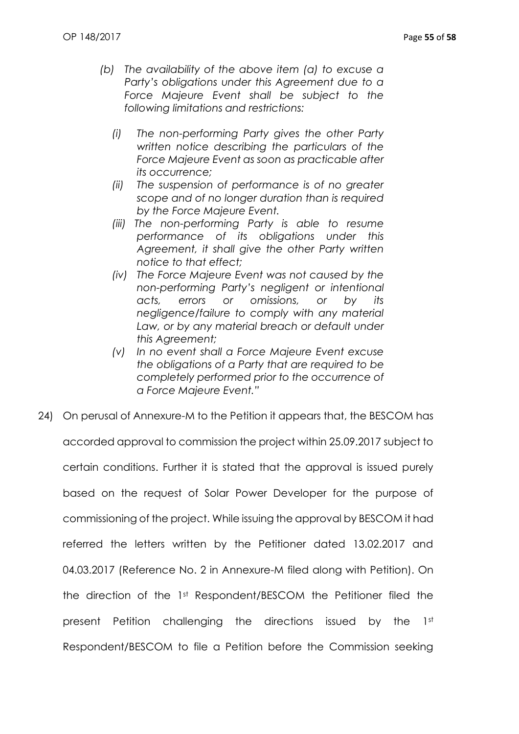*(b) The availability of the above item (a) to excuse a Party's obligations under this Agreement due to a Force Majeure Event shall be subject to the following limitations and restrictions:*

*(i) The non-performing Party gives the other Party written notice describing the particulars of the Force Majeure Event as soon as practicable after its occurrence;*

*(ii) The suspension of performance is of no greater scope and of no longer duration than is required by the Force Majeure Event.*

*(iii) The non-performing Party is able to resume performance of its obligations under this Agreement, it shall give the other Party written notice to that effect;*

*(iv) The Force Majeure Event was not caused by the non-performing Party's negligent or intentional acts, errors or omissions, or by its negligence/failure to comply with any material Law, or by any material breach or default under this Agreement;*

*(v) In no event shall a Force Majeure Event excuse the obligations of a Party that are required to be completely performed prior to the occurrence of a Force Majeure Event."*

24) On perusal of Annexure-M to the Petition it appears that, the BESCOM has accorded approval to commission the project within 25.09.2017 subject to certain conditions. Further it is stated that the approval is issued purely based on the request of Solar Power Developer for the purpose of commissioning of the project. While issuing the approval by BESCOM it had referred the letters written by the Petitioner dated 13.02.2017 and 04.03.2017 (Reference No. 2 in Annexure-M filed along with Petition). On the direction of the 1st Respondent/BESCOM the Petitioner filed the present Petition challenging the directions issued by the 1st Respondent/BESCOM to file a Petition before the Commission seeking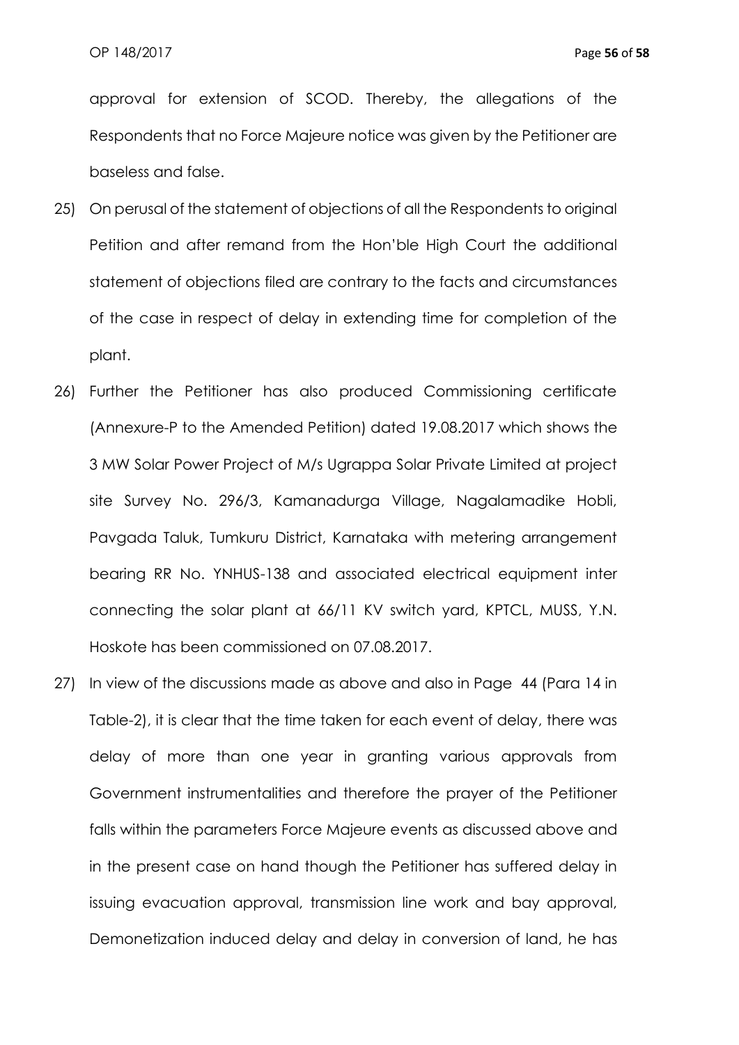approval for extension of SCOD. Thereby, the allegations of the Respondents that no Force Majeure notice was given by the Petitioner are baseless and false.

25) On perusal of the statement of objections of all the Respondents to original Petition and after remand from the Hon'ble High Court the additional statement of objections filed are contrary to the facts and circumstances of the case in respect of delay in extending time for completion of the plant.

26) Further the Petitioner has also produced Commissioning certificate (Annexure-P to the Amended Petition) dated 19.08.2017 which shows the 3 MW Solar Power Project of M/s Ugrappa Solar Private Limited at project site Survey No. 296/3, Kamanadurga Village, Nagalamadike Hobli, Pavgada Taluk, Tumkuru District, Karnataka with metering arrangement bearing RR No. YNHUS-138 and associated electrical equipment inter connecting the solar plant at 66/11 KV switch yard, KPTCL, MUSS, Y.N. Hoskote has been commissioned on 07.08.2017.

27) In view of the discussions made as above and also in Page 44 (Para 14 in Table-2), it is clear that the time taken for each event of delay, there was delay of more than one year in granting various approvals from Government instrumentalities and therefore the prayer of the Petitioner falls within the parameters Force Majeure events as discussed above and in the present case on hand though the Petitioner has suffered delay in issuing evacuation approval, transmission line work and bay approval, Demonetization induced delay and delay in conversion of land, he has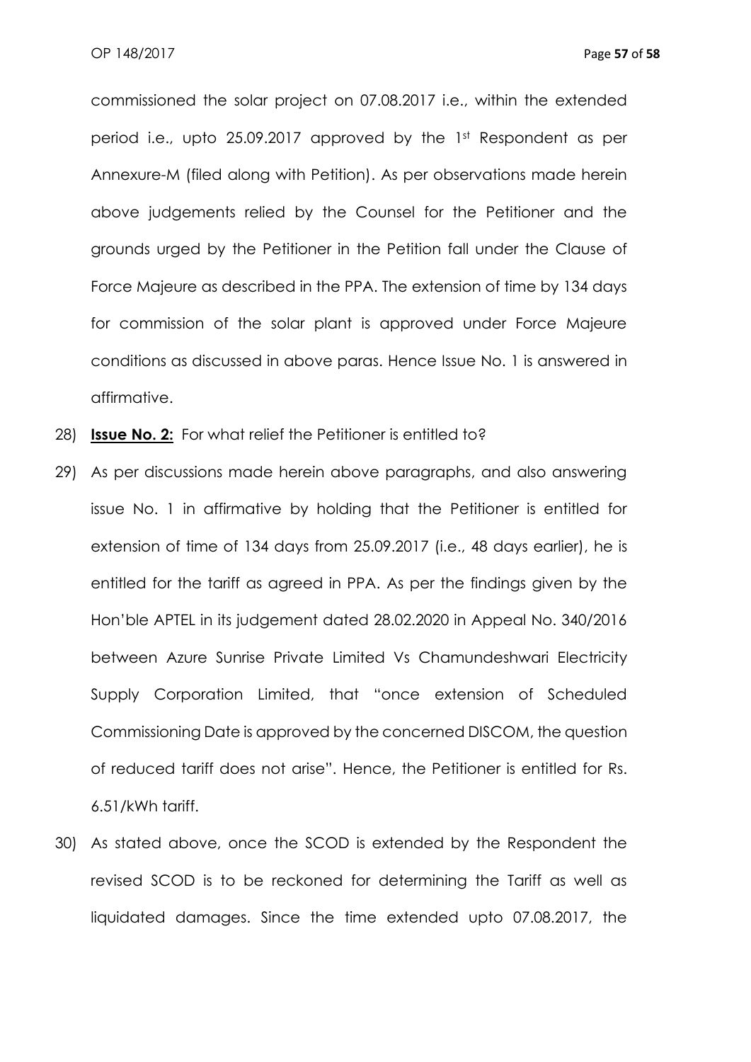commissioned the solar project on 07.08.2017 i.e., within the extended period i.e., upto 25.09.2017 approved by the 1st Respondent as per Annexure-M (filed along with Petition). As per observations made herein above judgements relied by the Counsel for the Petitioner and the grounds urged by the Petitioner in the Petition fall under the Clause of Force Majeure as described in the PPA. The extension of time by 134 days for commission of the solar plant is approved under Force Majeure conditions as discussed in above paras. Hence Issue No. 1 is answered in affirmative.

28) **Issue No. 2:** For what relief the Petitioner is entitled to?

29) As per discussions made herein above paragraphs, and also answering issue No. 1 in affirmative by holding that the Petitioner is entitled for extension of time of 134 days from 25.09.2017 (i.e., 48 days earlier), he is entitled for the tariff as agreed in PPA. As per the findings given by the Hon'ble APTEL in its judgement dated 28.02.2020 in Appeal No. 340/2016 between Azure Sunrise Private Limited Vs Chamundeshwari Electricity Supply Corporation Limited, that "once extension of Scheduled Commissioning Date is approved by the concerned DISCOM, the question of reduced tariff does not arise". Hence, the Petitioner is entitled for Rs. 6.51/kWh tariff.

30) As stated above, once the SCOD is extended by the Respondent the revised SCOD is to be reckoned for determining the Tariff as well as liquidated damages. Since the time extended upto 07.08.2017, the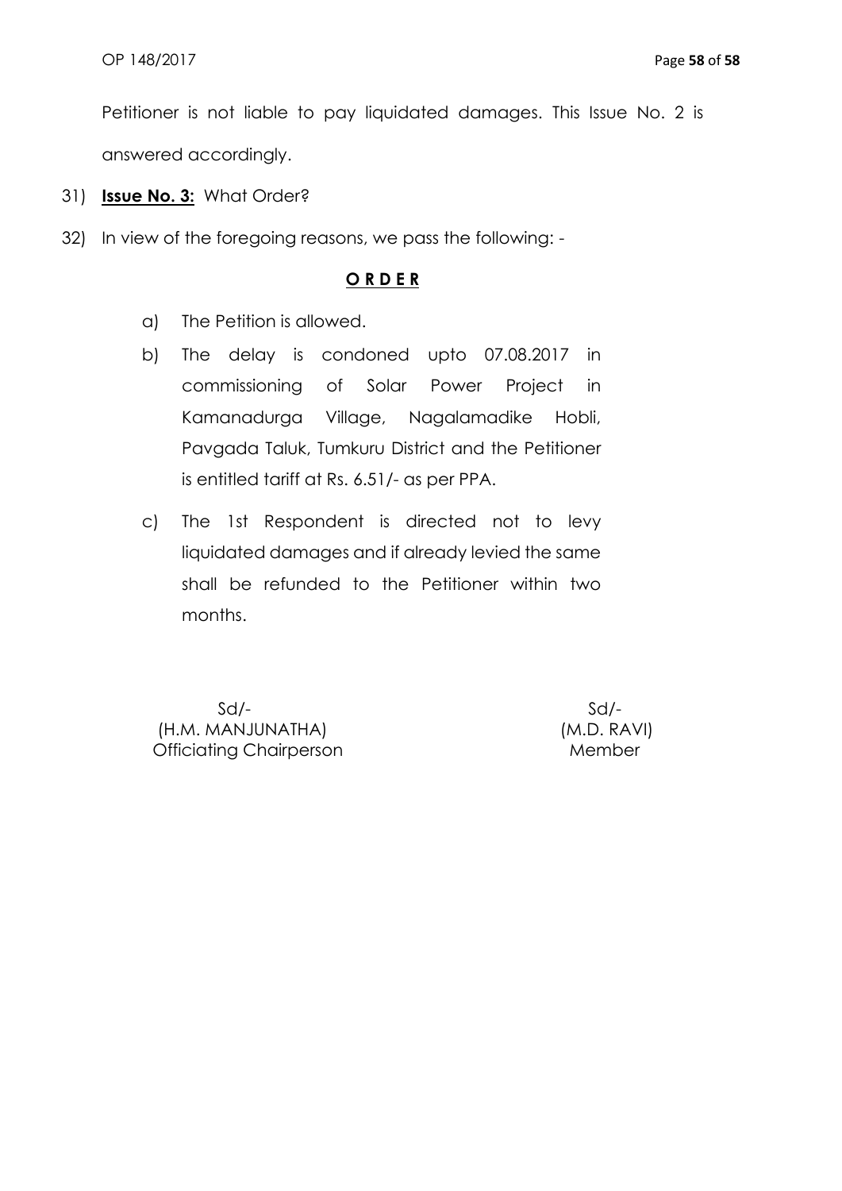Petitioner is not liable to pay liquidated damages. This Issue No. 2 is answered accordingly.

31) **Issue No. 3:** What Order?

32) In view of the foregoing reasons, we pass the following: -

## O R D E R

a) The Petition is allowed.

b) The delay is condoned upto 07.08.2017 in commissioning of Solar Power Project in Kamanadurga Village, Nagalamadike Hobli, Pavgada Taluk, Tumkuru District and the Petitioner is entitled tariff at Rs. 6.51/- as per PPA.

c) The 1st Respondent is directed not to levy liquidated damages and if already levied the same shall be refunded to the Petitioner within two months.

| | |
|---|---|
| Sd/- | Sd/- |
| (H.M. MANJUNATHA) | (M.D. RAVI) |
| Officiating Chairperson | Member |